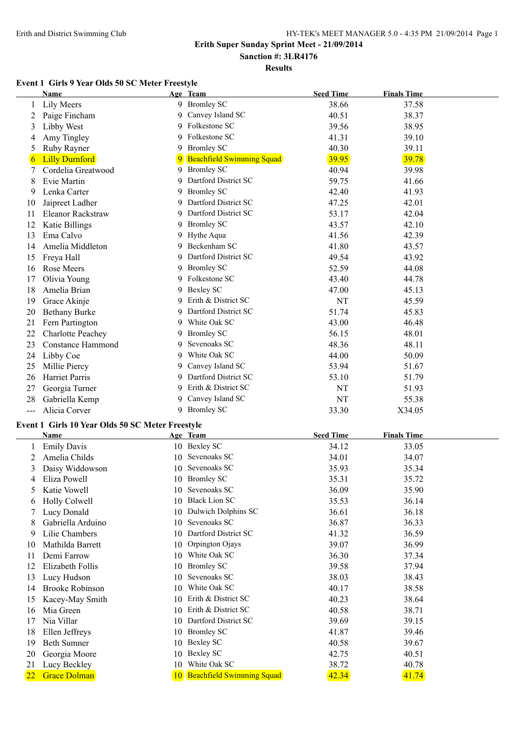Erith and District Swimming Club

**Erith Super Sunday Sprint Meet - 21/09/2014**

**Sanction #: 3LR4176**

**Results**

### Event 1 Girls 9 Year Olds 50 SC Meter Freestyle

| | Name | Age | Team | Seed Time | Finals Time |
|---|---|---|---|---|---|
| 1 | Lily Meers | 9 | Bromley SC | 38.66 | 37.58 |
| 2 | Paige Fincham | 9 | Canvey Island SC | 40.51 | 38.37 |
| 3 | Libby West | 9 | Folkestone SC | 39.56 | 38.95 |
| 4 | Amy Tingley | 9 | Folkestone SC | 41.31 | 39.10 |
| 5 | Ruby Rayner | 9 | Bromley SC | 40.30 | 39.11 |
| 6 | Lilly Durnford | 9 | Beachfield Swimming Squad | 39.95 | 39.78 |
| 7 | Cordelia Greatwood | 9 | Bromley SC | 40.94 | 39.98 |
| 8 | Evie Martin | 9 | Dartford District SC | 59.75 | 41.66 |
| 9 | Lenka Carter | 9 | Bromley SC | 42.40 | 41.93 |
| 10 | Jaipreet Ladher | 9 | Dartford District SC | 47.25 | 42.01 |
| 11 | Eleanor Rackstraw | 9 | Dartford District SC | 53.17 | 42.04 |
| 12 | Katie Billings | 9 | Bromley SC | 43.57 | 42.10 |
| 13 | Ema Calvo | 9 | Hythe Aqua | 41.56 | 42.39 |
| 14 | Amelia Middleton | 9 | Beckenham SC | 41.80 | 43.57 |
| 15 | Freya Hall | 9 | Dartford District SC | 49.54 | 43.92 |
| 16 | Rose Meers | 9 | Bromley SC | 52.59 | 44.08 |
| 17 | Olivia Young | 9 | Folkestone SC | 43.40 | 44.78 |
| 18 | Amelia Brian | 9 | Bexley SC | 47.00 | 45.13 |
| 19 | Grace Akinje | 9 | Erith & District SC | NT | 45.59 |
| 20 | Bethany Burke | 9 | Dartford District SC | 51.74 | 45.83 |
| 21 | Fern Partington | 9 | White Oak SC | 43.00 | 46.48 |
| 22 | Charlotte Peachey | 9 | Bromley SC | 56.15 | 48.01 |
| 23 | Constance Hammond | 9 | Sevenoaks SC | 48.36 | 48.11 |
| 24 | Libby Coe | 9 | White Oak SC | 44.00 | 50.09 |
| 25 | Millie Piercy | 9 | Canvey Island SC | 53.94 | 51.67 |
| 26 | Harriet Parris | 9 | Dartford District SC | 53.10 | 51.79 |
| 27 | Georgia Turner | 9 | Erith & District SC | NT | 51.93 |
| 28 | Gabriella Kemp | 9 | Canvey Island SC | NT | 55.38 |
| --- | Alicia Corver | 9 | Bromley SC | 33.30 | X34.05 |

### Event 1 Girls 10 Year Olds 50 SC Meter Freestyle

| | Name | Age | Team | Seed Time | Finals Time |
|---|---|---|---|---|---|
| 1 | Emily Davis | 10 | Bexley SC | 34.12 | 33.05 |
| 2 | Amelia Childs | 10 | Sevenoaks SC | 34.01 | 34.07 |
| 3 | Daisy Widdowson | 10 | Sevenoaks SC | 35.93 | 35.34 |
| 4 | Eliza Powell | 10 | Bromley SC | 35.31 | 35.72 |
| 5 | Katie Vowell | 10 | Sevenoaks SC | 36.09 | 35.90 |
| 6 | Holly Colwell | 10 | Black Lion SC | 35.53 | 36.14 |
| 7 | Lucy Donald | 10 | Dulwich Dolphins SC | 36.61 | 36.18 |
| 8 | Gabriella Arduino | 10 | Sevenoaks SC | 36.87 | 36.33 |
| 9 | Lilie Chambers | 10 | Dartford District SC | 41.32 | 36.59 |
| 10 | Mathilda Barrett | 10 | Orpington Ojays | 39.07 | 36.99 |
| 11 | Demi Farrow | 10 | White Oak SC | 36.30 | 37.34 |
| 12 | Elizabeth Follis | 10 | Bromley SC | 39.58 | 37.94 |
| 13 | Lucy Hudson | 10 | Sevenoaks SC | 38.03 | 38.43 |
| 14 | Brooke Robinson | 10 | White Oak SC | 40.17 | 38.58 |
| 15 | Kacey-May Smith | 10 | Erith & District SC | 40.23 | 38.64 |
| 16 | Mia Green | 10 | Erith & District SC | 40.58 | 38.71 |
| 17 | Nia Villar | 10 | Dartford District SC | 39.69 | 39.15 |
| 18 | Ellen Jeffreys | 10 | Bromley SC | 41.87 | 39.46 |
| 19 | Beth Sumner | 10 | Bexley SC | 40.58 | 39.67 |
| 20 | Georgia Moore | 10 | Bexley SC | 42.75 | 40.51 |
| 21 | Lucy Beckley | 10 | White Oak SC | 38.72 | 40.78 |
| 22 | Grace Dolman | 10 | Beachfield Swimming Squad | 42.34 | 41.74 |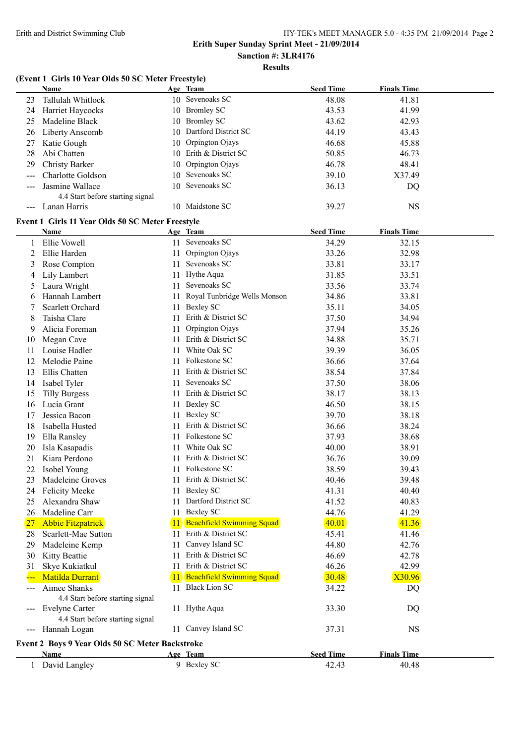## Erith Super Sunday Sprint Meet - 21/09/2014

**Sanction #: 3LR4176**

**Results**

### (Event 1 Girls 10 Year Olds 50 SC Meter Freestyle)

| | Name | Age | Team | Seed Time | Finals Time |
|---|---|---|---|---|---|
| 23 | Tallulah Whitlock | 10 | Sevenoaks SC | 48.08 | 41.81 |
| 24 | Harriet Haycocks | 10 | Bromley SC | 43.53 | 41.99 |
| 25 | Madeline Black | 10 | Bromley SC | 43.62 | 42.93 |
| 26 | Liberty Anscomb | 10 | Dartford District SC | 44.19 | 43.43 |
| 27 | Katie Gough | 10 | Orpington Ojays | 46.68 | 45.88 |
| 28 | Abi Chatten | 10 | Erith & District SC | 50.85 | 46.73 |
| 29 | Christy Barker | 10 | Orpington Ojays | 46.78 | 48.41 |
| --- | Charlotte Goldson | 10 | Sevenoaks SC | 39.10 | X37.49 |
| --- | Jasmine Wallace | 10 | Sevenoaks SC | 36.13 | DQ |
| | 4.4 Start before starting signal | | | | |
| --- | Lanan Harris | 10 | Maidstone SC | 39.27 | NS |

### Event 1 Girls 11 Year Olds 50 SC Meter Freestyle

| | Name | Age | Team | Seed Time | Finals Time |
|---|---|---|---|---|---|
| 1 | Ellie Vowell | 11 | Sevenoaks SC | 34.29 | 32.15 |
| 2 | Ellie Harden | 11 | Orpington Ojays | 33.26 | 32.98 |
| 3 | Rose Compton | 11 | Sevenoaks SC | 33.81 | 33.17 |
| 4 | Lily Lambert | 11 | Hythe Aqua | 31.85 | 33.51 |
| 5 | Laura Wright | 11 | Sevenoaks SC | 33.56 | 33.74 |
| 6 | Hannah Lambert | 11 | Royal Tunbridge Wells Monson | 34.86 | 33.81 |
| 7 | Scarlett Orchard | 11 | Bexley SC | 35.11 | 34.05 |
| 8 | Taisha Clare | 11 | Erith & District SC | 37.50 | 34.94 |
| 9 | Alicia Foreman | 11 | Orpington Ojays | 37.94 | 35.26 |
| 10 | Megan Cave | 11 | Erith & District SC | 34.88 | 35.71 |
| 11 | Louise Hadler | 11 | White Oak SC | 39.39 | 36.05 |
| 12 | Melodie Paine | 11 | Folkestone SC | 36.66 | 37.64 |
| 13 | Ellis Chatten | 11 | Erith & District SC | 38.54 | 37.84 |
| 14 | Isabel Tyler | 11 | Sevenoaks SC | 37.50 | 38.06 |
| 15 | Tilly Burgess | 11 | Erith & District SC | 38.17 | 38.13 |
| 16 | Lucia Grant | 11 | Bexley SC | 46.50 | 38.15 |
| 17 | Jessica Bacon | 11 | Bexley SC | 39.70 | 38.18 |
| 18 | Isabella Husted | 11 | Erith & District SC | 36.66 | 38.24 |
| 19 | Ella Ransley | 11 | Folkestone SC | 37.93 | 38.68 |
| 20 | Isla Kasapadis | 11 | White Oak SC | 40.00 | 38.91 |
| 21 | Kiara Perdono | 11 | Erith & District SC | 36.76 | 39.09 |
| 22 | Isobel Young | 11 | Folkestone SC | 38.59 | 39.43 |
| 23 | Madeleine Groves | 11 | Erith & District SC | 40.46 | 39.48 |
| 24 | Felicity Meeke | 11 | Bexley SC | 41.31 | 40.40 |
| 25 | Alexandra Shaw | 11 | Dartford District SC | 41.52 | 40.83 |
| 26 | Madeline Carr | 11 | Bexley SC | 44.76 | 41.29 |
| 27 | Abbie Fitzpatrick | 11 | Beachfield Swimming Squad | 40.01 | 41.36 |
| 28 | Scarlett-Mae Sutton | 11 | Erith & District SC | 45.41 | 41.46 |
| 29 | Madeleine Kemp | 11 | Canvey Island SC | 44.80 | 42.76 |
| 30 | Kitty Beattie | 11 | Erith & District SC | 46.69 | 42.78 |
| 31 | Skye Kukiatkul | 11 | Erith & District SC | 46.26 | 42.99 |
| --- | Matilda Durrant | 11 | Beachfield Swimming Squad | 30.48 | X30.96 |
| --- | Aimee Shanks | 11 | Black Lion SC | 34.22 | DQ |
| | 4.4 Start before starting signal | | | | |
| --- | Evelyne Carter | 11 | Hythe Aqua | 33.30 | DQ |
| | 4.4 Start before starting signal | | | | |
| --- | Hannah Logan | 11 | Canvey Island SC | 37.31 | NS |

### Event 2 Boys 9 Year Olds 50 SC Meter Backstroke

| | Name | Age | Team | Seed Time | Finals Time |
|---|---|---|---|---|---|
| 1 | David Langley | 9 | Bexley SC | 42.43 | 40.48 |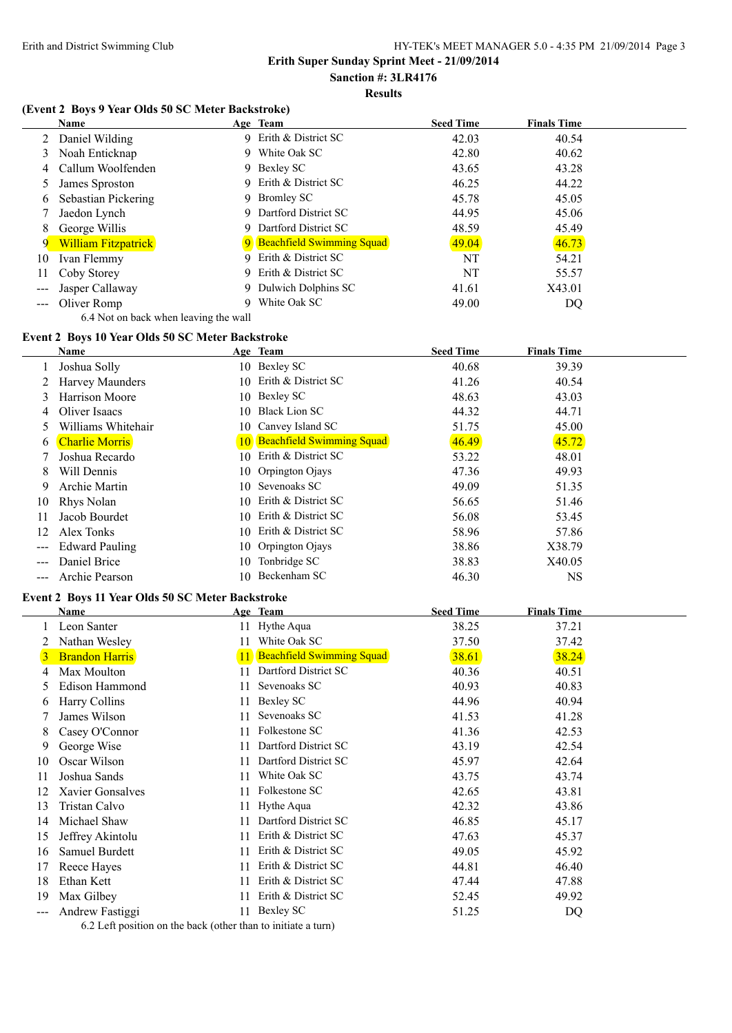Erith Super Sunday Sprint Meet - 21/09/2014

Sanction #: 3LR4176

Results

### (Event 2 Boys 9 Year Olds 50 SC Meter Backstroke)

| | Name | Age | Team | Seed Time | Finals Time |
|---|---|---|---|---|---|
| 2 | Daniel Wilding | 9 | Erith & District SC | 42.03 | 40.54 |
| 3 | Noah Enticknap | 9 | White Oak SC | 42.80 | 40.62 |
| 4 | Callum Woolfenden | 9 | Bexley SC | 43.65 | 43.28 |
| 5 | James Sproston | 9 | Erith & District SC | 46.25 | 44.22 |
| 6 | Sebastian Pickering | 9 | Bromley SC | 45.78 | 45.05 |
| 7 | Jaedon Lynch | 9 | Dartford District SC | 44.95 | 45.06 |
| 8 | George Willis | 9 | Dartford District SC | 48.59 | 45.49 |
| 9 | William Fitzpatrick | 9 | Beachfield Swimming Squad | 49.04 | 46.73 |
| 10 | Ivan Flemmy | 9 | Erith & District SC | NT | 54.21 |
| 11 | Coby Storey | 9 | Erith & District SC | NT | 55.57 |
| --- | Jasper Callaway | 9 | Dulwich Dolphins SC | 41.61 | X43.01 |
| --- | Oliver Romp | 9 | White Oak SC | 49.00 | DQ |

6.4 Not on back when leaving the wall

### Event 2 Boys 10 Year Olds 50 SC Meter Backstroke

| | Name | Age | Team | Seed Time | Finals Time |
|---|---|---|---|---|---|
| 1 | Joshua Solly | 10 | Bexley SC | 40.68 | 39.39 |
| 2 | Harvey Maunders | 10 | Erith & District SC | 41.26 | 40.54 |
| 3 | Harrison Moore | 10 | Bexley SC | 48.63 | 43.03 |
| 4 | Oliver Isaacs | 10 | Black Lion SC | 44.32 | 44.71 |
| 5 | Williams Whitehair | 10 | Canvey Island SC | 51.75 | 45.00 |
| 6 | Charlie Morris | 10 | Beachfield Swimming Squad | 46.49 | 45.72 |
| 7 | Joshua Recardo | 10 | Erith & District SC | 53.22 | 48.01 |
| 8 | Will Dennis | 10 | Orpington Ojays | 47.36 | 49.93 |
| 9 | Archie Martin | 10 | Sevenoaks SC | 49.09 | 51.35 |
| 10 | Rhys Nolan | 10 | Erith & District SC | 56.65 | 51.46 |
| 11 | Jacob Bourdet | 10 | Erith & District SC | 56.08 | 53.45 |
| 12 | Alex Tonks | 10 | Erith & District SC | 58.96 | 57.86 |
| --- | Edward Pauling | 10 | Orpington Ojays | 38.86 | X38.79 |
| --- | Daniel Brice | 10 | Tonbridge SC | 38.83 | X40.05 |
| --- | Archie Pearson | 10 | Beckenham SC | 46.30 | NS |

### Event 2 Boys 11 Year Olds 50 SC Meter Backstroke

| | Name | Age | Team | Seed Time | Finals Time |
|---|---|---|---|---|---|
| 1 | Leon Santer | 11 | Hythe Aqua | 38.25 | 37.21 |
| 2 | Nathan Wesley | 11 | White Oak SC | 37.50 | 37.42 |
| 3 | Brandon Harris | 11 | Beachfield Swimming Squad | 38.61 | 38.24 |
| 4 | Max Moulton | 11 | Dartford District SC | 40.36 | 40.51 |
| 5 | Edison Hammond | 11 | Sevenoaks SC | 40.93 | 40.83 |
| 6 | Harry Collins | 11 | Bexley SC | 44.96 | 40.94 |
| 7 | James Wilson | 11 | Sevenoaks SC | 41.53 | 41.28 |
| 8 | Casey O'Connor | 11 | Folkestone SC | 41.36 | 42.53 |
| 9 | George Wise | 11 | Dartford District SC | 43.19 | 42.54 |
| 10 | Oscar Wilson | 11 | Dartford District SC | 45.97 | 42.64 |
| 11 | Joshua Sands | 11 | White Oak SC | 43.75 | 43.74 |
| 12 | Xavier Gonsalves | 11 | Folkestone SC | 42.65 | 43.81 |
| 13 | Tristan Calvo | 11 | Hythe Aqua | 42.32 | 43.86 |
| 14 | Michael Shaw | 11 | Dartford District SC | 46.85 | 45.17 |
| 15 | Jeffrey Akintolu | 11 | Erith & District SC | 47.63 | 45.37 |
| 16 | Samuel Burdett | 11 | Erith & District SC | 49.05 | 45.92 |
| 17 | Reece Hayes | 11 | Erith & District SC | 44.81 | 46.40 |
| 18 | Ethan Kett | 11 | Erith & District SC | 47.44 | 47.88 |
| 19 | Max Gilbey | 11 | Erith & District SC | 52.45 | 49.92 |
| --- | Andrew Fastiggi | 11 | Bexley SC | 51.25 | DQ |

6.2 Left position on the back (other than to initiate a turn)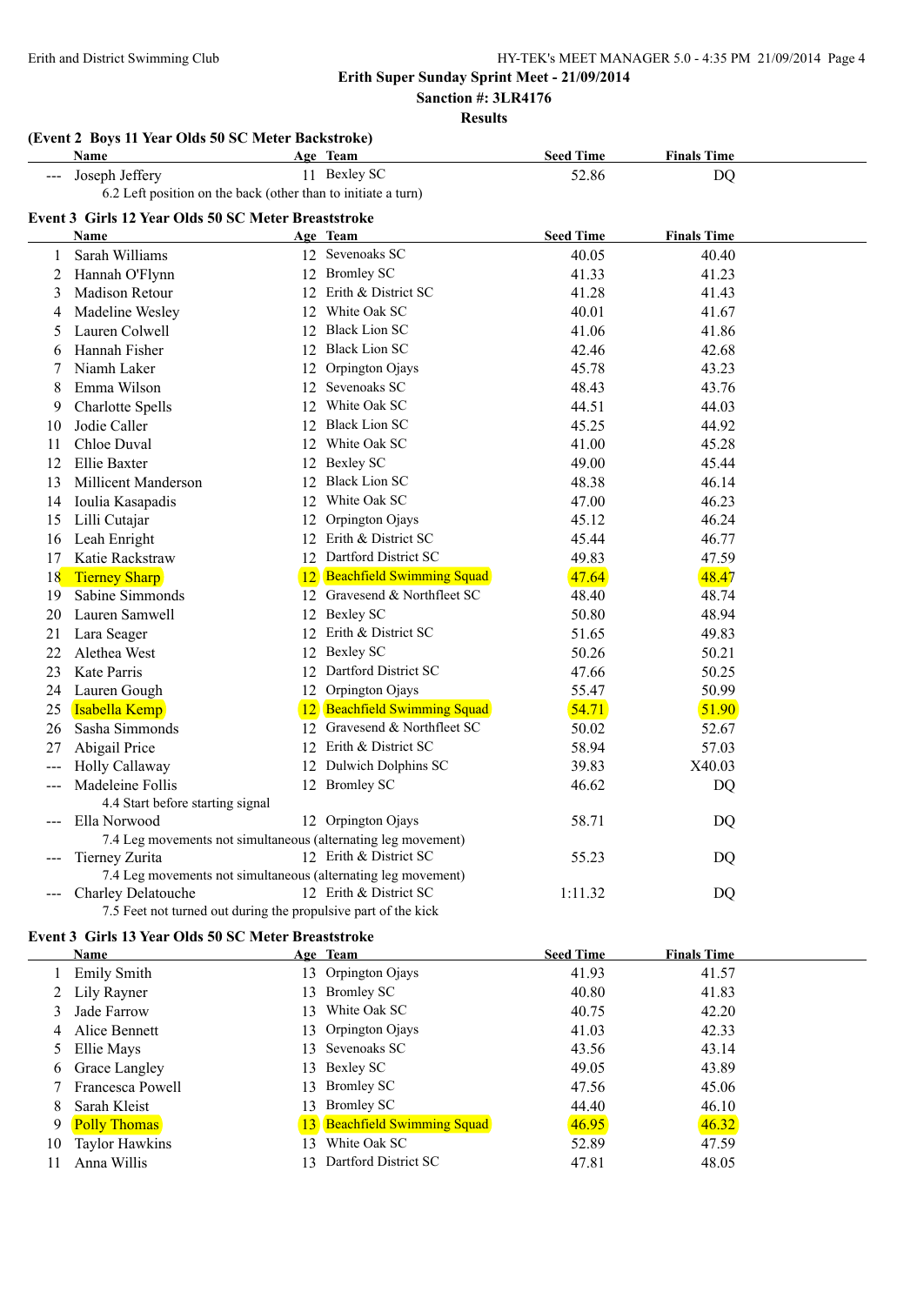Erith and District Swimming Club

**Erith Super Sunday Sprint Meet - 21/09/2014**

**Sanction #: 3LR4176**

**Results**

### (Event 2 Boys 11 Year Olds 50 SC Meter Backstroke)

| | Name | Age | Team | Seed Time | Finals Time |
|---|---|---|---|---|---|
| --- | Joseph Jeffery | 11 | Bexley SC | 52.86 | DQ |
| | 6.2 Left position on the back (other than to initiate a turn) | | | | |

### Event 3 Girls 12 Year Olds 50 SC Meter Breaststroke

| | Name | Age | Team | Seed Time | Finals Time |
|---|---|---|---|---|---|
| 1 | Sarah Williams | 12 | Sevenoaks SC | 40.05 | 40.40 |
| 2 | Hannah O'Flynn | 12 | Bromley SC | 41.33 | 41.23 |
| 3 | Madison Retour | 12 | Erith & District SC | 41.28 | 41.43 |
| 4 | Madeline Wesley | 12 | White Oak SC | 40.01 | 41.67 |
| 5 | Lauren Colwell | 12 | Black Lion SC | 41.06 | 41.86 |
| 6 | Hannah Fisher | 12 | Black Lion SC | 42.46 | 42.68 |
| 7 | Niamh Laker | 12 | Orpington Ojays | 45.78 | 43.23 |
| 8 | Emma Wilson | 12 | Sevenoaks SC | 48.43 | 43.76 |
| 9 | Charlotte Spells | 12 | White Oak SC | 44.51 | 44.03 |
| 10 | Jodie Caller | 12 | Black Lion SC | 45.25 | 44.92 |
| 11 | Chloe Duval | 12 | White Oak SC | 41.00 | 45.28 |
| 12 | Ellie Baxter | 12 | Bexley SC | 49.00 | 45.44 |
| 13 | Millicent Manderson | 12 | Black Lion SC | 48.38 | 46.14 |
| 14 | Ioulia Kasapadis | 12 | White Oak SC | 47.00 | 46.23 |
| 15 | Lilli Cutajar | 12 | Orpington Ojays | 45.12 | 46.24 |
| 16 | Leah Enright | 12 | Erith & District SC | 45.44 | 46.77 |
| 17 | Katie Rackstraw | 12 | Dartford District SC | 49.83 | 47.59 |
| 18 | Tierney Sharp | 12 | Beachfield Swimming Squad | 47.64 | 48.47 |
| 19 | Sabine Simmonds | 12 | Gravesend & Northfleet SC | 48.40 | 48.74 |
| 20 | Lauren Samwell | 12 | Bexley SC | 50.80 | 48.94 |
| 21 | Lara Seager | 12 | Erith & District SC | 51.65 | 49.83 |
| 22 | Alethea West | 12 | Bexley SC | 50.26 | 50.21 |
| 23 | Kate Parris | 12 | Dartford District SC | 47.66 | 50.25 |
| 24 | Lauren Gough | 12 | Orpington Ojays | 55.47 | 50.99 |
| 25 | Isabella Kemp | 12 | Beachfield Swimming Squad | 54.71 | 51.90 |
| 26 | Sasha Simmonds | 12 | Gravesend & Northfleet SC | 50.02 | 52.67 |
| 27 | Abigail Price | 12 | Erith & District SC | 58.94 | 57.03 |
| --- | Holly Callaway | 12 | Dulwich Dolphins SC | 39.83 | X40.03 |
| --- | Madeleine Follis | 12 | Bromley SC | 46.62 | DQ |
| | 4.4 Start before starting signal | | | | |
| --- | Ella Norwood | 12 | Orpington Ojays | 58.71 | DQ |
| | 7.4 Leg movements not simultaneous (alternating leg movement) | | | | |
| --- | Tierney Zurita | 12 | Erith & District SC | 55.23 | DQ |
| | 7.4 Leg movements not simultaneous (alternating leg movement) | | | | |
| --- | Charley Delatouche | 12 | Erith & District SC | 1:11.32 | DQ |
| | 7.5 Feet not turned out during the propulsive part of the kick | | | | |

### Event 3 Girls 13 Year Olds 50 SC Meter Breaststroke

| | Name | Age | Team | Seed Time | Finals Time |
|---|---|---|---|---|---|
| 1 | Emily Smith | 13 | Orpington Ojays | 41.93 | 41.57 |
| 2 | Lily Rayner | 13 | Bromley SC | 40.80 | 41.83 |
| 3 | Jade Farrow | 13 | White Oak SC | 40.75 | 42.20 |
| 4 | Alice Bennett | 13 | Orpington Ojays | 41.03 | 42.33 |
| 5 | Ellie Mays | 13 | Sevenoaks SC | 43.56 | 43.14 |
| 6 | Grace Langley | 13 | Bexley SC | 49.05 | 43.89 |
| 7 | Francesca Powell | 13 | Bromley SC | 47.56 | 45.06 |
| 8 | Sarah Kleist | 13 | Bromley SC | 44.40 | 46.10 |
| 9 | Polly Thomas | 13 | Beachfield Swimming Squad | 46.95 | 46.32 |
| 10 | Taylor Hawkins | 13 | White Oak SC | 52.89 | 47.59 |
| 11 | Anna Willis | 13 | Dartford District SC | 47.81 | 48.05 |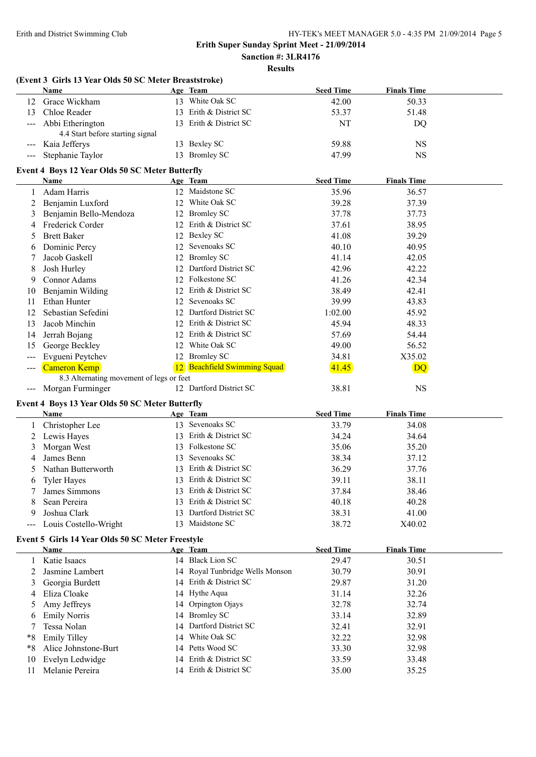**Erith and District Swimming Club**

**Erith Super Sunday Sprint Meet - 21/09/2014**

**Sanction #: 3LR4176**

**Results**

### (Event 3 Girls 13 Year Olds 50 SC Meter Breaststroke)

| | Name | Age | Team | Seed Time | Finals Time |
|---|---|---|---|---|---|
| 12 | Grace Wickham | 13 | White Oak SC | 42.00 | 50.33 |
| 13 | Chloe Reader | 13 | Erith & District SC | 53.37 | 51.48 |
| --- | Abbi Etherington | 13 | Erith & District SC | NT | DQ |
| | 4.4 Start before starting signal | | | | |
| --- | Kaia Jefferys | 13 | Bexley SC | 59.88 | NS |
| --- | Stephanie Taylor | 13 | Bromley SC | 47.99 | NS |

### Event 4 Boys 12 Year Olds 50 SC Meter Butterfly

| | Name | Age | Team | Seed Time | Finals Time |
|---|---|---|---|---|---|
| 1 | Adam Harris | 12 | Maidstone SC | 35.96 | 36.57 |
| 2 | Benjamin Luxford | 12 | White Oak SC | 39.28 | 37.39 |
| 3 | Benjamin Bello-Mendoza | 12 | Bromley SC | 37.78 | 37.73 |
| 4 | Frederick Corder | 12 | Erith & District SC | 37.61 | 38.95 |
| 5 | Brett Baker | 12 | Bexley SC | 41.08 | 39.29 |
| 6 | Dominic Percy | 12 | Sevenoaks SC | 40.10 | 40.95 |
| 7 | Jacob Gaskell | 12 | Bromley SC | 41.14 | 42.05 |
| 8 | Josh Hurley | 12 | Dartford District SC | 42.96 | 42.22 |
| 9 | Connor Adams | 12 | Folkestone SC | 41.26 | 42.34 |
| 10 | Benjamin Wilding | 12 | Erith & District SC | 38.49 | 42.41 |
| 11 | Ethan Hunter | 12 | Sevenoaks SC | 39.99 | 43.83 |
| 12 | Sebastian Sefedini | 12 | Dartford District SC | 1:02.00 | 45.92 |
| 13 | Jacob Minchin | 12 | Erith & District SC | 45.94 | 48.33 |
| 14 | Jerrah Bojang | 12 | Erith & District SC | 57.69 | 54.44 |
| 15 | George Beckley | 12 | White Oak SC | 49.00 | 56.52 |
| --- | Evgueni Peytchev | 12 | Bromley SC | 34.81 | X35.02 |
| --- | Cameron Kemp | 12 | Beachfield Swimming Squad | 41.45 | DQ |
| | 8.3 Alternating movement of legs or feet | | | | |
| --- | Morgan Furminger | 12 | Dartford District SC | 38.81 | NS |

### Event 4 Boys 13 Year Olds 50 SC Meter Butterfly

| | Name | Age | Team | Seed Time | Finals Time |
|---|---|---|---|---|---|
| 1 | Christopher Lee | 13 | Sevenoaks SC | 33.79 | 34.08 |
| 2 | Lewis Hayes | 13 | Erith & District SC | 34.24 | 34.64 |
| 3 | Morgan West | 13 | Folkestone SC | 35.06 | 35.20 |
| 4 | James Benn | 13 | Sevenoaks SC | 38.34 | 37.12 |
| 5 | Nathan Butterworth | 13 | Erith & District SC | 36.29 | 37.76 |
| 6 | Tyler Hayes | 13 | Erith & District SC | 39.11 | 38.11 |
| 7 | James Simmons | 13 | Erith & District SC | 37.84 | 38.46 |
| 8 | Sean Pereira | 13 | Erith & District SC | 40.18 | 40.28 |
| 9 | Joshua Clark | 13 | Dartford District SC | 38.31 | 41.00 |
| --- | Louis Costello-Wright | 13 | Maidstone SC | 38.72 | X40.02 |

### Event 5 Girls 14 Year Olds 50 SC Meter Freestyle

| | Name | Age | Team | Seed Time | Finals Time |
|---|---|---|---|---|---|
| 1 | Katie Isaacs | 14 | Black Lion SC | 29.47 | 30.51 |
| 2 | Jasmine Lambert | 14 | Royal Tunbridge Wells Monson | 30.79 | 30.91 |
| 3 | Georgia Burdett | 14 | Erith & District SC | 29.87 | 31.20 |
| 4 | Eliza Cloake | 14 | Hythe Aqua | 31.14 | 32.26 |
| 5 | Amy Jeffreys | 14 | Orpington Ojays | 32.78 | 32.74 |
| 6 | Emily Norris | 14 | Bromley SC | 33.14 | 32.89 |
| 7 | Tessa Nolan | 14 | Dartford District SC | 32.41 | 32.91 |
| *8 | Emily Tilley | 14 | White Oak SC | 32.22 | 32.98 |
| *8 | Alice Johnstone-Burt | 14 | Petts Wood SC | 33.30 | 32.98 |
| 10 | Evelyn Ledwidge | 14 | Erith & District SC | 33.59 | 33.48 |
| 11 | Melanie Pereira | 14 | Erith & District SC | 35.00 | 35.25 |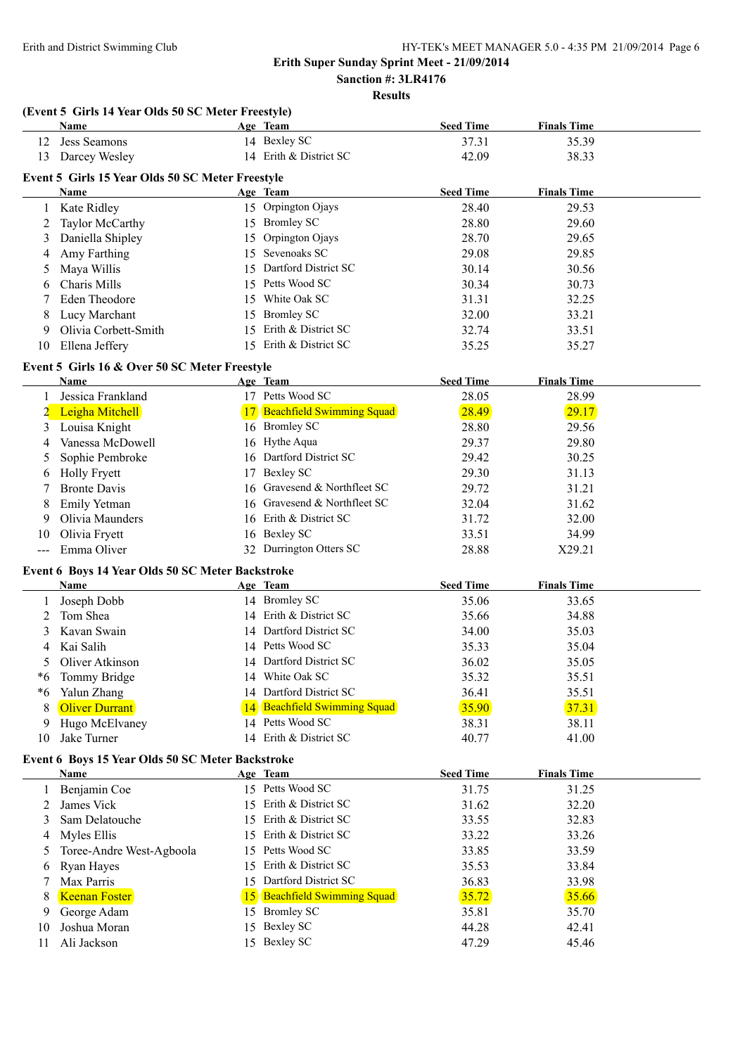Erith Super Sunday Sprint Meet - 21/09/2014

Sanction #: 3LR4176

Results

### (Event 5 Girls 14 Year Olds 50 SC Meter Freestyle)

| | Name | Age | Team | Seed Time | Finals Time |
|---|---|---|---|---|---|
| 12 | Jess Seamons | 14 | Bexley SC | 37.31 | 35.39 |
| 13 | Darcey Wesley | 14 | Erith & District SC | 42.09 | 38.33 |

### Event 5 Girls 15 Year Olds 50 SC Meter Freestyle

| | Name | Age | Team | Seed Time | Finals Time |
|---|---|---|---|---|---|
| 1 | Kate Ridley | 15 | Orpington Ojays | 28.40 | 29.53 |
| 2 | Taylor McCarthy | 15 | Bromley SC | 28.80 | 29.60 |
| 3 | Daniella Shipley | 15 | Orpington Ojays | 28.70 | 29.65 |
| 4 | Amy Farthing | 15 | Sevenoaks SC | 29.08 | 29.85 |
| 5 | Maya Willis | 15 | Dartford District SC | 30.14 | 30.56 |
| 6 | Charis Mills | 15 | Petts Wood SC | 30.34 | 30.73 |
| 7 | Eden Theodore | 15 | White Oak SC | 31.31 | 32.25 |
| 8 | Lucy Marchant | 15 | Bromley SC | 32.00 | 33.21 |
| 9 | Olivia Corbett-Smith | 15 | Erith & District SC | 32.74 | 33.51 |
| 10 | Ellena Jeffery | 15 | Erith & District SC | 35.25 | 35.27 |

### Event 5 Girls 16 & Over 50 SC Meter Freestyle

| | Name | Age | Team | Seed Time | Finals Time |
|---|---|---|---|---|---|
| 1 | Jessica Frankland | 17 | Petts Wood SC | 28.05 | 28.99 |
| 2 | Leigha Mitchell | 17 | Beachfield Swimming Squad | 28.49 | 29.17 |
| 3 | Louisa Knight | 16 | Bromley SC | 28.80 | 29.56 |
| 4 | Vanessa McDowell | 16 | Hythe Aqua | 29.37 | 29.80 |
| 5 | Sophie Pembroke | 16 | Dartford District SC | 29.42 | 30.25 |
| 6 | Holly Fryett | 17 | Bexley SC | 29.30 | 31.13 |
| 7 | Bronte Davis | 16 | Gravesend & Northfleet SC | 29.72 | 31.21 |
| 8 | Emily Yetman | 16 | Gravesend & Northfleet SC | 32.04 | 31.62 |
| 9 | Olivia Maunders | 16 | Erith & District SC | 31.72 | 32.00 |
| 10 | Olivia Fryett | 16 | Bexley SC | 33.51 | 34.99 |
| --- | Emma Oliver | 32 | Durrington Otters SC | 28.88 | X29.21 |

### Event 6 Boys 14 Year Olds 50 SC Meter Backstroke

| | Name | Age | Team | Seed Time | Finals Time |
|---|---|---|---|---|---|
| 1 | Joseph Dobb | 14 | Bromley SC | 35.06 | 33.65 |
| 2 | Tom Shea | 14 | Erith & District SC | 35.66 | 34.88 |
| 3 | Kavan Swain | 14 | Dartford District SC | 34.00 | 35.03 |
| 4 | Kai Salih | 14 | Petts Wood SC | 35.33 | 35.04 |
| 5 | Oliver Atkinson | 14 | Dartford District SC | 36.02 | 35.05 |
| *6 | Tommy Bridge | 14 | White Oak SC | 35.32 | 35.51 |
| *6 | Yalun Zhang | 14 | Dartford District SC | 36.41 | 35.51 |
| 8 | Oliver Durrant | 14 | Beachfield Swimming Squad | 35.90 | 37.31 |
| 9 | Hugo McElvaney | 14 | Petts Wood SC | 38.31 | 38.11 |
| 10 | Jake Turner | 14 | Erith & District SC | 40.77 | 41.00 |

### Event 6 Boys 15 Year Olds 50 SC Meter Backstroke

| | Name | Age | Team | Seed Time | Finals Time |
|---|---|---|---|---|---|
| 1 | Benjamin Coe | 15 | Petts Wood SC | 31.75 | 31.25 |
| 2 | James Vick | 15 | Erith & District SC | 31.62 | 32.20 |
| 3 | Sam Delatouche | 15 | Erith & District SC | 33.55 | 32.83 |
| 4 | Myles Ellis | 15 | Erith & District SC | 33.22 | 33.26 |
| 5 | Toree-Andre West-Agboola | 15 | Petts Wood SC | 33.85 | 33.59 |
| 6 | Ryan Hayes | 15 | Erith & District SC | 35.53 | 33.84 |
| 7 | Max Parris | 15 | Dartford District SC | 36.83 | 33.98 |
| 8 | Keenan Foster | 15 | Beachfield Swimming Squad | 35.72 | 35.66 |
| 9 | George Adam | 15 | Bromley SC | 35.81 | 35.70 |
| 10 | Joshua Moran | 15 | Bexley SC | 44.28 | 42.41 |
| 11 | Ali Jackson | 15 | Bexley SC | 47.29 | 45.46 |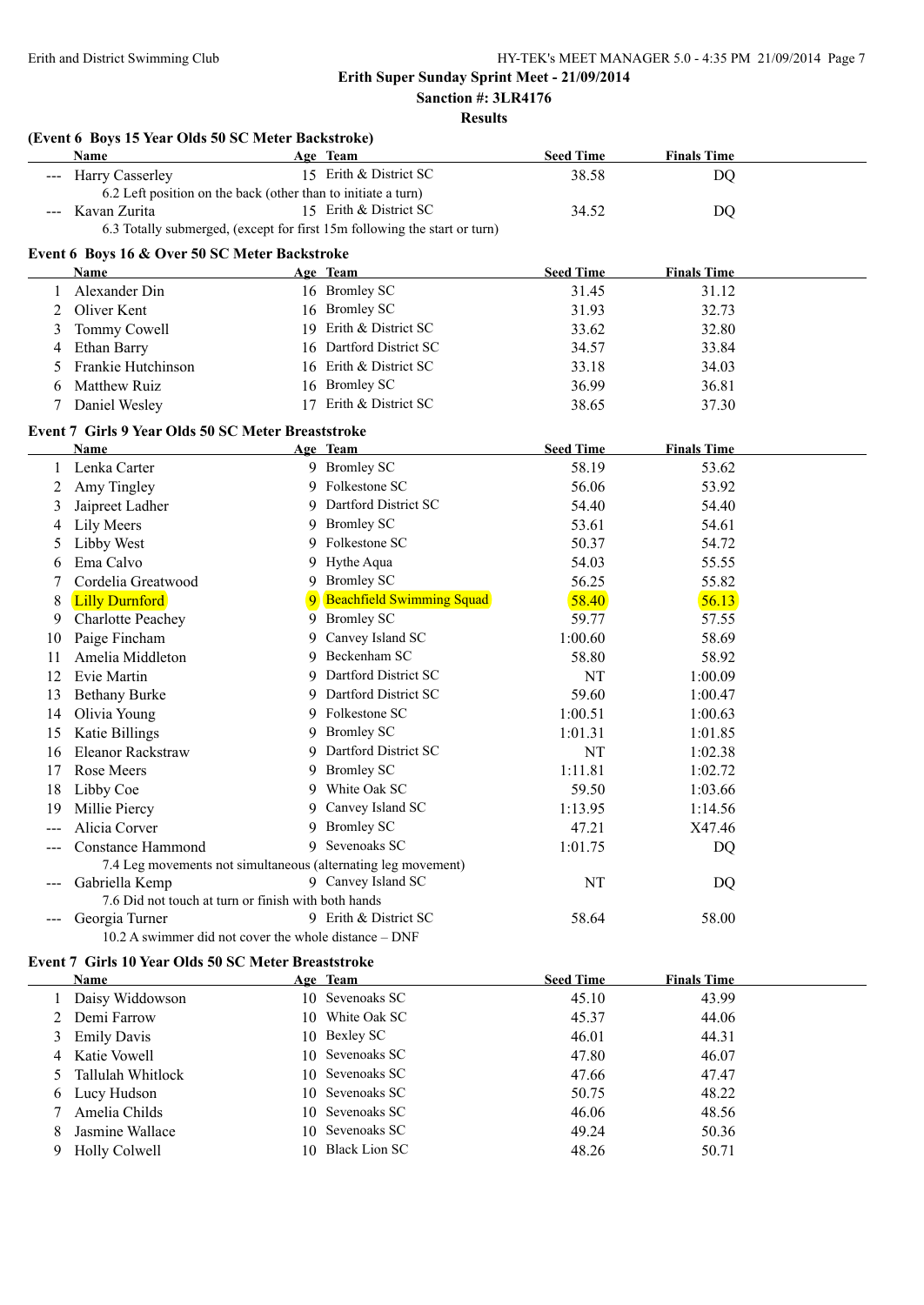Erith and District Swimming Club

**Erith Super Sunday Sprint Meet - 21/09/2014**

**Sanction #: 3LR4176**

**Results**

**(Event 6 Boys 15 Year Olds 50 SC Meter Backstroke)**

| | Name | Age | Team | Seed Time | Finals Time |
|---|---|---|---|---|---|
| --- | Harry Casserley | 15 | Erith & District SC | 38.58 | DQ |
| | 6.2 Left position on the back (other than to initiate a turn) | | | | |
| --- | Kavan Zurita | 15 | Erith & District SC | 34.52 | DQ |
| | 6.3 Totally submerged, (except for first 15m following the start or turn) | | | | |

**Event 6 Boys 16 & Over 50 SC Meter Backstroke**

| | Name | Age | Team | Seed Time | Finals Time |
|---|---|---|---|---|---|
| 1 | Alexander Din | 16 | Bromley SC | 31.45 | 31.12 |
| 2 | Oliver Kent | 16 | Bromley SC | 31.93 | 32.73 |
| 3 | Tommy Cowell | 19 | Erith & District SC | 33.62 | 32.80 |
| 4 | Ethan Barry | 16 | Dartford District SC | 34.57 | 33.84 |
| 5 | Frankie Hutchinson | 16 | Erith & District SC | 33.18 | 34.03 |
| 6 | Matthew Ruiz | 16 | Bromley SC | 36.99 | 36.81 |
| 7 | Daniel Wesley | 17 | Erith & District SC | 38.65 | 37.30 |

**Event 7 Girls 9 Year Olds 50 SC Meter Breaststroke**

| | Name | Age | Team | Seed Time | Finals Time |
|---|---|---|---|---|---|
| 1 | Lenka Carter | 9 | Bromley SC | 58.19 | 53.62 |
| 2 | Amy Tingley | 9 | Folkestone SC | 56.06 | 53.92 |
| 3 | Jaipreet Ladher | 9 | Dartford District SC | 54.40 | 54.40 |
| 4 | Lily Meers | 9 | Bromley SC | 53.61 | 54.61 |
| 5 | Libby West | 9 | Folkestone SC | 50.37 | 54.72 |
| 6 | Ema Calvo | 9 | Hythe Aqua | 54.03 | 55.55 |
| 7 | Cordelia Greatwood | 9 | Bromley SC | 56.25 | 55.82 |
| 8 | Lilly Durnford | 9 | Beachfield Swimming Squad | 58.40 | 56.13 |
| 9 | Charlotte Peachey | 9 | Bromley SC | 59.77 | 57.55 |
| 10 | Paige Fincham | 9 | Canvey Island SC | 1:00.60 | 58.69 |
| 11 | Amelia Middleton | 9 | Beckenham SC | 58.80 | 58.92 |
| 12 | Evie Martin | 9 | Dartford District SC | NT | 1:00.09 |
| 13 | Bethany Burke | 9 | Dartford District SC | 59.60 | 1:00.47 |
| 14 | Olivia Young | 9 | Folkestone SC | 1:00.51 | 1:00.63 |
| 15 | Katie Billings | 9 | Bromley SC | 1:01.31 | 1:01.85 |
| 16 | Eleanor Rackstraw | 9 | Dartford District SC | NT | 1:02.38 |
| 17 | Rose Meers | 9 | Bromley SC | 1:11.81 | 1:02.72 |
| 18 | Libby Coe | 9 | White Oak SC | 59.50 | 1:03.66 |
| 19 | Millie Piercy | 9 | Canvey Island SC | 1:13.95 | 1:14.56 |
| --- | Alicia Corver | 9 | Bromley SC | 47.21 | X47.46 |
| --- | Constance Hammond | 9 | Sevenoaks SC | 1:01.75 | DQ |
| | 7.4 Leg movements not simultaneous (alternating leg movement) | | | | |
| --- | Gabriella Kemp | 9 | Canvey Island SC | NT | DQ |
| | 7.6 Did not touch at turn or finish with both hands | | | | |
| --- | Georgia Turner | 9 | Erith & District SC | 58.64 | 58.00 |
| | 10.2 A swimmer did not cover the whole distance – DNF | | | | |

**Event 7 Girls 10 Year Olds 50 SC Meter Breaststroke**

| | Name | Age | Team | Seed Time | Finals Time |
|---|---|---|---|---|---|
| 1 | Daisy Widdowson | 10 | Sevenoaks SC | 45.10 | 43.99 |
| 2 | Demi Farrow | 10 | White Oak SC | 45.37 | 44.06 |
| 3 | Emily Davis | 10 | Bexley SC | 46.01 | 44.31 |
| 4 | Katie Vowell | 10 | Sevenoaks SC | 47.80 | 46.07 |
| 5 | Tallulah Whitlock | 10 | Sevenoaks SC | 47.66 | 47.47 |
| 6 | Lucy Hudson | 10 | Sevenoaks SC | 50.75 | 48.22 |
| 7 | Amelia Childs | 10 | Sevenoaks SC | 46.06 | 48.56 |
| 8 | Jasmine Wallace | 10 | Sevenoaks SC | 49.24 | 50.36 |
| 9 | Holly Colwell | 10 | Black Lion SC | 48.26 | 50.71 |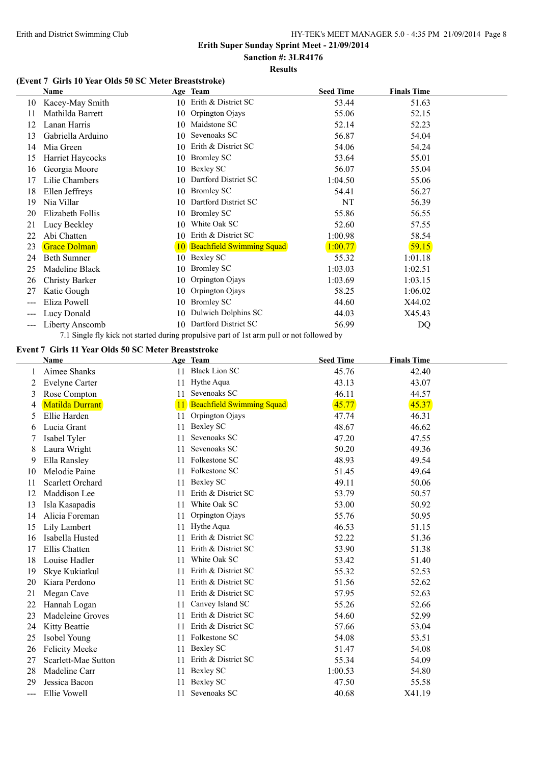Erith Super Sunday Sprint Meet - 21/09/2014

Sanction #: 3LR4176

Results

**(Event 7 Girls 10 Year Olds 50 SC Meter Breaststroke)**

| | Name | Age | Team | Seed Time | Finals Time |
|---|---|---|---|---|---|
| 10 | Kacey-May Smith | 10 | Erith & District SC | 53.44 | 51.63 |
| 11 | Mathilda Barrett | 10 | Orpington Ojays | 55.06 | 52.15 |
| 12 | Lanan Harris | 10 | Maidstone SC | 52.14 | 52.23 |
| 13 | Gabriella Arduino | 10 | Sevenoaks SC | 56.87 | 54.04 |
| 14 | Mia Green | 10 | Erith & District SC | 54.06 | 54.24 |
| 15 | Harriet Haycocks | 10 | Bromley SC | 53.64 | 55.01 |
| 16 | Georgia Moore | 10 | Bexley SC | 56.07 | 55.04 |
| 17 | Lilie Chambers | 10 | Dartford District SC | 1:04.50 | 55.06 |
| 18 | Ellen Jeffreys | 10 | Bromley SC | 54.41 | 56.27 |
| 19 | Nia Villar | 10 | Dartford District SC | NT | 56.39 |
| 20 | Elizabeth Follis | 10 | Bromley SC | 55.86 | 56.55 |
| 21 | Lucy Beckley | 10 | White Oak SC | 52.60 | 57.55 |
| 22 | Abi Chatten | 10 | Erith & District SC | 1:00.98 | 58.54 |
| 23 | Grace Dolman | 10 | Beachfield Swimming Squad | 1:00.77 | 59.15 |
| 24 | Beth Sumner | 10 | Bexley SC | 55.32 | 1:01.18 |
| 25 | Madeline Black | 10 | Bromley SC | 1:03.03 | 1:02.51 |
| 26 | Christy Barker | 10 | Orpington Ojays | 1:03.69 | 1:03.15 |
| 27 | Katie Gough | 10 | Orpington Ojays | 58.25 | 1:06.02 |
| --- | Eliza Powell | 10 | Bromley SC | 44.60 | X44.02 |
| --- | Lucy Donald | 10 | Dulwich Dolphins SC | 44.03 | X45.43 |
| --- | Liberty Anscomb | 10 | Dartford District SC | 56.99 | DQ |

7.1 Single fly kick not started during propulsive part of 1st arm pull or not followed by

**Event 7 Girls 11 Year Olds 50 SC Meter Breaststroke**

| | Name | Age | Team | Seed Time | Finals Time |
|---|---|---|---|---|---|
| 1 | Aimee Shanks | 11 | Black Lion SC | 45.76 | 42.40 |
| 2 | Evelyne Carter | 11 | Hythe Aqua | 43.13 | 43.07 |
| 3 | Rose Compton | 11 | Sevenoaks SC | 46.11 | 44.57 |
| 4 | Matilda Durrant | 11 | Beachfield Swimming Squad | 45.77 | 45.37 |
| 5 | Ellie Harden | 11 | Orpington Ojays | 47.74 | 46.31 |
| 6 | Lucia Grant | 11 | Bexley SC | 48.67 | 46.62 |
| 7 | Isabel Tyler | 11 | Sevenoaks SC | 47.20 | 47.55 |
| 8 | Laura Wright | 11 | Sevenoaks SC | 50.20 | 49.36 |
| 9 | Ella Ransley | 11 | Folkestone SC | 48.93 | 49.54 |
| 10 | Melodie Paine | 11 | Folkestone SC | 51.45 | 49.64 |
| 11 | Scarlett Orchard | 11 | Bexley SC | 49.11 | 50.06 |
| 12 | Maddison Lee | 11 | Erith & District SC | 53.79 | 50.57 |
| 13 | Isla Kasapadis | 11 | White Oak SC | 53.00 | 50.92 |
| 14 | Alicia Foreman | 11 | Orpington Ojays | 55.76 | 50.95 |
| 15 | Lily Lambert | 11 | Hythe Aqua | 46.53 | 51.15 |
| 16 | Isabella Husted | 11 | Erith & District SC | 52.22 | 51.36 |
| 17 | Ellis Chatten | 11 | Erith & District SC | 53.90 | 51.38 |
| 18 | Louise Hadler | 11 | White Oak SC | 53.42 | 51.40 |
| 19 | Skye Kukiatkul | 11 | Erith & District SC | 55.32 | 52.53 |
| 20 | Kiara Perdono | 11 | Erith & District SC | 51.56 | 52.62 |
| 21 | Megan Cave | 11 | Erith & District SC | 57.95 | 52.63 |
| 22 | Hannah Logan | 11 | Canvey Island SC | 55.26 | 52.66 |
| 23 | Madeleine Groves | 11 | Erith & District SC | 54.60 | 52.99 |
| 24 | Kitty Beattie | 11 | Erith & District SC | 57.66 | 53.04 |
| 25 | Isobel Young | 11 | Folkestone SC | 54.08 | 53.51 |
| 26 | Felicity Meeke | 11 | Bexley SC | 51.47 | 54.08 |
| 27 | Scarlett-Mae Sutton | 11 | Erith & District SC | 55.34 | 54.09 |
| 28 | Madeline Carr | 11 | Bexley SC | 1:00.53 | 54.80 |
| 29 | Jessica Bacon | 11 | Bexley SC | 47.50 | 55.58 |
| --- | Ellie Vowell | 11 | Sevenoaks SC | 40.68 | X41.19 |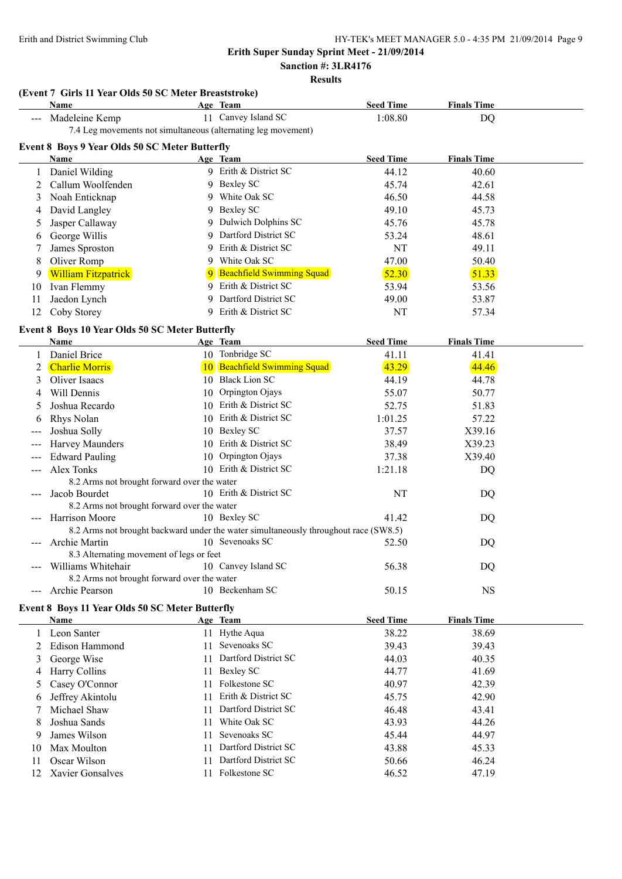**Erith Super Sunday Sprint Meet - 21/09/2014**

**Sanction #: 3LR4176**

**Results**

### (Event 7 Girls 11 Year Olds 50 SC Meter Breaststroke)

| | Name | Age | Team | Seed Time | Finals Time |
|---|---|---|---|---|---|
| --- | Madeleine Kemp | 11 | Canvey Island SC | 1:08.80 | DQ |
| | 7.4 Leg movements not simultaneous (alternating leg movement) | | | | |

### Event 8 Boys 9 Year Olds 50 SC Meter Butterfly

| | Name | Age | Team | Seed Time | Finals Time |
|---|---|---|---|---|---|
| 1 | Daniel Wilding | 9 | Erith & District SC | 44.12 | 40.60 |
| 2 | Callum Woolfenden | 9 | Bexley SC | 45.74 | 42.61 |
| 3 | Noah Enticknap | 9 | White Oak SC | 46.50 | 44.58 |
| 4 | David Langley | 9 | Bexley SC | 49.10 | 45.73 |
| 5 | Jasper Callaway | 9 | Dulwich Dolphins SC | 45.76 | 45.78 |
| 6 | George Willis | 9 | Dartford District SC | 53.24 | 48.61 |
| 7 | James Sproston | 9 | Erith & District SC | NT | 49.11 |
| 8 | Oliver Romp | 9 | White Oak SC | 47.00 | 50.40 |
| 9 | William Fitzpatrick | 9 | Beachfield Swimming Squad | 52.30 | 51.33 |
| 10 | Ivan Flemmy | 9 | Erith & District SC | 53.94 | 53.56 |
| 11 | Jaedon Lynch | 9 | Dartford District SC | 49.00 | 53.87 |
| 12 | Coby Storey | 9 | Erith & District SC | NT | 57.34 |

### Event 8 Boys 10 Year Olds 50 SC Meter Butterfly

| | Name | Age | Team | Seed Time | Finals Time |
|---|---|---|---|---|---|
| 1 | Daniel Brice | 10 | Tonbridge SC | 41.11 | 41.41 |
| 2 | Charlie Morris | 10 | Beachfield Swimming Squad | 43.29 | 44.46 |
| 3 | Oliver Isaacs | 10 | Black Lion SC | 44.19 | 44.78 |
| 4 | Will Dennis | 10 | Orpington Ojays | 55.07 | 50.77 |
| 5 | Joshua Recardo | 10 | Erith & District SC | 52.75 | 51.83 |
| 6 | Rhys Nolan | 10 | Erith & District SC | 1:01.25 | 57.22 |
| --- | Joshua Solly | 10 | Bexley SC | 37.57 | X39.16 |
| --- | Harvey Maunders | 10 | Erith & District SC | 38.49 | X39.23 |
| --- | Edward Pauling | 10 | Orpington Ojays | 37.38 | X39.40 |
| --- | Alex Tonks | 10 | Erith & District SC | 1:21.18 | DQ |
| | 8.2 Arms not brought forward over the water | | | | |
| --- | Jacob Bourdet | 10 | Erith & District SC | NT | DQ |
| | 8.2 Arms not brought forward over the water | | | | |
| --- | Harrison Moore | 10 | Bexley SC | 41.42 | DQ |
| | 8.2 Arms not brought backward under the water simultaneously throughout race (SW8.5) | | | | |
| --- | Archie Martin | 10 | Sevenoaks SC | 52.50 | DQ |
| | 8.3 Alternating movement of legs or feet | | | | |
| --- | Williams Whitehair | 10 | Canvey Island SC | 56.38 | DQ |
| | 8.2 Arms not brought forward over the water | | | | |
| --- | Archie Pearson | 10 | Beckenham SC | 50.15 | NS |

### Event 8 Boys 11 Year Olds 50 SC Meter Butterfly

| | Name | Age | Team | Seed Time | Finals Time |
|---|---|---|---|---|---|
| 1 | Leon Santer | 11 | Hythe Aqua | 38.22 | 38.69 |
| 2 | Edison Hammond | 11 | Sevenoaks SC | 39.43 | 39.43 |
| 3 | George Wise | 11 | Dartford District SC | 44.03 | 40.35 |
| 4 | Harry Collins | 11 | Bexley SC | 44.77 | 41.69 |
| 5 | Casey O'Connor | 11 | Folkestone SC | 40.97 | 42.39 |
| 6 | Jeffrey Akintolu | 11 | Erith & District SC | 45.75 | 42.90 |
| 7 | Michael Shaw | 11 | Dartford District SC | 46.48 | 43.41 |
| 8 | Joshua Sands | 11 | White Oak SC | 43.93 | 44.26 |
| 9 | James Wilson | 11 | Sevenoaks SC | 45.44 | 44.97 |
| 10 | Max Moulton | 11 | Dartford District SC | 43.88 | 45.33 |
| 11 | Oscar Wilson | 11 | Dartford District SC | 50.66 | 46.24 |
| 12 | Xavier Gonsalves | 11 | Folkestone SC | 46.52 | 47.19 |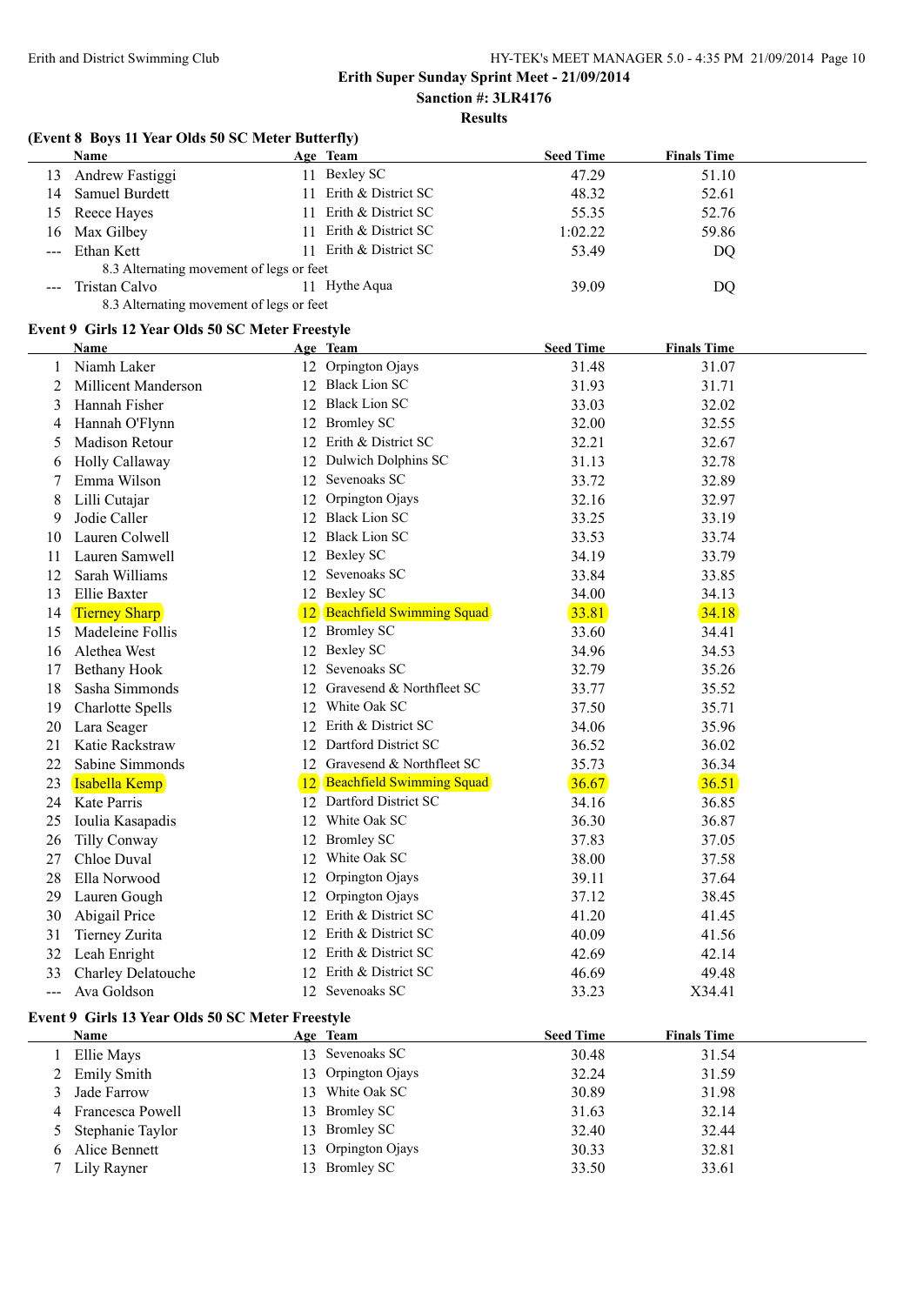Erith Super Sunday Sprint Meet - 21/09/2014

Sanction #: 3LR4176

Results

## (Event 8 Boys 11 Year Olds 50 SC Meter Butterfly)

| | Name | Age | Team | Seed Time | Finals Time |
|---|---|---|---|---|---|
| 13 | Andrew Fastiggi | 11 | Bexley SC | 47.29 | 51.10 |
| 14 | Samuel Burdett | 11 | Erith & District SC | 48.32 | 52.61 |
| 15 | Reece Hayes | 11 | Erith & District SC | 55.35 | 52.76 |
| 16 | Max Gilbey | 11 | Erith & District SC | 1:02.22 | 59.86 |
| --- | Ethan Kett | 11 | Erith & District SC | 53.49 | DQ |
| | 8.3 Alternating movement of legs or feet | | | | |
| --- | Tristan Calvo | 11 | Hythe Aqua | 39.09 | DQ |
| | 8.3 Alternating movement of legs or feet | | | | |

## Event 9 Girls 12 Year Olds 50 SC Meter Freestyle

| | Name | Age | Team | Seed Time | Finals Time |
|---|---|---|---|---|---|
| 1 | Niamh Laker | 12 | Orpington Ojays | 31.48 | 31.07 |
| 2 | Millicent Manderson | 12 | Black Lion SC | 31.93 | 31.71 |
| 3 | Hannah Fisher | 12 | Black Lion SC | 33.03 | 32.02 |
| 4 | Hannah O'Flynn | 12 | Bromley SC | 32.00 | 32.55 |
| 5 | Madison Retour | 12 | Erith & District SC | 32.21 | 32.67 |
| 6 | Holly Callaway | 12 | Dulwich Dolphins SC | 31.13 | 32.78 |
| 7 | Emma Wilson | 12 | Sevenoaks SC | 33.72 | 32.89 |
| 8 | Lilli Cutajar | 12 | Orpington Ojays | 32.16 | 32.97 |
| 9 | Jodie Caller | 12 | Black Lion SC | 33.25 | 33.19 |
| 10 | Lauren Colwell | 12 | Black Lion SC | 33.53 | 33.74 |
| 11 | Lauren Samwell | 12 | Bexley SC | 34.19 | 33.79 |
| 12 | Sarah Williams | 12 | Sevenoaks SC | 33.84 | 33.85 |
| 13 | Ellie Baxter | 12 | Bexley SC | 34.00 | 34.13 |
| 14 | Tierney Sharp | 12 | Beachfield Swimming Squad | 33.81 | 34.18 |
| 15 | Madeleine Follis | 12 | Bromley SC | 33.60 | 34.41 |
| 16 | Alethea West | 12 | Bexley SC | 34.96 | 34.53 |
| 17 | Bethany Hook | 12 | Sevenoaks SC | 32.79 | 35.26 |
| 18 | Sasha Simmonds | 12 | Gravesend & Northfleet SC | 33.77 | 35.52 |
| 19 | Charlotte Spells | 12 | White Oak SC | 37.50 | 35.71 |
| 20 | Lara Seager | 12 | Erith & District SC | 34.06 | 35.96 |
| 21 | Katie Rackstraw | 12 | Dartford District SC | 36.52 | 36.02 |
| 22 | Sabine Simmonds | 12 | Gravesend & Northfleet SC | 35.73 | 36.34 |
| 23 | Isabella Kemp | 12 | Beachfield Swimming Squad | 36.67 | 36.51 |
| 24 | Kate Parris | 12 | Dartford District SC | 34.16 | 36.85 |
| 25 | Ioulia Kasapadis | 12 | White Oak SC | 36.30 | 36.87 |
| 26 | Tilly Conway | 12 | Bromley SC | 37.83 | 37.05 |
| 27 | Chloe Duval | 12 | White Oak SC | 38.00 | 37.58 |
| 28 | Ella Norwood | 12 | Orpington Ojays | 39.11 | 37.64 |
| 29 | Lauren Gough | 12 | Orpington Ojays | 37.12 | 38.45 |
| 30 | Abigail Price | 12 | Erith & District SC | 41.20 | 41.45 |
| 31 | Tierney Zurita | 12 | Erith & District SC | 40.09 | 41.56 |
| 32 | Leah Enright | 12 | Erith & District SC | 42.69 | 42.14 |
| 33 | Charley Delatouche | 12 | Erith & District SC | 46.69 | 49.48 |
| --- | Ava Goldson | 12 | Sevenoaks SC | 33.23 | X34.41 |

## Event 9 Girls 13 Year Olds 50 SC Meter Freestyle

| | Name | Age | Team | Seed Time | Finals Time |
|---|---|---|---|---|---|
| 1 | Ellie Mays | 13 | Sevenoaks SC | 30.48 | 31.54 |
| 2 | Emily Smith | 13 | Orpington Ojays | 32.24 | 31.59 |
| 3 | Jade Farrow | 13 | White Oak SC | 30.89 | 31.98 |
| 4 | Francesca Powell | 13 | Bromley SC | 31.63 | 32.14 |
| 5 | Stephanie Taylor | 13 | Bromley SC | 32.40 | 32.44 |
| 6 | Alice Bennett | 13 | Orpington Ojays | 30.33 | 32.81 |
| 7 | Lily Rayner | 13 | Bromley SC | 33.50 | 33.61 |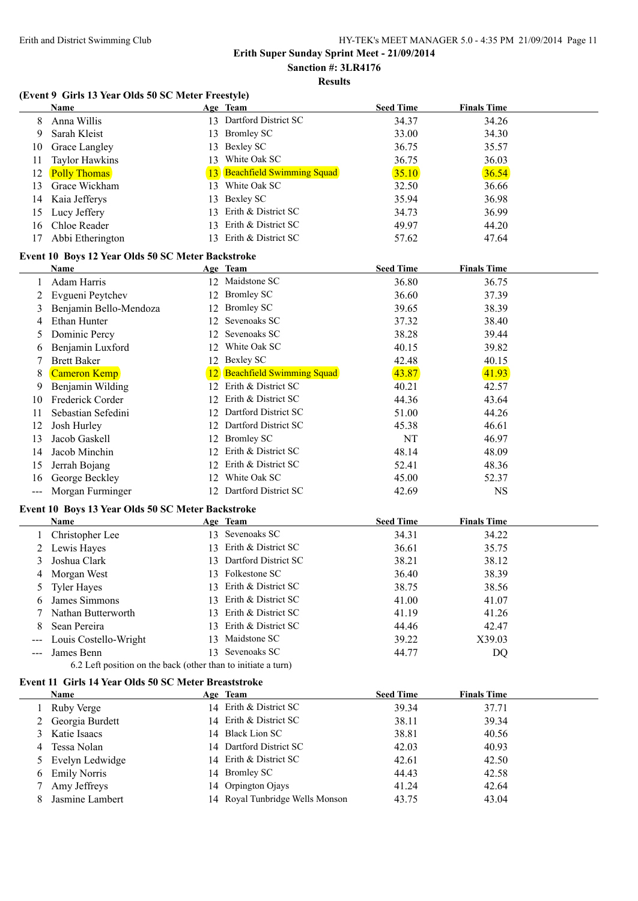**Erith Super Sunday Sprint Meet - 21/09/2014**

**Sanction #: 3LR4176**

**Results**

### (Event 9 Girls 13 Year Olds 50 SC Meter Freestyle)

| | Name | Age | Team | Seed Time | Finals Time |
|---|---|---|---|---|---|
| 8 | Anna Willis | 13 | Dartford District SC | 34.37 | 34.26 |
| 9 | Sarah Kleist | 13 | Bromley SC | 33.00 | 34.30 |
| 10 | Grace Langley | 13 | Bexley SC | 36.75 | 35.57 |
| 11 | Taylor Hawkins | 13 | White Oak SC | 36.75 | 36.03 |
| 12 | Polly Thomas | 13 | Beachfield Swimming Squad | 35.10 | 36.54 |
| 13 | Grace Wickham | 13 | White Oak SC | 32.50 | 36.66 |
| 14 | Kaia Jefferys | 13 | Bexley SC | 35.94 | 36.98 |
| 15 | Lucy Jeffery | 13 | Erith & District SC | 34.73 | 36.99 |
| 16 | Chloe Reader | 13 | Erith & District SC | 49.97 | 44.20 |
| 17 | Abbi Etherington | 13 | Erith & District SC | 57.62 | 47.64 |

### Event 10 Boys 12 Year Olds 50 SC Meter Backstroke

| | Name | Age | Team | Seed Time | Finals Time |
|---|---|---|---|---|---|
| 1 | Adam Harris | 12 | Maidstone SC | 36.80 | 36.75 |
| 2 | Evgueni Peytchev | 12 | Bromley SC | 36.60 | 37.39 |
| 3 | Benjamin Bello-Mendoza | 12 | Bromley SC | 39.65 | 38.39 |
| 4 | Ethan Hunter | 12 | Sevenoaks SC | 37.32 | 38.40 |
| 5 | Dominic Percy | 12 | Sevenoaks SC | 38.28 | 39.44 |
| 6 | Benjamin Luxford | 12 | White Oak SC | 40.15 | 39.82 |
| 7 | Brett Baker | 12 | Bexley SC | 42.48 | 40.15 |
| 8 | Cameron Kemp | 12 | Beachfield Swimming Squad | 43.87 | 41.93 |
| 9 | Benjamin Wilding | 12 | Erith & District SC | 40.21 | 42.57 |
| 10 | Frederick Corder | 12 | Erith & District SC | 44.36 | 43.64 |
| 11 | Sebastian Sefedini | 12 | Dartford District SC | 51.00 | 44.26 |
| 12 | Josh Hurley | 12 | Dartford District SC | 45.38 | 46.61 |
| 13 | Jacob Gaskell | 12 | Bromley SC | NT | 46.97 |
| 14 | Jacob Minchin | 12 | Erith & District SC | 48.14 | 48.09 |
| 15 | Jerrah Bojang | 12 | Erith & District SC | 52.41 | 48.36 |
| 16 | George Beckley | 12 | White Oak SC | 45.00 | 52.37 |
| --- | Morgan Furminger | 12 | Dartford District SC | 42.69 | NS |

### Event 10 Boys 13 Year Olds 50 SC Meter Backstroke

| | Name | Age | Team | Seed Time | Finals Time |
|---|---|---|---|---|---|
| 1 | Christopher Lee | 13 | Sevenoaks SC | 34.31 | 34.22 |
| 2 | Lewis Hayes | 13 | Erith & District SC | 36.61 | 35.75 |
| 3 | Joshua Clark | 13 | Dartford District SC | 38.21 | 38.12 |
| 4 | Morgan West | 13 | Folkestone SC | 36.40 | 38.39 |
| 5 | Tyler Hayes | 13 | Erith & District SC | 38.75 | 38.56 |
| 6 | James Simmons | 13 | Erith & District SC | 41.00 | 41.07 |
| 7 | Nathan Butterworth | 13 | Erith & District SC | 41.19 | 41.26 |
| 8 | Sean Pereira | 13 | Erith & District SC | 44.46 | 42.47 |
| --- | Louis Costello-Wright | 13 | Maidstone SC | 39.22 | X39.03 |
| --- | James Benn | 13 | Sevenoaks SC | 44.77 | DQ |
| | 6.2 Left position on the back (other than to initiate a turn) | | | | |

### Event 11 Girls 14 Year Olds 50 SC Meter Breaststroke

| | Name | Age | Team | Seed Time | Finals Time |
|---|---|---|---|---|---|
| 1 | Ruby Verge | 14 | Erith & District SC | 39.34 | 37.71 |
| 2 | Georgia Burdett | 14 | Erith & District SC | 38.11 | 39.34 |
| 3 | Katie Isaacs | 14 | Black Lion SC | 38.81 | 40.56 |
| 4 | Tessa Nolan | 14 | Dartford District SC | 42.03 | 40.93 |
| 5 | Evelyn Ledwidge | 14 | Erith & District SC | 42.61 | 42.50 |
| 6 | Emily Norris | 14 | Bromley SC | 44.43 | 42.58 |
| 7 | Amy Jeffreys | 14 | Orpington Ojays | 41.24 | 42.64 |
| 8 | Jasmine Lambert | 14 | Royal Tunbridge Wells Monson | 43.75 | 43.04 |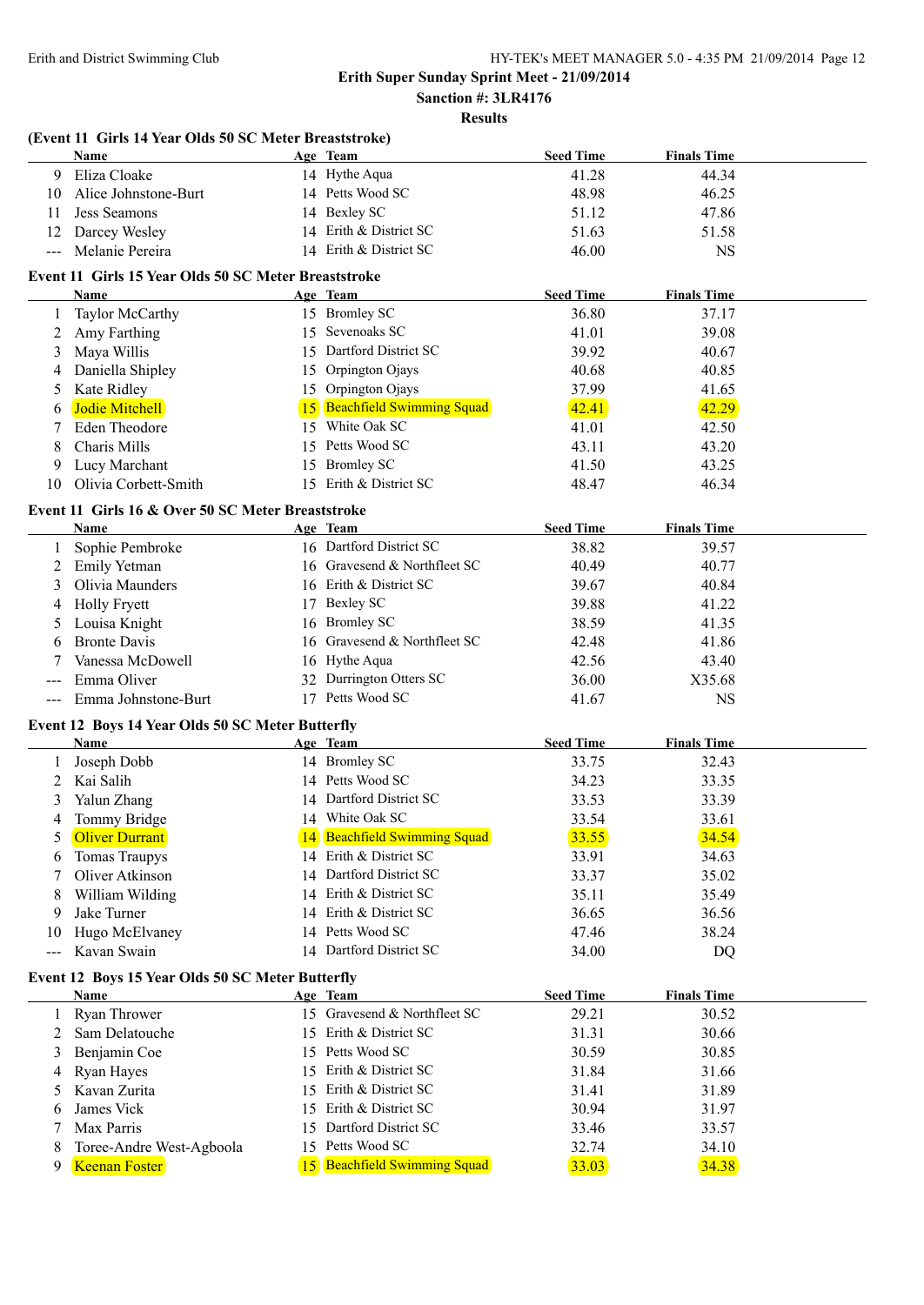**Erith Super Sunday Sprint Meet - 21/09/2014**

**Sanction #: 3LR4176**

**Results**

### (Event 11 Girls 14 Year Olds 50 SC Meter Breaststroke)

| | Name | Age | Team | Seed Time | Finals Time |
|---|---|---|---|---|---|
| 9 | Eliza Cloake | 14 | Hythe Aqua | 41.28 | 44.34 |
| 10 | Alice Johnstone-Burt | 14 | Petts Wood SC | 48.98 | 46.25 |
| 11 | Jess Seamons | 14 | Bexley SC | 51.12 | 47.86 |
| 12 | Darcey Wesley | 14 | Erith & District SC | 51.63 | 51.58 |
| --- | Melanie Pereira | 14 | Erith & District SC | 46.00 | NS |

### Event 11 Girls 15 Year Olds 50 SC Meter Breaststroke

| | Name | Age | Team | Seed Time | Finals Time |
|---|---|---|---|---|---|
| 1 | Taylor McCarthy | 15 | Bromley SC | 36.80 | 37.17 |
| 2 | Amy Farthing | 15 | Sevenoaks SC | 41.01 | 39.08 |
| 3 | Maya Willis | 15 | Dartford District SC | 39.92 | 40.67 |
| 4 | Daniella Shipley | 15 | Orpington Ojays | 40.68 | 40.85 |
| 5 | Kate Ridley | 15 | Orpington Ojays | 37.99 | 41.65 |
| 6 | Jodie Mitchell | 15 | Beachfield Swimming Squad | 42.41 | 42.29 |
| 7 | Eden Theodore | 15 | White Oak SC | 41.01 | 42.50 |
| 8 | Charis Mills | 15 | Petts Wood SC | 43.11 | 43.20 |
| 9 | Lucy Marchant | 15 | Bromley SC | 41.50 | 43.25 |
| 10 | Olivia Corbett-Smith | 15 | Erith & District SC | 48.47 | 46.34 |

### Event 11 Girls 16 & Over 50 SC Meter Breaststroke

| | Name | Age | Team | Seed Time | Finals Time |
|---|---|---|---|---|---|
| 1 | Sophie Pembroke | 16 | Dartford District SC | 38.82 | 39.57 |
| 2 | Emily Yetman | 16 | Gravesend & Northfleet SC | 40.49 | 40.77 |
| 3 | Olivia Maunders | 16 | Erith & District SC | 39.67 | 40.84 |
| 4 | Holly Fryett | 17 | Bexley SC | 39.88 | 41.22 |
| 5 | Louisa Knight | 16 | Bromley SC | 38.59 | 41.35 |
| 6 | Bronte Davis | 16 | Gravesend & Northfleet SC | 42.48 | 41.86 |
| 7 | Vanessa McDowell | 16 | Hythe Aqua | 42.56 | 43.40 |
| --- | Emma Oliver | 32 | Durrington Otters SC | 36.00 | X35.68 |
| --- | Emma Johnstone-Burt | 17 | Petts Wood SC | 41.67 | NS |

### Event 12 Boys 14 Year Olds 50 SC Meter Butterfly

| | Name | Age | Team | Seed Time | Finals Time |
|---|---|---|---|---|---|
| 1 | Joseph Dobb | 14 | Bromley SC | 33.75 | 32.43 |
| 2 | Kai Salih | 14 | Petts Wood SC | 34.23 | 33.35 |
| 3 | Yalun Zhang | 14 | Dartford District SC | 33.53 | 33.39 |
| 4 | Tommy Bridge | 14 | White Oak SC | 33.54 | 33.61 |
| 5 | Oliver Durrant | 14 | Beachfield Swimming Squad | 33.55 | 34.54 |
| 6 | Tomas Traupys | 14 | Erith & District SC | 33.91 | 34.63 |
| 7 | Oliver Atkinson | 14 | Dartford District SC | 33.37 | 35.02 |
| 8 | William Wilding | 14 | Erith & District SC | 35.11 | 35.49 |
| 9 | Jake Turner | 14 | Erith & District SC | 36.65 | 36.56 |
| 10 | Hugo McElvaney | 14 | Petts Wood SC | 47.46 | 38.24 |
| --- | Kavan Swain | 14 | Dartford District SC | 34.00 | DQ |

### Event 12 Boys 15 Year Olds 50 SC Meter Butterfly

| | Name | Age | Team | Seed Time | Finals Time |
|---|---|---|---|---|---|
| 1 | Ryan Thrower | 15 | Gravesend & Northfleet SC | 29.21 | 30.52 |
| 2 | Sam Delatouche | 15 | Erith & District SC | 31.31 | 30.66 |
| 3 | Benjamin Coe | 15 | Petts Wood SC | 30.59 | 30.85 |
| 4 | Ryan Hayes | 15 | Erith & District SC | 31.84 | 31.66 |
| 5 | Kavan Zurita | 15 | Erith & District SC | 31.41 | 31.89 |
| 6 | James Vick | 15 | Erith & District SC | 30.94 | 31.97 |
| 7 | Max Parris | 15 | Dartford District SC | 33.46 | 33.57 |
| 8 | Toree-Andre West-Agboola | 15 | Petts Wood SC | 32.74 | 34.10 |
| 9 | Keenan Foster | 15 | Beachfield Swimming Squad | 33.03 | 34.38 |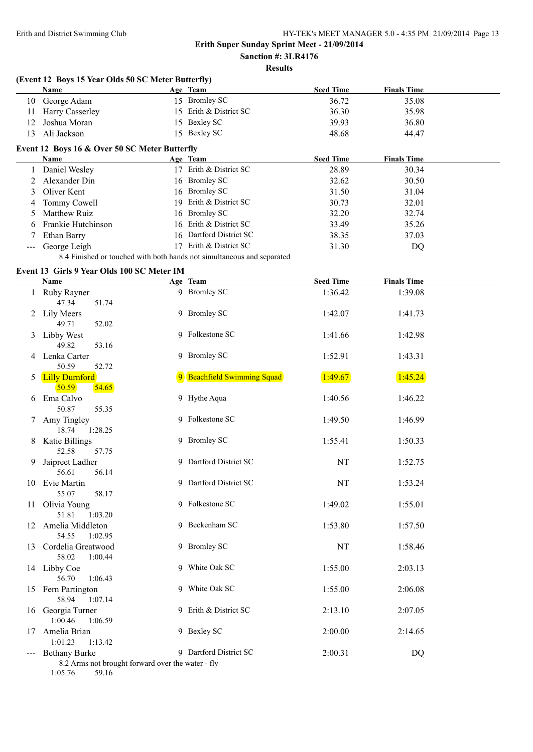Erith and District Swimming Club

**Erith Super Sunday Sprint Meet - 21/09/2014**

**Sanction #: 3LR4176**

**Results**

### (Event 12 Boys 15 Year Olds 50 SC Meter Butterfly)

| | Name | Age | Team | Seed Time | Finals Time |
|---|---|---|---|---|---|
| 10 | George Adam | 15 | Bromley SC | 36.72 | 35.08 |
| 11 | Harry Casserley | 15 | Erith & District SC | 36.30 | 35.98 |
| 12 | Joshua Moran | 15 | Bexley SC | 39.93 | 36.80 |
| 13 | Ali Jackson | 15 | Bexley SC | 48.68 | 44.47 |

### Event 12 Boys 16 & Over 50 SC Meter Butterfly

| | Name | Age | Team | Seed Time | Finals Time |
|---|---|---|---|---|---|
| 1 | Daniel Wesley | 17 | Erith & District SC | 28.89 | 30.34 |
| 2 | Alexander Din | 16 | Bromley SC | 32.62 | 30.50 |
| 3 | Oliver Kent | 16 | Bromley SC | 31.50 | 31.04 |
| 4 | Tommy Cowell | 19 | Erith & District SC | 30.73 | 32.01 |
| 5 | Matthew Ruiz | 16 | Bromley SC | 32.20 | 32.74 |
| 6 | Frankie Hutchinson | 16 | Erith & District SC | 33.49 | 35.26 |
| 7 | Ethan Barry | 16 | Dartford District SC | 38.35 | 37.03 |
| --- | George Leigh | 17 | Erith & District SC | 31.30 | DQ |
| | 8.4 Finished or touched with both hands not simultaneous and separated | | | | |

### Event 13 Girls 9 Year Olds 100 SC Meter IM

| | Name | Age | Team | Seed Time | Finals Time |
|---|---|---|---|---|---|
| 1 | Ruby Rayner | 9 | Bromley SC | 1:36.42 | 1:39.08 |
| | 47.34 51.74 | | | | |
| 2 | Lily Meers | 9 | Bromley SC | 1:42.07 | 1:41.73 |
| | 49.71 52.02 | | | | |
| 3 | Libby West | 9 | Folkestone SC | 1:41.66 | 1:42.98 |
| | 49.82 53.16 | | | | |
| 4 | Lenka Carter | 9 | Bromley SC | 1:52.91 | 1:43.31 |
| | 50.59 52.72 | | | | |
| 5 | Lilly Durnford | 9 | Beachfield Swimming Squad | 1:49.67 | 1:45.24 |
| | 50.59 54.65 | | | | |
| 6 | Ema Calvo | 9 | Hythe Aqua | 1:40.56 | 1:46.22 |
| | 50.87 55.35 | | | | |
| 7 | Amy Tingley | 9 | Folkestone SC | 1:49.50 | 1:46.99 |
| | 18.74 1:28.25 | | | | |
| 8 | Katie Billings | 9 | Bromley SC | 1:55.41 | 1:50.33 |
| | 52.58 57.75 | | | | |
| 9 | Jaipreet Ladher | 9 | Dartford District SC | NT | 1:52.75 |
| | 56.61 56.14 | | | | |
| 10 | Evie Martin | 9 | Dartford District SC | NT | 1:53.24 |
| | 55.07 58.17 | | | | |
| 11 | Olivia Young | 9 | Folkestone SC | 1:49.02 | 1:55.01 |
| | 51.81 1:03.20 | | | | |
| 12 | Amelia Middleton | 9 | Beckenham SC | 1:53.80 | 1:57.50 |
| | 54.55 1:02.95 | | | | |
| 13 | Cordelia Greatwood | 9 | Bromley SC | NT | 1:58.46 |
| | 58.02 1:00.44 | | | | |
| 14 | Libby Coe | 9 | White Oak SC | 1:55.00 | 2:03.13 |
| | 56.70 1:06.43 | | | | |
| 15 | Fern Partington | 9 | White Oak SC | 1:55.00 | 2:06.08 |
| | 58.94 1:07.14 | | | | |
| 16 | Georgia Turner | 9 | Erith & District SC | 2:13.10 | 2:07.05 |
| | 1:00.46 1:06.59 | | | | |
| 17 | Amelia Brian | 9 | Bexley SC | 2:00.00 | 2:14.65 |
| | 1:01.23 1:13.42 | | | | |
| --- | Bethany Burke | 9 | Dartford District SC | 2:00.31 | DQ |
| | 8.2 Arms not brought forward over the water - fly | | | | |
| | 1:05.76 59.16 | | | | |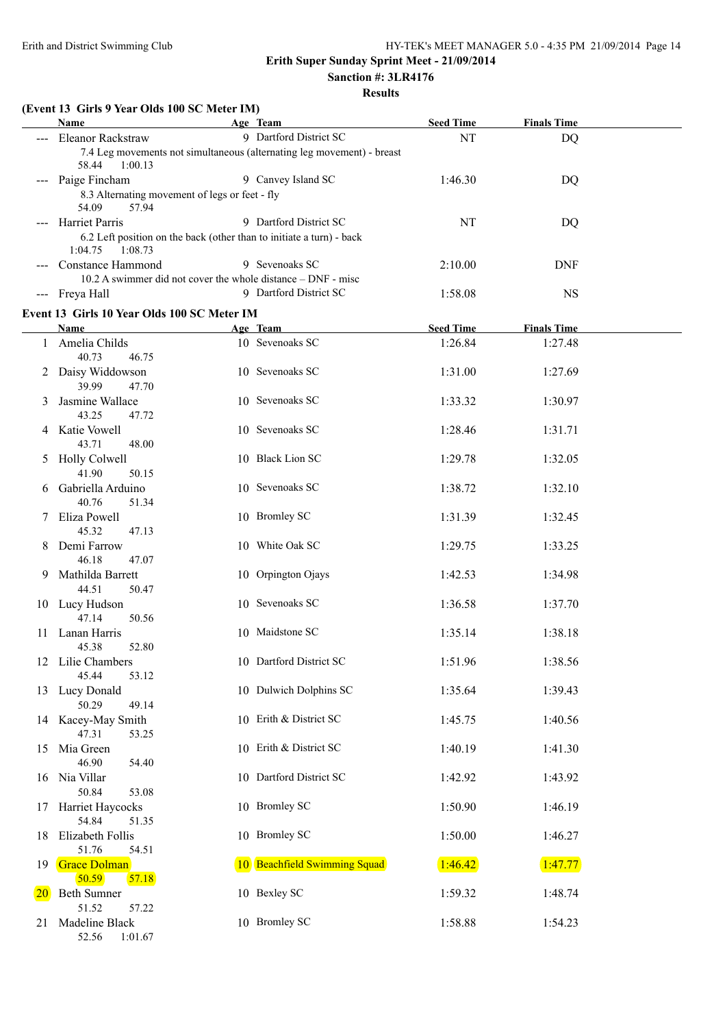## Erith Super Sunday Sprint Meet - 21/09/2014

**Sanction #: 3LR4176**

**Results**

### (Event 13 Girls 9 Year Olds 100 SC Meter IM)

| | Name | Age | Team | Seed Time | Finals Time |
|---|---|---|---|---|---|
| --- | Eleanor Rackstraw | 9 | Dartford District SC | NT | DQ |
| | 7.4 Leg movements not simultaneous (alternating leg movement) - breast | | | | |
| | 58.44 1:00.13 | | | | |
| --- | Paige Fincham | 9 | Canvey Island SC | 1:46.30 | DQ |
| | 8.3 Alternating movement of legs or feet - fly | | | | |
| | 54.09 57.94 | | | | |
| --- | Harriet Parris | 9 | Dartford District SC | NT | DQ |
| | 6.2 Left position on the back (other than to initiate a turn) - back | | | | |
| | 1:04.75 1:08.73 | | | | |
| --- | Constance Hammond | 9 | Sevenoaks SC | 2:10.00 | DNF |
| | 10.2 A swimmer did not cover the whole distance – DNF - misc | | | | |
| --- | Freya Hall | 9 | Dartford District SC | 1:58.08 | NS |

### Event 13 Girls 10 Year Olds 100 SC Meter IM

| | Name | Age | Team | Seed Time | Finals Time |
|---|---|---|---|---|---|
| 1 | Amelia Childs | 10 | Sevenoaks SC | 1:26.84 | 1:27.48 |
| | 40.73 46.75 | | | | |
| 2 | Daisy Widdowson | 10 | Sevenoaks SC | 1:31.00 | 1:27.69 |
| | 39.99 47.70 | | | | |
| 3 | Jasmine Wallace | 10 | Sevenoaks SC | 1:33.32 | 1:30.97 |
| | 43.25 47.72 | | | | |
| 4 | Katie Vowell | 10 | Sevenoaks SC | 1:28.46 | 1:31.71 |
| | 43.71 48.00 | | | | |
| 5 | Holly Colwell | 10 | Black Lion SC | 1:29.78 | 1:32.05 |
| | 41.90 50.15 | | | | |
| 6 | Gabriella Arduino | 10 | Sevenoaks SC | 1:38.72 | 1:32.10 |
| | 40.76 51.34 | | | | |
| 7 | Eliza Powell | 10 | Bromley SC | 1:31.39 | 1:32.45 |
| | 45.32 47.13 | | | | |
| 8 | Demi Farrow | 10 | White Oak SC | 1:29.75 | 1:33.25 |
| | 46.18 47.07 | | | | |
| 9 | Mathilda Barrett | 10 | Orpington Ojays | 1:42.53 | 1:34.98 |
| | 44.51 50.47 | | | | |
| 10 | Lucy Hudson | 10 | Sevenoaks SC | 1:36.58 | 1:37.70 |
| | 47.14 50.56 | | | | |
| 11 | Lanan Harris | 10 | Maidstone SC | 1:35.14 | 1:38.18 |
| | 45.38 52.80 | | | | |
| 12 | Lilie Chambers | 10 | Dartford District SC | 1:51.96 | 1:38.56 |
| | 45.44 53.12 | | | | |
| 13 | Lucy Donald | 10 | Dulwich Dolphins SC | 1:35.64 | 1:39.43 |
| | 50.29 49.14 | | | | |
| 14 | Kacey-May Smith | 10 | Erith & District SC | 1:45.75 | 1:40.56 |
| | 47.31 53.25 | | | | |
| 15 | Mia Green | 10 | Erith & District SC | 1:40.19 | 1:41.30 |
| | 46.90 54.40 | | | | |
| 16 | Nia Villar | 10 | Dartford District SC | 1:42.92 | 1:43.92 |
| | 50.84 53.08 | | | | |
| 17 | Harriet Haycocks | 10 | Bromley SC | 1:50.90 | 1:46.19 |
| | 54.84 51.35 | | | | |
| 18 | Elizabeth Follis | 10 | Bromley SC | 1:50.00 | 1:46.27 |
| | 51.76 54.51 | | | | |
| 19 | Grace Dolman | 10 | Beachfield Swimming Squad | 1:46.42 | 1:47.77 |
| | 50.59 57.18 | | | | |
| 20 | Beth Sumner | 10 | Bexley SC | 1:59.32 | 1:48.74 |
| | 51.52 57.22 | | | | |
| 21 | Madeline Black | 10 | Bromley SC | 1:58.88 | 1:54.23 |
| | 52.56 1:01.67 | | | | |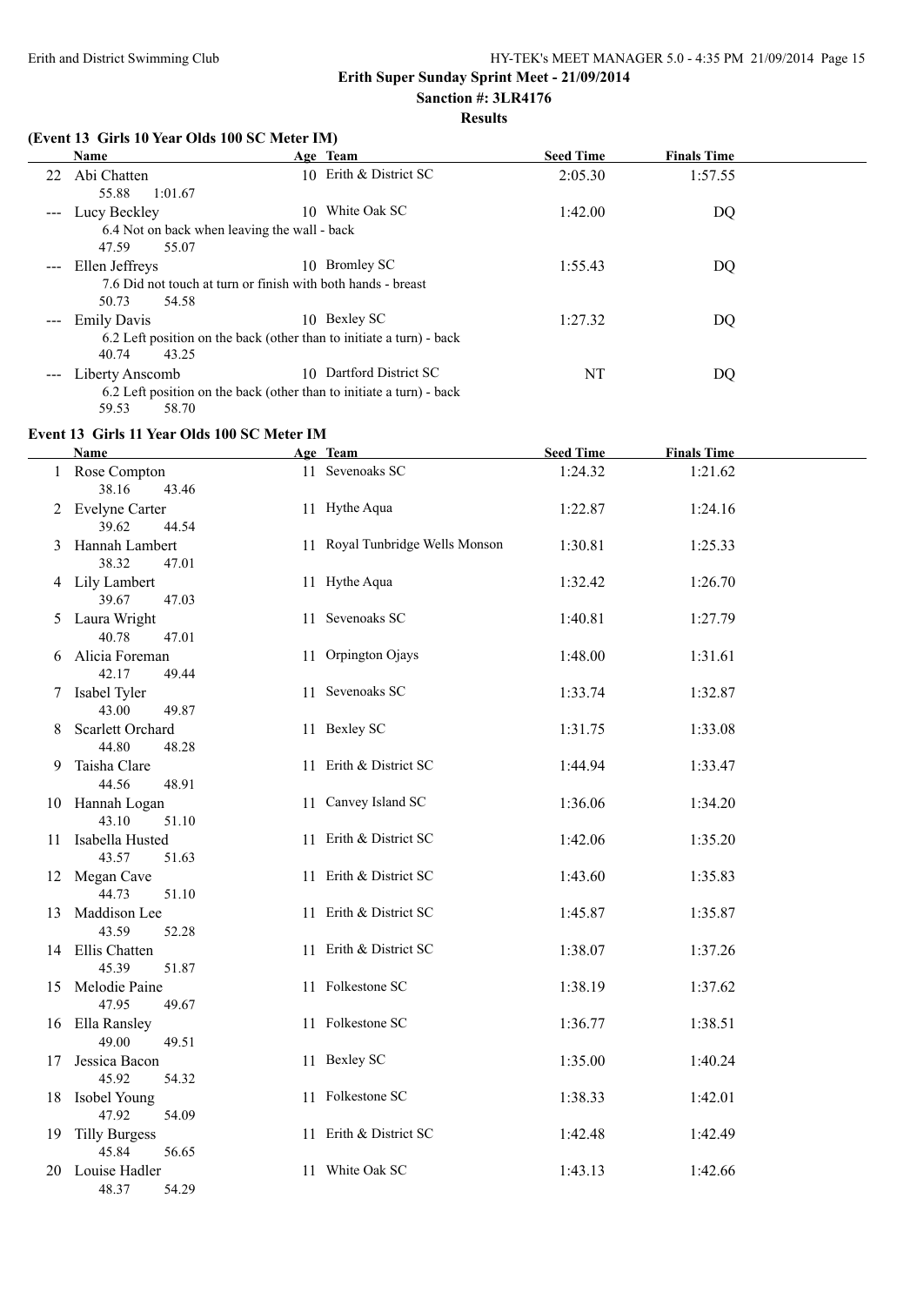**Erith Super Sunday Sprint Meet - 21/09/2014**

**Sanction #: 3LR4176**

**Results**

### (Event 13 Girls 10 Year Olds 100 SC Meter IM)

| | Name | Age | Team | Seed Time | Finals Time |
|---|---|---|---|---|---|
| 22 | Abi Chatten | 10 | Erith & District SC | 2:05.30 | 1:57.55 |
| | 55.88 1:01.67 | | | | |
| --- | Lucy Beckley | 10 | White Oak SC | 1:42.00 | DQ |
| | 6.4 Not on back when leaving the wall - back | | | | |
| | 47.59 55.07 | | | | |
| --- | Ellen Jeffreys | 10 | Bromley SC | 1:55.43 | DQ |
| | 7.6 Did not touch at turn or finish with both hands - breast | | | | |
| | 50.73 54.58 | | | | |
| --- | Emily Davis | 10 | Bexley SC | 1:27.32 | DQ |
| | 6.2 Left position on the back (other than to initiate a turn) - back | | | | |
| | 40.74 43.25 | | | | |
| --- | Liberty Anscomb | 10 | Dartford District SC | NT | DQ |
| | 6.2 Left position on the back (other than to initiate a turn) - back | | | | |
| | 59.53 58.70 | | | | |

### Event 13 Girls 11 Year Olds 100 SC Meter IM

| | Name | Age | Team | Seed Time | Finals Time |
|---|---|---|---|---|---|
| 1 | Rose Compton | 11 | Sevenoaks SC | 1:24.32 | 1:21.62 |
| | 38.16 43.46 | | | | |
| 2 | Evelyne Carter | 11 | Hythe Aqua | 1:22.87 | 1:24.16 |
| | 39.62 44.54 | | | | |
| 3 | Hannah Lambert | 11 | Royal Tunbridge Wells Monson | 1:30.81 | 1:25.33 |
| | 38.32 47.01 | | | | |
| 4 | Lily Lambert | 11 | Hythe Aqua | 1:32.42 | 1:26.70 |
| | 39.67 47.03 | | | | |
| 5 | Laura Wright | 11 | Sevenoaks SC | 1:40.81 | 1:27.79 |
| | 40.78 47.01 | | | | |
| 6 | Alicia Foreman | 11 | Orpington Ojays | 1:48.00 | 1:31.61 |
| | 42.17 49.44 | | | | |
| 7 | Isabel Tyler | 11 | Sevenoaks SC | 1:33.74 | 1:32.87 |
| | 43.00 49.87 | | | | |
| 8 | Scarlett Orchard | 11 | Bexley SC | 1:31.75 | 1:33.08 |
| | 44.80 48.28 | | | | |
| 9 | Taisha Clare | 11 | Erith & District SC | 1:44.94 | 1:33.47 |
| | 44.56 48.91 | | | | |
| 10 | Hannah Logan | 11 | Canvey Island SC | 1:36.06 | 1:34.20 |
| | 43.10 51.10 | | | | |
| 11 | Isabella Husted | 11 | Erith & District SC | 1:42.06 | 1:35.20 |
| | 43.57 51.63 | | | | |
| 12 | Megan Cave | 11 | Erith & District SC | 1:43.60 | 1:35.83 |
| | 44.73 51.10 | | | | |
| 13 | Maddison Lee | 11 | Erith & District SC | 1:45.87 | 1:35.87 |
| | 43.59 52.28 | | | | |
| 14 | Ellis Chatten | 11 | Erith & District SC | 1:38.07 | 1:37.26 |
| | 45.39 51.87 | | | | |
| 15 | Melodie Paine | 11 | Folkestone SC | 1:38.19 | 1:37.62 |
| | 47.95 49.67 | | | | |
| 16 | Ella Ransley | 11 | Folkestone SC | 1:36.77 | 1:38.51 |
| | 49.00 49.51 | | | | |
| 17 | Jessica Bacon | 11 | Bexley SC | 1:35.00 | 1:40.24 |
| | 45.92 54.32 | | | | |
| 18 | Isobel Young | 11 | Folkestone SC | 1:38.33 | 1:42.01 |
| | 47.92 54.09 | | | | |
| 19 | Tilly Burgess | 11 | Erith & District SC | 1:42.48 | 1:42.49 |
| | 45.84 56.65 | | | | |
| 20 | Louise Hadler | 11 | White Oak SC | 1:43.13 | 1:42.66 |
| | 48.37 54.29 | | | | |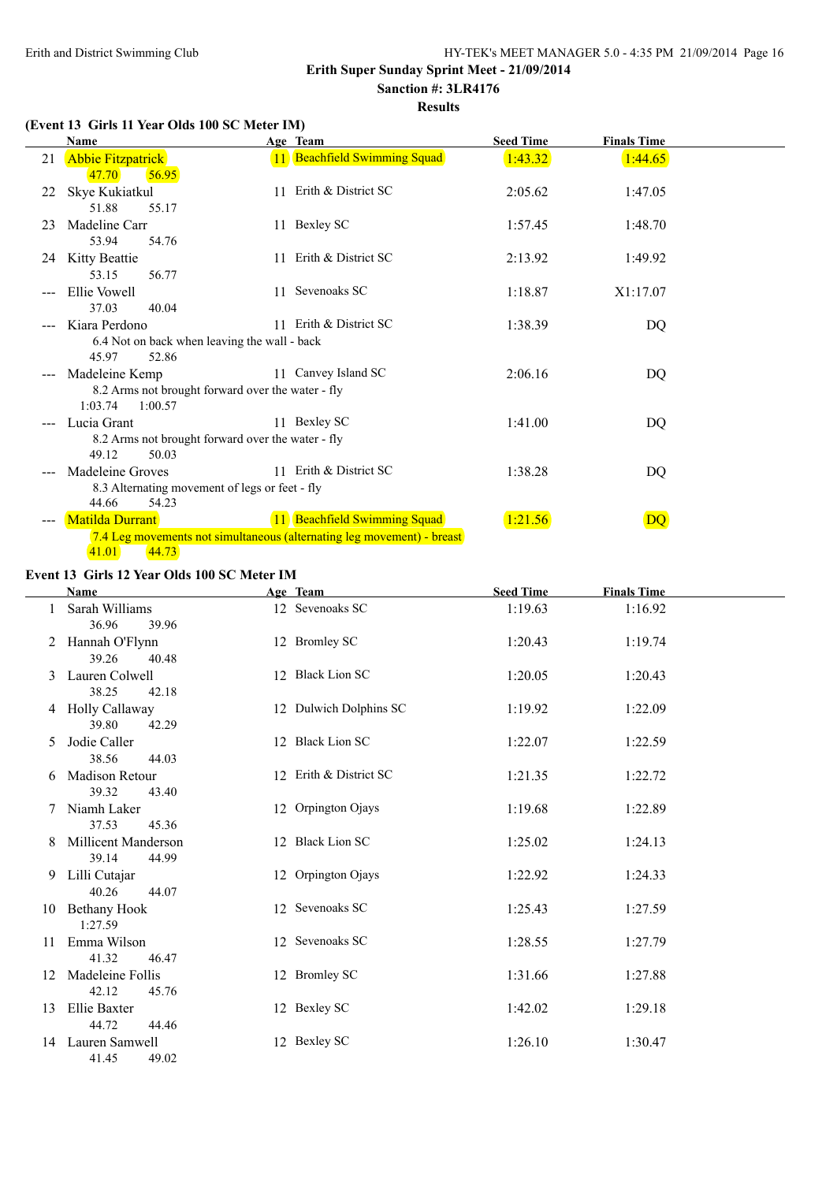Erith and District Swimming Club

**Erith Super Sunday Sprint Meet - 21/09/2014**

**Sanction #: 3LR4176**

**Results**

### (Event 13 Girls 11 Year Olds 100 SC Meter IM)

| | Name | Age | Team | Seed Time | Finals Time |
|---|---|---|---|---|---|
| 21 | Abbie Fitzpatrick | 11 | Beachfield Swimming Squad | 1:43.32 | 1:44.65 |
| | 47.70 56.95 | | | | |
| 22 | Skye Kukiatkul | 11 | Erith & District SC | 2:05.62 | 1:47.05 |
| | 51.88 55.17 | | | | |
| 23 | Madeline Carr | 11 | Bexley SC | 1:57.45 | 1:48.70 |
| | 53.94 54.76 | | | | |
| 24 | Kitty Beattie | 11 | Erith & District SC | 2:13.92 | 1:49.92 |
| | 53.15 56.77 | | | | |
| --- | Ellie Vowell | 11 | Sevenoaks SC | 1:18.87 | X1:17.07 |
| | 37.03 40.04 | | | | |
| --- | Kiara Perdono | 11 | Erith & District SC | 1:38.39 | DQ |
| | 6.4 Not on back when leaving the wall - back | | | | |
| | 45.97 52.86 | | | | |
| --- | Madeleine Kemp | 11 | Canvey Island SC | 2:06.16 | DQ |
| | 8.2 Arms not brought forward over the water - fly | | | | |
| | 1:03.74 1:00.57 | | | | |
| --- | Lucia Grant | 11 | Bexley SC | 1:41.00 | DQ |
| | 8.2 Arms not brought forward over the water - fly | | | | |
| | 49.12 50.03 | | | | |
| --- | Madeleine Groves | 11 | Erith & District SC | 1:38.28 | DQ |
| | 8.3 Alternating movement of legs or feet - fly | | | | |
| | 44.66 54.23 | | | | |
| --- | Matilda Durrant | 11 | Beachfield Swimming Squad | 1:21.56 | DQ |
| | 7.4 Leg movements not simultaneous (alternating leg movement) - breast | | | | |
| | 41.01 44.73 | | | | |

### Event 13 Girls 12 Year Olds 100 SC Meter IM

| | Name | Age | Team | Seed Time | Finals Time |
|---|---|---|---|---|---|
| 1 | Sarah Williams | 12 | Sevenoaks SC | 1:19.63 | 1:16.92 |
| | 36.96 39.96 | | | | |
| 2 | Hannah O'Flynn | 12 | Bromley SC | 1:20.43 | 1:19.74 |
| | 39.26 40.48 | | | | |
| 3 | Lauren Colwell | 12 | Black Lion SC | 1:20.05 | 1:20.43 |
| | 38.25 42.18 | | | | |
| 4 | Holly Callaway | 12 | Dulwich Dolphins SC | 1:19.92 | 1:22.09 |
| | 39.80 42.29 | | | | |
| 5 | Jodie Caller | 12 | Black Lion SC | 1:22.07 | 1:22.59 |
| | 38.56 44.03 | | | | |
| 6 | Madison Retour | 12 | Erith & District SC | 1:21.35 | 1:22.72 |
| | 39.32 43.40 | | | | |
| 7 | Niamh Laker | 12 | Orpington Ojays | 1:19.68 | 1:22.89 |
| | 37.53 45.36 | | | | |
| 8 | Millicent Manderson | 12 | Black Lion SC | 1:25.02 | 1:24.13 |
| | 39.14 44.99 | | | | |
| 9 | Lilli Cutajar | 12 | Orpington Ojays | 1:22.92 | 1:24.33 |
| | 40.26 44.07 | | | | |
| 10 | Bethany Hook | 12 | Sevenoaks SC | 1:25.43 | 1:27.59 |
| | 1:27.59 | | | | |
| 11 | Emma Wilson | 12 | Sevenoaks SC | 1:28.55 | 1:27.79 |
| | 41.32 46.47 | | | | |
| 12 | Madeleine Follis | 12 | Bromley SC | 1:31.66 | 1:27.88 |
| | 42.12 45.76 | | | | |
| 13 | Ellie Baxter | 12 | Bexley SC | 1:42.02 | 1:29.18 |
| | 44.72 44.46 | | | | |
| 14 | Lauren Samwell | 12 | Bexley SC | 1:26.10 | 1:30.47 |
| | 41.45 49.02 | | | | |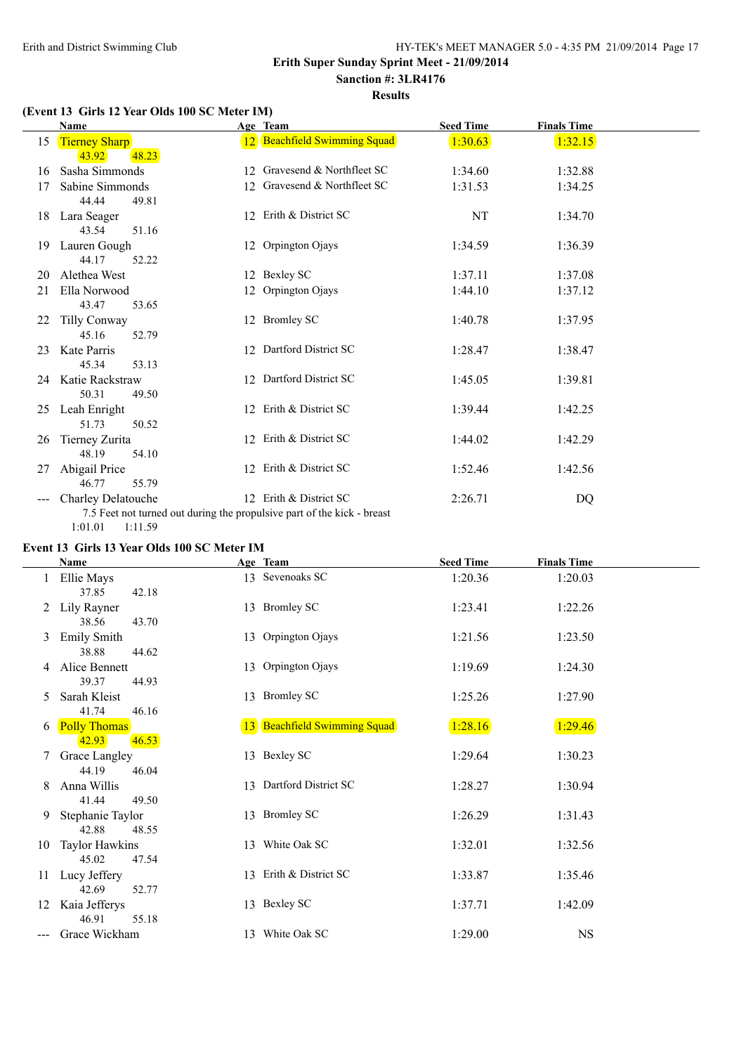Erith and District Swimming Club

**Erith Super Sunday Sprint Meet - 21/09/2014**

**Sanction #: 3LR4176**

**Results**

### (Event 13 Girls 12 Year Olds 100 SC Meter IM)

| | Name | Age | Team | Seed Time | Finals Time |
|---|---|---|---|---|---|
| 15 | Tierney Sharp | 12 | Beachfield Swimming Squad | 1:30.63 | 1:32.15 |
| | 43.92 48.23 | | | | |
| 16 | Sasha Simmonds | 12 | Gravesend & Northfleet SC | 1:34.60 | 1:32.88 |
| 17 | Sabine Simmonds | 12 | Gravesend & Northfleet SC | 1:31.53 | 1:34.25 |
| | 44.44 49.81 | | | | |
| 18 | Lara Seager | 12 | Erith & District SC | NT | 1:34.70 |
| | 43.54 51.16 | | | | |
| 19 | Lauren Gough | 12 | Orpington Ojays | 1:34.59 | 1:36.39 |
| | 44.17 52.22 | | | | |
| 20 | Alethea West | 12 | Bexley SC | 1:37.11 | 1:37.08 |
| 21 | Ella Norwood | 12 | Orpington Ojays | 1:44.10 | 1:37.12 |
| | 43.47 53.65 | | | | |
| 22 | Tilly Conway | 12 | Bromley SC | 1:40.78 | 1:37.95 |
| | 45.16 52.79 | | | | |
| 23 | Kate Parris | 12 | Dartford District SC | 1:28.47 | 1:38.47 |
| | 45.34 53.13 | | | | |
| 24 | Katie Rackstraw | 12 | Dartford District SC | 1:45.05 | 1:39.81 |
| | 50.31 49.50 | | | | |
| 25 | Leah Enright | 12 | Erith & District SC | 1:39.44 | 1:42.25 |
| | 51.73 50.52 | | | | |
| 26 | Tierney Zurita | 12 | Erith & District SC | 1:44.02 | 1:42.29 |
| | 48.19 54.10 | | | | |
| 27 | Abigail Price | 12 | Erith & District SC | 1:52.46 | 1:42.56 |
| | 46.77 55.79 | | | | |
| --- | Charley Delatouche | 12 | Erith & District SC | 2:26.71 | DQ |
| | 7.5 Feet not turned out during the propulsive part of the kick - breast | | | | |
| | 1:01.01 1:11.59 | | | | |

### Event 13 Girls 13 Year Olds 100 SC Meter IM

| | Name | Age | Team | Seed Time | Finals Time |
|---|---|---|---|---|---|
| 1 | Ellie Mays | 13 | Sevenoaks SC | 1:20.36 | 1:20.03 |
| | 37.85 42.18 | | | | |
| 2 | Lily Rayner | 13 | Bromley SC | 1:23.41 | 1:22.26 |
| | 38.56 43.70 | | | | |
| 3 | Emily Smith | 13 | Orpington Ojays | 1:21.56 | 1:23.50 |
| | 38.88 44.62 | | | | |
| 4 | Alice Bennett | 13 | Orpington Ojays | 1:19.69 | 1:24.30 |
| | 39.37 44.93 | | | | |
| 5 | Sarah Kleist | 13 | Bromley SC | 1:25.26 | 1:27.90 |
| | 41.74 46.16 | | | | |
| 6 | Polly Thomas | 13 | Beachfield Swimming Squad | 1:28.16 | 1:29.46 |
| | 42.93 46.53 | | | | |
| 7 | Grace Langley | 13 | Bexley SC | 1:29.64 | 1:30.23 |
| | 44.19 46.04 | | | | |
| 8 | Anna Willis | 13 | Dartford District SC | 1:28.27 | 1:30.94 |
| | 41.44 49.50 | | | | |
| 9 | Stephanie Taylor | 13 | Bromley SC | 1:26.29 | 1:31.43 |
| | 42.88 48.55 | | | | |
| 10 | Taylor Hawkins | 13 | White Oak SC | 1:32.01 | 1:32.56 |
| | 45.02 47.54 | | | | |
| 11 | Lucy Jeffery | 13 | Erith & District SC | 1:33.87 | 1:35.46 |
| | 42.69 52.77 | | | | |
| 12 | Kaia Jefferys | 13 | Bexley SC | 1:37.71 | 1:42.09 |
| | 46.91 55.18 | | | | |
| --- | Grace Wickham | 13 | White Oak SC | 1:29.00 | NS |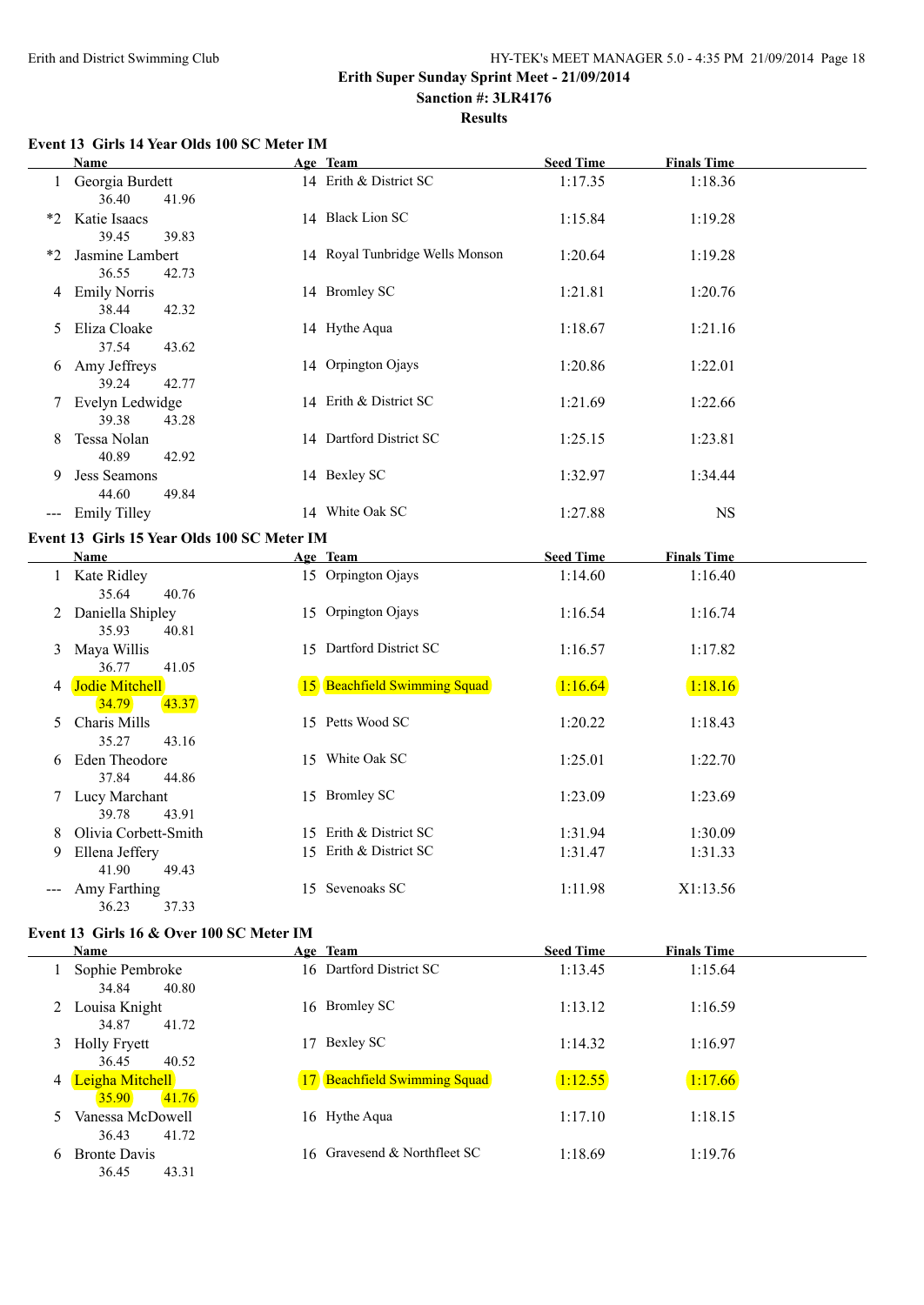Erith and District Swimming Club

**Erith Super Sunday Sprint Meet - 21/09/2014**

**Sanction #: 3LR4176**

**Results**

### Event 13 Girls 14 Year Olds 100 SC Meter IM

| | Name | Age | Team | Seed Time | Finals Time |
|---|---|---|---|---|---|
| 1 | Georgia Burdett | 14 | Erith & District SC | 1:17.35 | 1:18.36 |
| | 36.40 41.96 | | | | |
| *2 | Katie Isaacs | 14 | Black Lion SC | 1:15.84 | 1:19.28 |
| | 39.45 39.83 | | | | |
| *2 | Jasmine Lambert | 14 | Royal Tunbridge Wells Monson | 1:20.64 | 1:19.28 |
| | 36.55 42.73 | | | | |
| 4 | Emily Norris | 14 | Bromley SC | 1:21.81 | 1:20.76 |
| | 38.44 42.32 | | | | |
| 5 | Eliza Cloake | 14 | Hythe Aqua | 1:18.67 | 1:21.16 |
| | 37.54 43.62 | | | | |
| 6 | Amy Jeffreys | 14 | Orpington Ojays | 1:20.86 | 1:22.01 |
| | 39.24 42.77 | | | | |
| 7 | Evelyn Ledwidge | 14 | Erith & District SC | 1:21.69 | 1:22.66 |
| | 39.38 43.28 | | | | |
| 8 | Tessa Nolan | 14 | Dartford District SC | 1:25.15 | 1:23.81 |
| | 40.89 42.92 | | | | |
| 9 | Jess Seamons | 14 | Bexley SC | 1:32.97 | 1:34.44 |
| | 44.60 49.84 | | | | |
| --- | Emily Tilley | 14 | White Oak SC | 1:27.88 | NS |

### Event 13 Girls 15 Year Olds 100 SC Meter IM

| | Name | Age | Team | Seed Time | Finals Time |
|---|---|---|---|---|---|
| 1 | Kate Ridley | 15 | Orpington Ojays | 1:14.60 | 1:16.40 |
| | 35.64 40.76 | | | | |
| 2 | Daniella Shipley | 15 | Orpington Ojays | 1:16.54 | 1:16.74 |
| | 35.93 40.81 | | | | |
| 3 | Maya Willis | 15 | Dartford District SC | 1:16.57 | 1:17.82 |
| | 36.77 41.05 | | | | |
| 4 | Jodie Mitchell | 15 | Beachfield Swimming Squad | 1:16.64 | 1:18.16 |
| | 34.79 43.37 | | | | |
| 5 | Charis Mills | 15 | Petts Wood SC | 1:20.22 | 1:18.43 |
| | 35.27 43.16 | | | | |
| 6 | Eden Theodore | 15 | White Oak SC | 1:25.01 | 1:22.70 |
| | 37.84 44.86 | | | | |
| 7 | Lucy Marchant | 15 | Bromley SC | 1:23.09 | 1:23.69 |
| | 39.78 43.91 | | | | |
| 8 | Olivia Corbett-Smith | 15 | Erith & District SC | 1:31.94 | 1:30.09 |
| 9 | Ellena Jeffery | 15 | Erith & District SC | 1:31.47 | 1:31.33 |
| | 41.90 49.43 | | | | |
| --- | Amy Farthing | 15 | Sevenoaks SC | 1:11.98 | X1:13.56 |
| | 36.23 37.33 | | | | |

### Event 13 Girls 16 & Over 100 SC Meter IM

| | Name | Age | Team | Seed Time | Finals Time |
|---|---|---|---|---|---|
| 1 | Sophie Pembroke | 16 | Dartford District SC | 1:13.45 | 1:15.64 |
| | 34.84 40.80 | | | | |
| 2 | Louisa Knight | 16 | Bromley SC | 1:13.12 | 1:16.59 |
| | 34.87 41.72 | | | | |
| 3 | Holly Fryett | 17 | Bexley SC | 1:14.32 | 1:16.97 |
| | 36.45 40.52 | | | | |
| 4 | Leigha Mitchell | 17 | Beachfield Swimming Squad | 1:12.55 | 1:17.66 |
| | 35.90 41.76 | | | | |
| 5 | Vanessa McDowell | 16 | Hythe Aqua | 1:17.10 | 1:18.15 |
| | 36.43 41.72 | | | | |
| 6 | Bronte Davis | 16 | Gravesend & Northfleet SC | 1:18.69 | 1:19.76 |
| | 36.45 43.31 | | | | |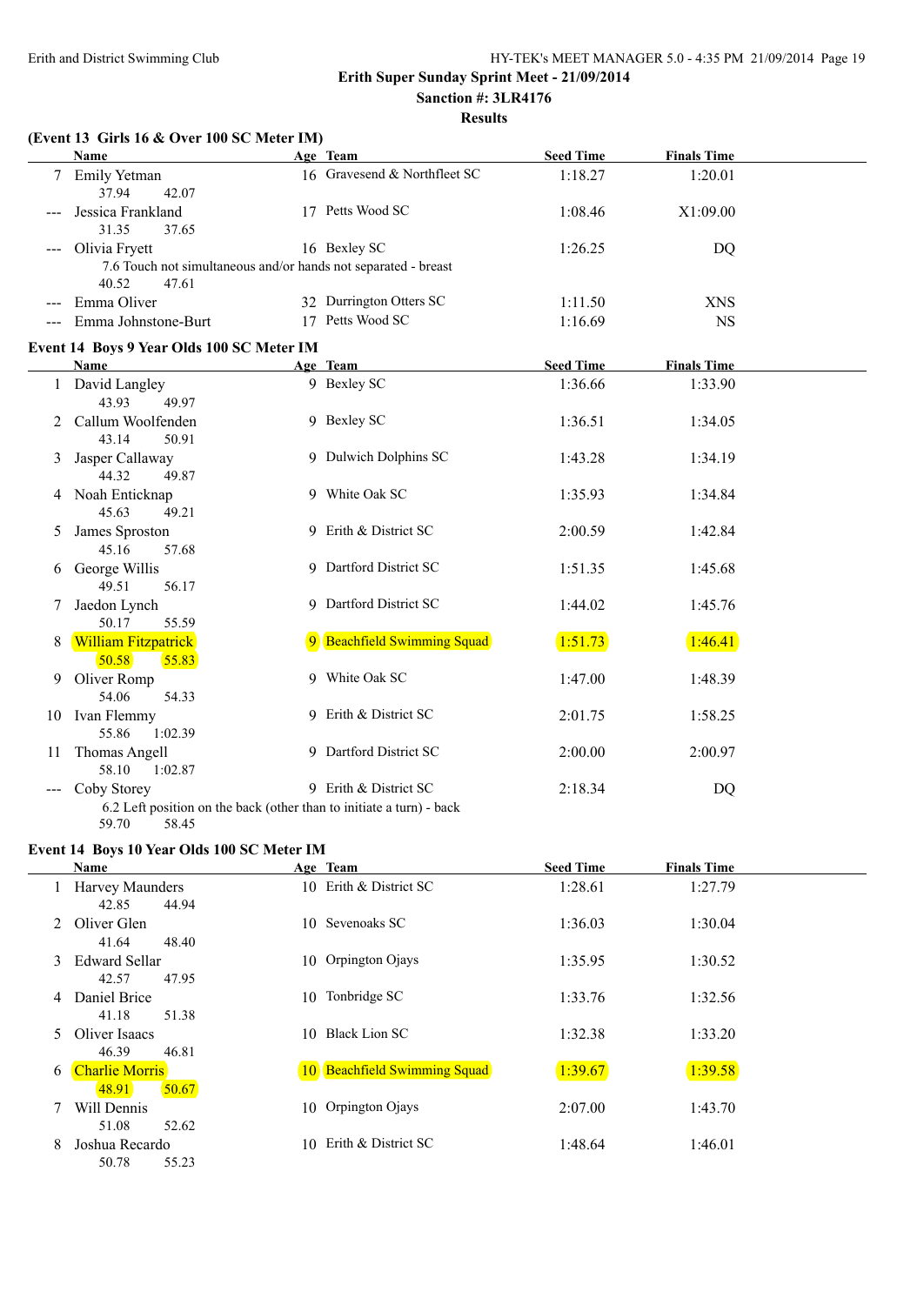**Erith Super Sunday Sprint Meet - 21/09/2014**

**Sanction #: 3LR4176**

**Results**

### (Event 13 Girls 16 & Over 100 SC Meter IM)

| | Name | Age | Team | Seed Time | Finals Time |
|---|---|---|---|---|---|
| 7 | Emily Yetman | 16 | Gravesend & Northfleet SC | 1:18.27 | 1:20.01 |
| | 37.94   42.07 | | | | |
| --- | Jessica Frankland | 17 | Petts Wood SC | 1:08.46 | X1:09.00 |
| | 31.35   37.65 | | | | |
| --- | Olivia Fryett | 16 | Bexley SC | 1:26.25 | DQ |
| | 7.6 Touch not simultaneous and/or hands not separated - breast | | | | |
| | 40.52   47.61 | | | | |
| --- | Emma Oliver | 32 | Durrington Otters SC | 1:11.50 | XNS |
| --- | Emma Johnstone-Burt | 17 | Petts Wood SC | 1:16.69 | NS |

### Event 14 Boys 9 Year Olds 100 SC Meter IM

| | Name | Age | Team | Seed Time | Finals Time |
|---|---|---|---|---|---|
| 1 | David Langley | 9 | Bexley SC | 1:36.66 | 1:33.90 |
| | 43.93   49.97 | | | | |
| 2 | Callum Woolfenden | 9 | Bexley SC | 1:36.51 | 1:34.05 |
| | 43.14   50.91 | | | | |
| 3 | Jasper Callaway | 9 | Dulwich Dolphins SC | 1:43.28 | 1:34.19 |
| | 44.32   49.87 | | | | |
| 4 | Noah Enticknap | 9 | White Oak SC | 1:35.93 | 1:34.84 |
| | 45.63   49.21 | | | | |
| 5 | James Sproston | 9 | Erith & District SC | 2:00.59 | 1:42.84 |
| | 45.16   57.68 | | | | |
| 6 | George Willis | 9 | Dartford District SC | 1:51.35 | 1:45.68 |
| | 49.51   56.17 | | | | |
| 7 | Jaedon Lynch | 9 | Dartford District SC | 1:44.02 | 1:45.76 |
| | 50.17   55.59 | | | | |
| 8 | William Fitzpatrick | 9 | Beachfield Swimming Squad | 1:51.73 | 1:46.41 |
| | 50.58   55.83 | | | | |
| 9 | Oliver Romp | 9 | White Oak SC | 1:47.00 | 1:48.39 |
| | 54.06   54.33 | | | | |
| 10 | Ivan Flemmy | 9 | Erith & District SC | 2:01.75 | 1:58.25 |
| | 55.86   1:02.39 | | | | |
| 11 | Thomas Angell | 9 | Dartford District SC | 2:00.00 | 2:00.97 |
| | 58.10   1:02.87 | | | | |
| --- | Coby Storey | 9 | Erith & District SC | 2:18.34 | DQ |
| | 6.2 Left position on the back (other than to initiate a turn) - back | | | | |
| | 59.70   58.45 | | | | |

### Event 14 Boys 10 Year Olds 100 SC Meter IM

| | Name | Age | Team | Seed Time | Finals Time |
|---|---|---|---|---|---|
| 1 | Harvey Maunders | 10 | Erith & District SC | 1:28.61 | 1:27.79 |
| | 42.85   44.94 | | | | |
| 2 | Oliver Glen | 10 | Sevenoaks SC | 1:36.03 | 1:30.04 |
| | 41.64   48.40 | | | | |
| 3 | Edward Sellar | 10 | Orpington Ojays | 1:35.95 | 1:30.52 |
| | 42.57   47.95 | | | | |
| 4 | Daniel Brice | 10 | Tonbridge SC | 1:33.76 | 1:32.56 |
| | 41.18   51.38 | | | | |
| 5 | Oliver Isaacs | 10 | Black Lion SC | 1:32.38 | 1:33.20 |
| | 46.39   46.81 | | | | |
| 6 | Charlie Morris | 10 | Beachfield Swimming Squad | 1:39.67 | 1:39.58 |
| | 48.91   50.67 | | | | |
| 7 | Will Dennis | 10 | Orpington Ojays | 2:07.00 | 1:43.70 |
| | 51.08   52.62 | | | | |
| 8 | Joshua Ricardo | 10 | Erith & District SC | 1:48.64 | 1:46.01 |
| | 50.78   55.23 | | | | |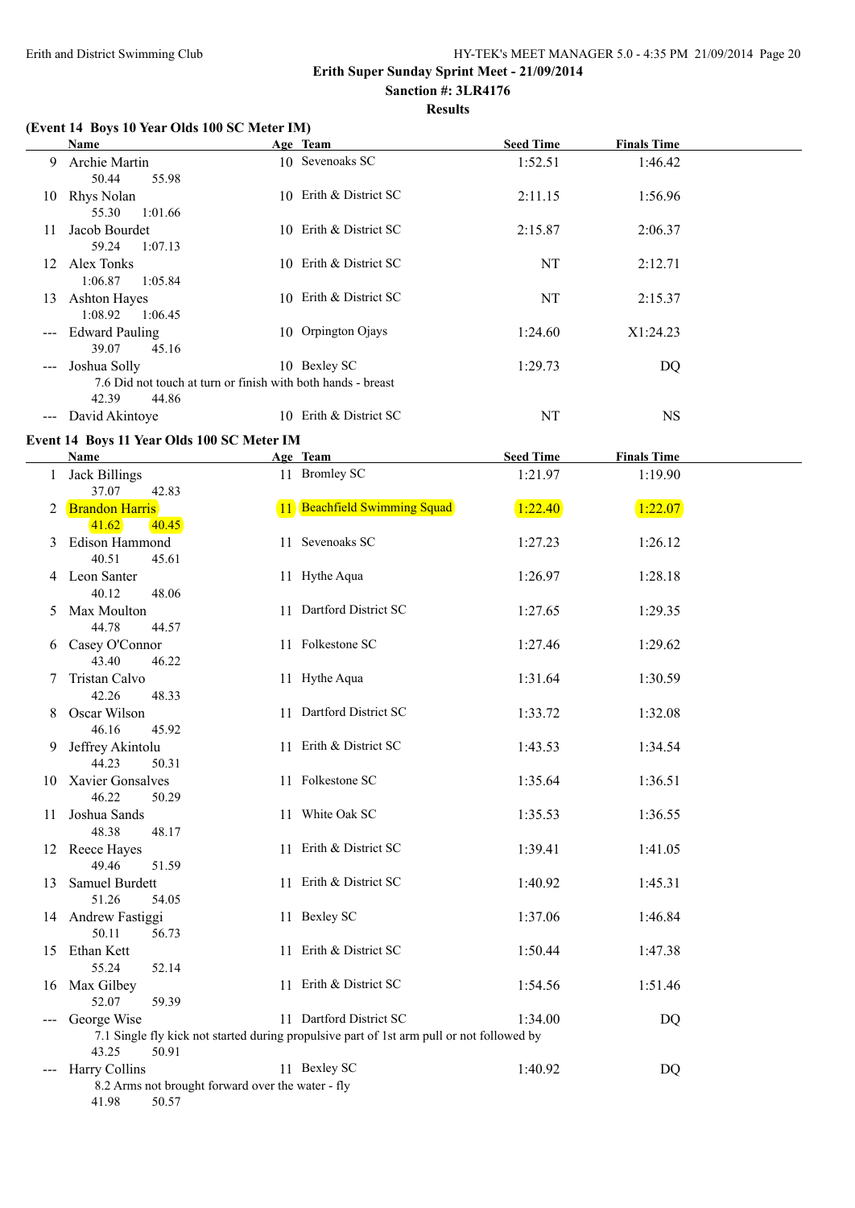# Erith Super Sunday Sprint Meet - 21/09/2014

**Sanction #: 3LR4176**

**Results**

## (Event 14 Boys 10 Year Olds 100 SC Meter IM)

| | Name | Age | Team | Seed Time | Finals Time |
|---|---|---|---|---|---|
| 9 | Archie Martin | 10 | Sevenoaks SC | 1:52.51 | 1:46.42 |
| | 50.44 55.98 | | | | |
| 10 | Rhys Nolan | 10 | Erith & District SC | 2:11.15 | 1:56.96 |
| | 55.30 1:01.66 | | | | |
| 11 | Jacob Bourdet | 10 | Erith & District SC | 2:15.87 | 2:06.37 |
| | 59.24 1:07.13 | | | | |
| 12 | Alex Tonks | 10 | Erith & District SC | NT | 2:12.71 |
| | 1:06.87 1:05.84 | | | | |
| 13 | Ashton Hayes | 10 | Erith & District SC | NT | 2:15.37 |
| | 1:08.92 1:06.45 | | | | |
| --- | Edward Pauling | 10 | Orpington Ojays | 1:24.60 | X1:24.23 |
| | 39.07 45.16 | | | | |
| --- | Joshua Solly | 10 | Bexley SC | 1:29.73 | DQ |
| | 7.6 Did not touch at turn or finish with both hands - breast | | | | |
| | 42.39 44.86 | | | | |
| --- | David Akintoye | 10 | Erith & District SC | NT | NS |

## Event 14 Boys 11 Year Olds 100 SC Meter IM

| | Name | Age | Team | Seed Time | Finals Time |
|---|---|---|---|---|---|
| 1 | Jack Billings | 11 | Bromley SC | 1:21.97 | 1:19.90 |
| | 37.07 42.83 | | | | |
| 2 | Brandon Harris | 11 | Beachfield Swimming Squad | 1:22.40 | 1:22.07 |
| | 41.62 40.45 | | | | |
| 3 | Edison Hammond | 11 | Sevenoaks SC | 1:27.23 | 1:26.12 |
| | 40.51 45.61 | | | | |
| 4 | Leon Santer | 11 | Hythe Aqua | 1:26.97 | 1:28.18 |
| | 40.12 48.06 | | | | |
| 5 | Max Moulton | 11 | Dartford District SC | 1:27.65 | 1:29.35 |
| | 44.78 44.57 | | | | |
| 6 | Casey O'Connor | 11 | Folkestone SC | 1:27.46 | 1:29.62 |
| | 43.40 46.22 | | | | |
| 7 | Tristan Calvo | 11 | Hythe Aqua | 1:31.64 | 1:30.59 |
| | 42.26 48.33 | | | | |
| 8 | Oscar Wilson | 11 | Dartford District SC | 1:33.72 | 1:32.08 |
| | 46.16 45.92 | | | | |
| 9 | Jeffrey Akintolu | 11 | Erith & District SC | 1:43.53 | 1:34.54 |
| | 44.23 50.31 | | | | |
| 10 | Xavier Gonsalves | 11 | Folkestone SC | 1:35.64 | 1:36.51 |
| | 46.22 50.29 | | | | |
| 11 | Joshua Sands | 11 | White Oak SC | 1:35.53 | 1:36.55 |
| | 48.38 48.17 | | | | |
| 12 | Reece Hayes | 11 | Erith & District SC | 1:39.41 | 1:41.05 |
| | 49.46 51.59 | | | | |
| 13 | Samuel Burdett | 11 | Erith & District SC | 1:40.92 | 1:45.31 |
| | 51.26 54.05 | | | | |
| 14 | Andrew Fastiggi | 11 | Bexley SC | 1:37.06 | 1:46.84 |
| | 50.11 56.73 | | | | |
| 15 | Ethan Kett | 11 | Erith & District SC | 1:50.44 | 1:47.38 |
| | 55.24 52.14 | | | | |
| 16 | Max Gilbey | 11 | Erith & District SC | 1:54.56 | 1:51.46 |
| | 52.07 59.39 | | | | |
| --- | George Wise | 11 | Dartford District SC | 1:34.00 | DQ |
| | 7.1 Single fly kick not started during propulsive part of 1st arm pull or not followed by | | | | |
| | 43.25 50.91 | | | | |
| --- | Harry Collins | 11 | Bexley SC | 1:40.92 | DQ |
| | 8.2 Arms not brought forward over the water - fly | | | | |
| | 41.98 50.57 | | | | |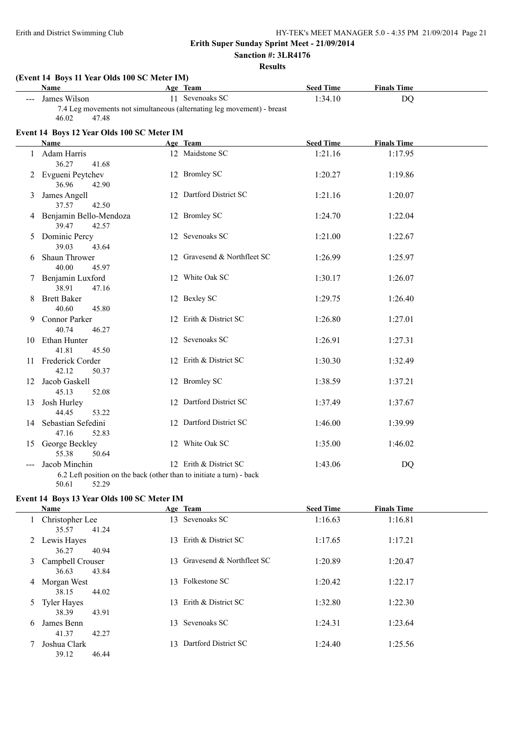**Erith Super Sunday Sprint Meet - 21/09/2014**

**Sanction #: 3LR4176**

**Results**

### (Event 14 Boys 11 Year Olds 100 SC Meter IM)

| | Name | Age | Team | Seed Time | Finals Time |
|---|---|---|---|---|---|
| --- | James Wilson | 11 | Sevenoaks SC | 1:34.10 | DQ |
| | 7.4 Leg movements not simultaneous (alternating leg movement) - breast | | | | |
| | 46.02 47.48 | | | | |

### Event 14 Boys 12 Year Olds 100 SC Meter IM

| | Name | Age | Team | Seed Time | Finals Time |
|---|---|---|---|---|---|
| 1 | Adam Harris | 12 | Maidstone SC | 1:21.16 | 1:17.95 |
| | 36.27 41.68 | | | | |
| 2 | Evgueni Peytchev | 12 | Bromley SC | 1:20.27 | 1:19.86 |
| | 36.96 42.90 | | | | |
| 3 | James Angell | 12 | Dartford District SC | 1:21.16 | 1:20.07 |
| | 37.57 42.50 | | | | |
| 4 | Benjamin Bello-Mendoza | 12 | Bromley SC | 1:24.70 | 1:22.04 |
| | 39.47 42.57 | | | | |
| 5 | Dominic Percy | 12 | Sevenoaks SC | 1:21.00 | 1:22.67 |
| | 39.03 43.64 | | | | |
| 6 | Shaun Thrower | 12 | Gravesend & Northfleet SC | 1:26.99 | 1:25.97 |
| | 40.00 45.97 | | | | |
| 7 | Benjamin Luxford | 12 | White Oak SC | 1:30.17 | 1:26.07 |
| | 38.91 47.16 | | | | |
| 8 | Brett Baker | 12 | Bexley SC | 1:29.75 | 1:26.40 |
| | 40.60 45.80 | | | | |
| 9 | Connor Parker | 12 | Erith & District SC | 1:26.80 | 1:27.01 |
| | 40.74 46.27 | | | | |
| 10 | Ethan Hunter | 12 | Sevenoaks SC | 1:26.91 | 1:27.31 |
| | 41.81 45.50 | | | | |
| 11 | Frederick Corder | 12 | Erith & District SC | 1:30.30 | 1:32.49 |
| | 42.12 50.37 | | | | |
| 12 | Jacob Gaskell | 12 | Bromley SC | 1:38.59 | 1:37.21 |
| | 45.13 52.08 | | | | |
| 13 | Josh Hurley | 12 | Dartford District SC | 1:37.49 | 1:37.67 |
| | 44.45 53.22 | | | | |
| 14 | Sebastian Sefedini | 12 | Dartford District SC | 1:46.00 | 1:39.99 |
| | 47.16 52.83 | | | | |
| 15 | George Beckley | 12 | White Oak SC | 1:35.00 | 1:46.02 |
| | 55.38 50.64 | | | | |
| --- | Jacob Minchin | 12 | Erith & District SC | 1:43.06 | DQ |
| | 6.2 Left position on the back (other than to initiate a turn) - back | | | | |
| | 50.61 52.29 | | | | |

### Event 14 Boys 13 Year Olds 100 SC Meter IM

| | Name | Age | Team | Seed Time | Finals Time |
|---|---|---|---|---|---|
| 1 | Christopher Lee | 13 | Sevenoaks SC | 1:16.63 | 1:16.81 |
| | 35.57 41.24 | | | | |
| 2 | Lewis Hayes | 13 | Erith & District SC | 1:17.65 | 1:17.21 |
| | 36.27 40.94 | | | | |
| 3 | Campbell Crouser | 13 | Gravesend & Northfleet SC | 1:20.89 | 1:20.47 |
| | 36.63 43.84 | | | | |
| 4 | Morgan West | 13 | Folkestone SC | 1:20.42 | 1:22.17 |
| | 38.15 44.02 | | | | |
| 5 | Tyler Hayes | 13 | Erith & District SC | 1:32.80 | 1:22.30 |
| | 38.39 43.91 | | | | |
| 6 | James Benn | 13 | Sevenoaks SC | 1:24.31 | 1:23.64 |
| | 41.37 42.27 | | | | |
| 7 | Joshua Clark | 13 | Dartford District SC | 1:24.40 | 1:25.56 |
| | 39.12 46.44 | | | | |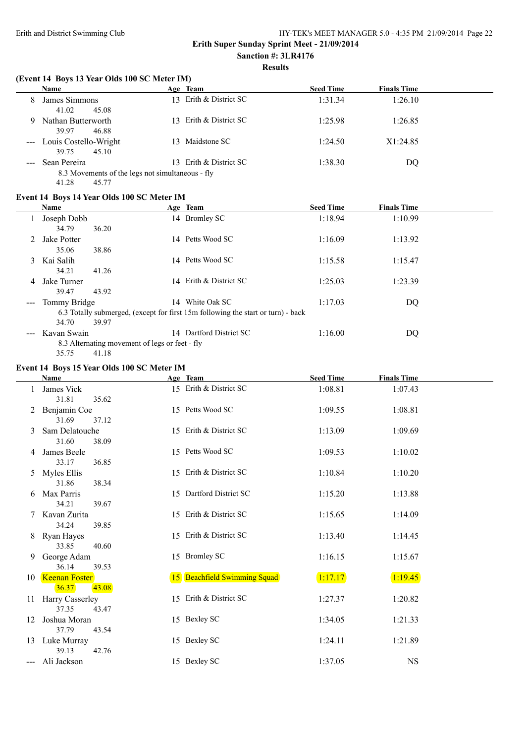## Erith Super Sunday Sprint Meet - 21/09/2014

**Sanction #: 3LR4176**

**Results**

### (Event 14 Boys 13 Year Olds 100 SC Meter IM)

| | Name | Age | Team | Seed Time | Finals Time |
|---|---|---|---|---|---|
| 8 | James Simmons | 13 | Erith & District SC | 1:31.34 | 1:26.10 |
| | 41.02 45.08 | | | | |
| 9 | Nathan Butterworth | 13 | Erith & District SC | 1:25.98 | 1:26.85 |
| | 39.97 46.88 | | | | |
| --- | Louis Costello-Wright | 13 | Maidstone SC | 1:24.50 | X1:24.85 |
| | 39.75 45.10 | | | | |
| --- | Sean Pereira | 13 | Erith & District SC | 1:38.30 | DQ |
| | 8.3 Movements of the legs not simultaneous - fly | | | | |
| | 41.28 45.77 | | | | |

### Event 14 Boys 14 Year Olds 100 SC Meter IM

| | Name | Age | Team | Seed Time | Finals Time |
|---|---|---|---|---|---|
| 1 | Joseph Dobb | 14 | Bromley SC | 1:18.94 | 1:10.99 |
| | 34.79 36.20 | | | | |
| 2 | Jake Potter | 14 | Petts Wood SC | 1:16.09 | 1:13.92 |
| | 35.06 38.86 | | | | |
| 3 | Kai Salih | 14 | Petts Wood SC | 1:15.58 | 1:15.47 |
| | 34.21 41.26 | | | | |
| 4 | Jake Turner | 14 | Erith & District SC | 1:25.03 | 1:23.39 |
| | 39.47 43.92 | | | | |
| --- | Tommy Bridge | 14 | White Oak SC | 1:17.03 | DQ |
| | 6.3 Totally submerged, (except for first 15m following the start or turn) - back | | | | |
| | 34.70 39.97 | | | | |
| --- | Kavan Swain | 14 | Dartford District SC | 1:16.00 | DQ |
| | 8.3 Alternating movement of legs or feet - fly | | | | |
| | 35.75 41.18 | | | | |

### Event 14 Boys 15 Year Olds 100 SC Meter IM

| | Name | Age | Team | Seed Time | Finals Time |
|---|---|---|---|---|---|
| 1 | James Vick | 15 | Erith & District SC | 1:08.81 | 1:07.43 |
| | 31.81 35.62 | | | | |
| 2 | Benjamin Coe | 15 | Petts Wood SC | 1:09.55 | 1:08.81 |
| | 31.69 37.12 | | | | |
| 3 | Sam Delatouche | 15 | Erith & District SC | 1:13.09 | 1:09.69 |
| | 31.60 38.09 | | | | |
| 4 | James Beele | 15 | Petts Wood SC | 1:09.53 | 1:10.02 |
| | 33.17 36.85 | | | | |
| 5 | Myles Ellis | 15 | Erith & District SC | 1:10.84 | 1:10.20 |
| | 31.86 38.34 | | | | |
| 6 | Max Parris | 15 | Dartford District SC | 1:15.20 | 1:13.88 |
| | 34.21 39.67 | | | | |
| 7 | Kavan Zurita | 15 | Erith & District SC | 1:15.65 | 1:14.09 |
| | 34.24 39.85 | | | | |
| 8 | Ryan Hayes | 15 | Erith & District SC | 1:13.40 | 1:14.45 |
| | 33.85 40.60 | | | | |
| 9 | George Adam | 15 | Bromley SC | 1:16.15 | 1:15.67 |
| | 36.14 39.53 | | | | |
| 10 | Keenan Foster | 15 | Beachfield Swimming Squad | 1:17.17 | 1:19.45 |
| | 36.37 43.08 | | | | |
| 11 | Harry Casserley | 15 | Erith & District SC | 1:27.37 | 1:20.82 |
| | 37.35 43.47 | | | | |
| 12 | Joshua Moran | 15 | Bexley SC | 1:34.05 | 1:21.33 |
| | 37.79 43.54 | | | | |
| 13 | Luke Murray | 15 | Bexley SC | 1:24.11 | 1:21.89 |
| | 39.13 42.76 | | | | |
| --- | Ali Jackson | 15 | Bexley SC | 1:37.05 | NS |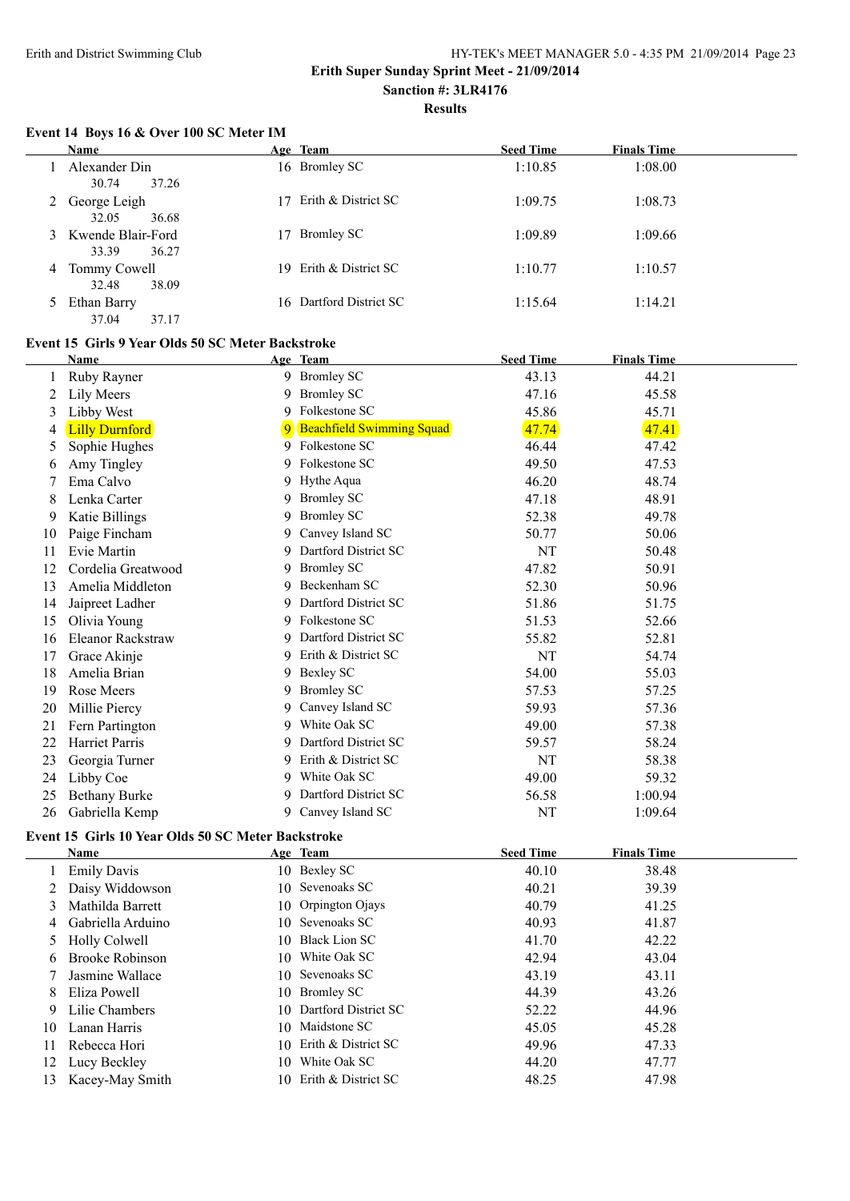Erith and District Swimming Club

**Erith Super Sunday Sprint Meet - 21/09/2014**

**Sanction #: 3LR4176**

**Results**

### Event 14 Boys 16 & Over 100 SC Meter IM

| | Name | Age | Team | Seed Time | Finals Time |
|---|---|---|---|---|---|
| 1 | Alexander Din | 16 | Bromley SC | 1:10.85 | 1:08.00 |
| | 30.74 37.26 | | | | |
| 2 | George Leigh | 17 | Erith & District SC | 1:09.75 | 1:08.73 |
| | 32.05 36.68 | | | | |
| 3 | Kwende Blair-Ford | 17 | Bromley SC | 1:09.89 | 1:09.66 |
| | 33.39 36.27 | | | | |
| 4 | Tommy Cowell | 19 | Erith & District SC | 1:10.77 | 1:10.57 |
| | 32.48 38.09 | | | | |
| 5 | Ethan Barry | 16 | Dartford District SC | 1:15.64 | 1:14.21 |
| | 37.04 37.17 | | | | |

### Event 15 Girls 9 Year Olds 50 SC Meter Backstroke

| | Name | Age | Team | Seed Time | Finals Time |
|---|---|---|---|---|---|
| 1 | Ruby Rayner | 9 | Bromley SC | 43.13 | 44.21 |
| 2 | Lily Meers | 9 | Bromley SC | 47.16 | 45.58 |
| 3 | Libby West | 9 | Folkestone SC | 45.86 | 45.71 |
| 4 | Lilly Durnford | 9 | Beachfield Swimming Squad | 47.74 | 47.41 |
| 5 | Sophie Hughes | 9 | Folkestone SC | 46.44 | 47.42 |
| 6 | Amy Tingley | 9 | Folkestone SC | 49.50 | 47.53 |
| 7 | Ema Calvo | 9 | Hythe Aqua | 46.20 | 48.74 |
| 8 | Lenka Carter | 9 | Bromley SC | 47.18 | 48.91 |
| 9 | Katie Billings | 9 | Bromley SC | 52.38 | 49.78 |
| 10 | Paige Fincham | 9 | Canvey Island SC | 50.77 | 50.06 |
| 11 | Evie Martin | 9 | Dartford District SC | NT | 50.48 |
| 12 | Cordelia Greatwood | 9 | Bromley SC | 47.82 | 50.91 |
| 13 | Amelia Middleton | 9 | Beckenham SC | 52.30 | 50.96 |
| 14 | Jaipreet Ladher | 9 | Dartford District SC | 51.86 | 51.75 |
| 15 | Olivia Young | 9 | Folkestone SC | 51.53 | 52.66 |
| 16 | Eleanor Rackstraw | 9 | Dartford District SC | 55.82 | 52.81 |
| 17 | Grace Akinje | 9 | Erith & District SC | NT | 54.74 |
| 18 | Amelia Brian | 9 | Bexley SC | 54.00 | 55.03 |
| 19 | Rose Meers | 9 | Bromley SC | 57.53 | 57.25 |
| 20 | Millie Piercy | 9 | Canvey Island SC | 59.93 | 57.36 |
| 21 | Fern Partington | 9 | White Oak SC | 49.00 | 57.38 |
| 22 | Harriet Parris | 9 | Dartford District SC | 59.57 | 58.24 |
| 23 | Georgia Turner | 9 | Erith & District SC | NT | 58.38 |
| 24 | Libby Coe | 9 | White Oak SC | 49.00 | 59.32 |
| 25 | Bethany Burke | 9 | Dartford District SC | 56.58 | 1:00.94 |
| 26 | Gabriella Kemp | 9 | Canvey Island SC | NT | 1:09.64 |

### Event 15 Girls 10 Year Olds 50 SC Meter Backstroke

| | Name | Age | Team | Seed Time | Finals Time |
|---|---|---|---|---|---|
| 1 | Emily Davis | 10 | Bexley SC | 40.10 | 38.48 |
| 2 | Daisy Widdowson | 10 | Sevenoaks SC | 40.21 | 39.39 |
| 3 | Mathilda Barrett | 10 | Orpington Ojays | 40.79 | 41.25 |
| 4 | Gabriella Arduino | 10 | Sevenoaks SC | 40.93 | 41.87 |
| 5 | Holly Colwell | 10 | Black Lion SC | 41.70 | 42.22 |
| 6 | Brooke Robinson | 10 | White Oak SC | 42.94 | 43.04 |
| 7 | Jasmine Wallace | 10 | Sevenoaks SC | 43.19 | 43.11 |
| 8 | Eliza Powell | 10 | Bromley SC | 44.39 | 43.26 |
| 9 | Lilie Chambers | 10 | Dartford District SC | 52.22 | 44.96 |
| 10 | Lanan Harris | 10 | Maidstone SC | 45.05 | 45.28 |
| 11 | Rebecca Hori | 10 | Erith & District SC | 49.96 | 47.33 |
| 12 | Lucy Beckley | 10 | White Oak SC | 44.20 | 47.77 |
| 13 | Kacey-May Smith | 10 | Erith & District SC | 48.25 | 47.98 |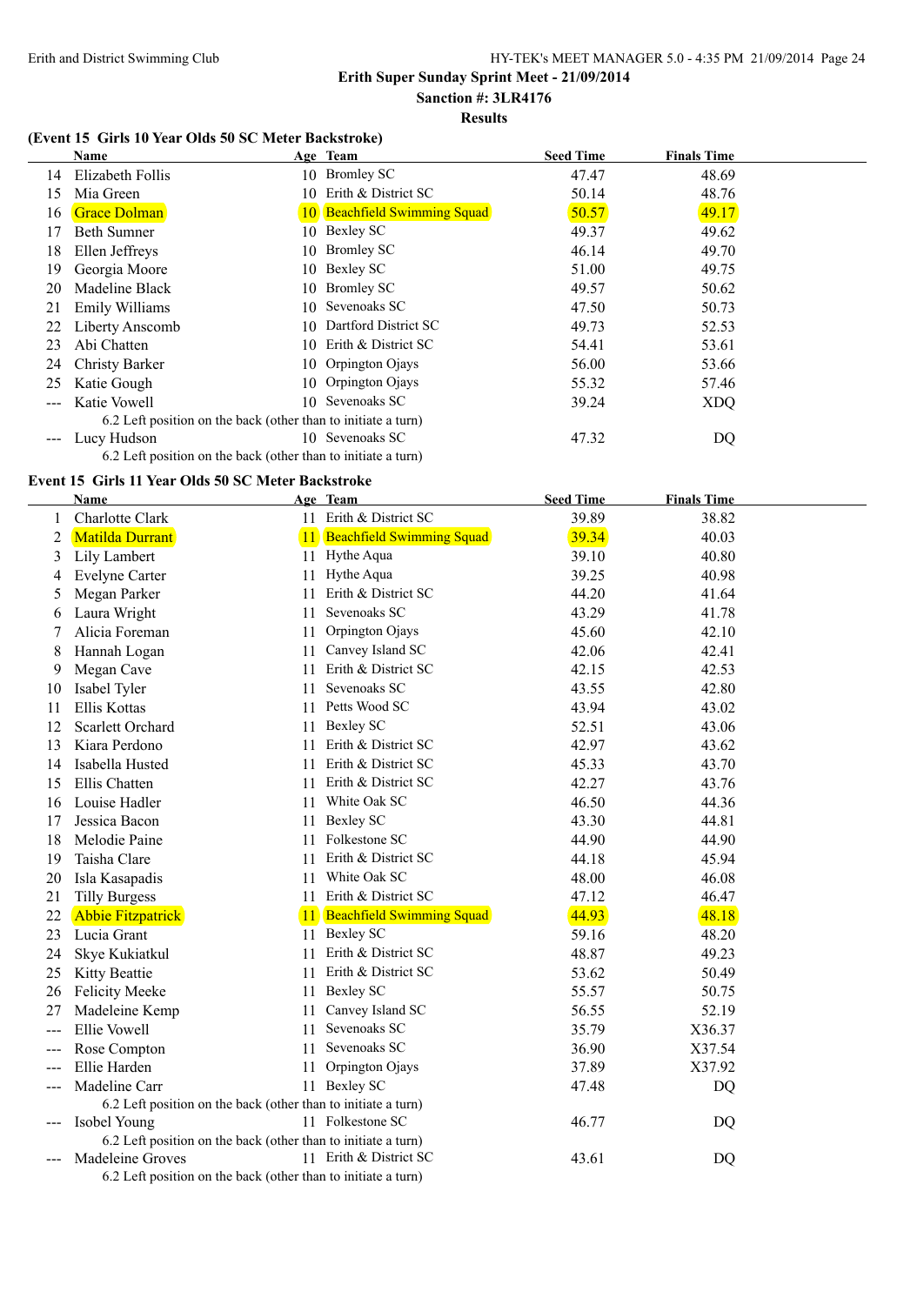Erith Super Sunday Sprint Meet - 21/09/2014

Sanction #: 3LR4176

Results

### (Event 15 Girls 10 Year Olds 50 SC Meter Backstroke)

| | Name | Age | Team | Seed Time | Finals Time |
|---|---|---|---|---|---|
| 14 | Elizabeth Follis | 10 | Bromley SC | 47.47 | 48.69 |
| 15 | Mia Green | 10 | Erith & District SC | 50.14 | 48.76 |
| 16 | Grace Dolman | 10 | Beachfield Swimming Squad | 50.57 | 49.17 |
| 17 | Beth Sumner | 10 | Bexley SC | 49.37 | 49.62 |
| 18 | Ellen Jeffreys | 10 | Bromley SC | 46.14 | 49.70 |
| 19 | Georgia Moore | 10 | Bexley SC | 51.00 | 49.75 |
| 20 | Madeline Black | 10 | Bromley SC | 49.57 | 50.62 |
| 21 | Emily Williams | 10 | Sevenoaks SC | 47.50 | 50.73 |
| 22 | Liberty Anscomb | 10 | Dartford District SC | 49.73 | 52.53 |
| 23 | Abi Chatten | 10 | Erith & District SC | 54.41 | 53.61 |
| 24 | Christy Barker | 10 | Orpington Ojays | 56.00 | 53.66 |
| 25 | Katie Gough | 10 | Orpington Ojays | 55.32 | 57.46 |
| --- | Katie Vowell | 10 | Sevenoaks SC | 39.24 | XDQ |
| | 6.2 Left position on the back (other than to initiate a turn) | | | | |
| --- | Lucy Hudson | 10 | Sevenoaks SC | 47.32 | DQ |
| | 6.2 Left position on the back (other than to initiate a turn) | | | | |

### Event 15 Girls 11 Year Olds 50 SC Meter Backstroke

| | Name | Age | Team | Seed Time | Finals Time |
|---|---|---|---|---|---|
| 1 | Charlotte Clark | 11 | Erith & District SC | 39.89 | 38.82 |
| 2 | Matilda Durrant | 11 | Beachfield Swimming Squad | 39.34 | 40.03 |
| 3 | Lily Lambert | 11 | Hythe Aqua | 39.10 | 40.80 |
| 4 | Evelyne Carter | 11 | Hythe Aqua | 39.25 | 40.98 |
| 5 | Megan Parker | 11 | Erith & District SC | 44.20 | 41.64 |
| 6 | Laura Wright | 11 | Sevenoaks SC | 43.29 | 41.78 |
| 7 | Alicia Foreman | 11 | Orpington Ojays | 45.60 | 42.10 |
| 8 | Hannah Logan | 11 | Canvey Island SC | 42.06 | 42.41 |
| 9 | Megan Cave | 11 | Erith & District SC | 42.15 | 42.53 |
| 10 | Isabel Tyler | 11 | Sevenoaks SC | 43.55 | 42.80 |
| 11 | Ellis Kottas | 11 | Petts Wood SC | 43.94 | 43.02 |
| 12 | Scarlett Orchard | 11 | Bexley SC | 52.51 | 43.06 |
| 13 | Kiara Perdono | 11 | Erith & District SC | 42.97 | 43.62 |
| 14 | Isabella Husted | 11 | Erith & District SC | 45.33 | 43.70 |
| 15 | Ellis Chatten | 11 | Erith & District SC | 42.27 | 43.76 |
| 16 | Louise Hadler | 11 | White Oak SC | 46.50 | 44.36 |
| 17 | Jessica Bacon | 11 | Bexley SC | 43.30 | 44.81 |
| 18 | Melodie Paine | 11 | Folkestone SC | 44.90 | 44.90 |
| 19 | Taisha Clare | 11 | Erith & District SC | 44.18 | 45.94 |
| 20 | Isla Kasapadis | 11 | White Oak SC | 48.00 | 46.08 |
| 21 | Tilly Burgess | 11 | Erith & District SC | 47.12 | 46.47 |
| 22 | Abbie Fitzpatrick | 11 | Beachfield Swimming Squad | 44.93 | 48.18 |
| 23 | Lucia Grant | 11 | Bexley SC | 59.16 | 48.20 |
| 24 | Skye Kukiatkul | 11 | Erith & District SC | 48.87 | 49.23 |
| 25 | Kitty Beattie | 11 | Erith & District SC | 53.62 | 50.49 |
| 26 | Felicity Meeke | 11 | Bexley SC | 55.57 | 50.75 |
| 27 | Madeleine Kemp | 11 | Canvey Island SC | 56.55 | 52.19 |
| --- | Ellie Vowell | 11 | Sevenoaks SC | 35.79 | X36.37 |
| --- | Rose Compton | 11 | Sevenoaks SC | 36.90 | X37.54 |
| --- | Ellie Harden | 11 | Orpington Ojays | 37.89 | X37.92 |
| --- | Madeline Carr | 11 | Bexley SC | 47.48 | DQ |
| | 6.2 Left position on the back (other than to initiate a turn) | | | | |
| --- | Isobel Young | 11 | Folkestone SC | 46.77 | DQ |
| | 6.2 Left position on the back (other than to initiate a turn) | | | | |
| --- | Madeleine Groves | 11 | Erith & District SC | 43.61 | DQ |
| | 6.2 Left position on the back (other than to initiate a turn) | | | | |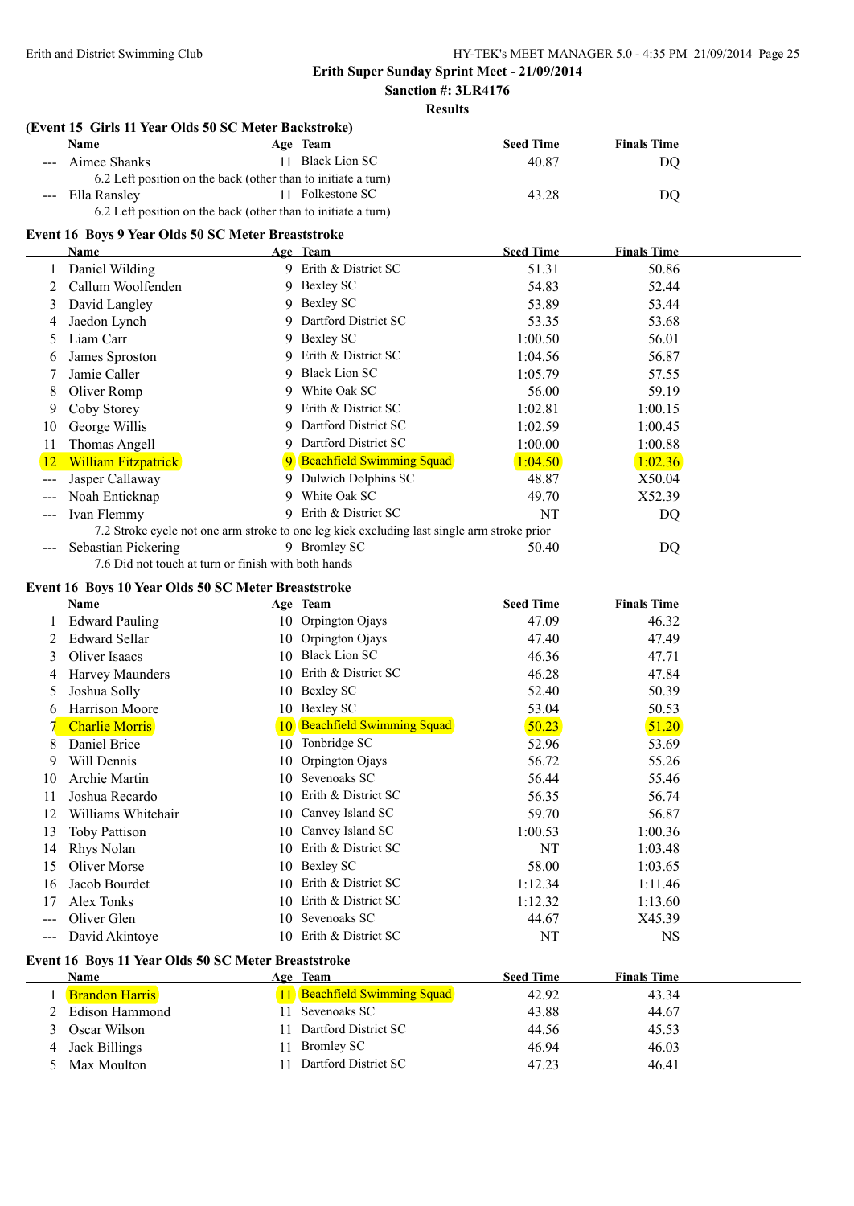**Erith Super Sunday Sprint Meet - 21/09/2014**

**Sanction #: 3LR4176**

**Results**

### (Event 15 Girls 11 Year Olds 50 SC Meter Backstroke)

| | Name | Age | Team | Seed Time | Finals Time |
|---|---|---|---|---|---|
| --- | Aimee Shanks | 11 | Black Lion SC | 40.87 | DQ |
| | 6.2 Left position on the back (other than to initiate a turn) | | | | |
| --- | Ella Ransley | 11 | Folkestone SC | 43.28 | DQ |
| | 6.2 Left position on the back (other than to initiate a turn) | | | | |

### Event 16 Boys 9 Year Olds 50 SC Meter Breaststroke

| | Name | Age | Team | Seed Time | Finals Time |
|---|---|---|---|---|---|
| 1 | Daniel Wilding | 9 | Erith & District SC | 51.31 | 50.86 |
| 2 | Callum Woolfenden | 9 | Bexley SC | 54.83 | 52.44 |
| 3 | David Langley | 9 | Bexley SC | 53.89 | 53.44 |
| 4 | Jaedon Lynch | 9 | Dartford District SC | 53.35 | 53.68 |
| 5 | Liam Carr | 9 | Bexley SC | 1:00.50 | 56.01 |
| 6 | James Sproston | 9 | Erith & District SC | 1:04.56 | 56.87 |
| 7 | Jamie Caller | 9 | Black Lion SC | 1:05.79 | 57.55 |
| 8 | Oliver Romp | 9 | White Oak SC | 56.00 | 59.19 |
| 9 | Coby Storey | 9 | Erith & District SC | 1:02.81 | 1:00.15 |
| 10 | George Willis | 9 | Dartford District SC | 1:02.59 | 1:00.45 |
| 11 | Thomas Angell | 9 | Dartford District SC | 1:00.00 | 1:00.88 |
| 12 | William Fitzpatrick | 9 | Beachfield Swimming Squad | 1:04.50 | 1:02.36 |
| --- | Jasper Callaway | 9 | Dulwich Dolphins SC | 48.87 | X50.04 |
| --- | Noah Enticknap | 9 | White Oak SC | 49.70 | X52.39 |
| --- | Ivan Flemmy | 9 | Erith & District SC | NT | DQ |
| | 7.2 Stroke cycle not one arm stroke to one leg kick excluding last single arm stroke prior | | | | |
| --- | Sebastian Pickering | 9 | Bromley SC | 50.40 | DQ |
| | 7.6 Did not touch at turn or finish with both hands | | | | |

### Event 16 Boys 10 Year Olds 50 SC Meter Breaststroke

| | Name | Age | Team | Seed Time | Finals Time |
|---|---|---|---|---|---|
| 1 | Edward Pauling | 10 | Orpington Ojays | 47.09 | 46.32 |
| 2 | Edward Sellar | 10 | Orpington Ojays | 47.40 | 47.49 |
| 3 | Oliver Isaacs | 10 | Black Lion SC | 46.36 | 47.71 |
| 4 | Harvey Maunders | 10 | Erith & District SC | 46.28 | 47.84 |
| 5 | Joshua Solly | 10 | Bexley SC | 52.40 | 50.39 |
| 6 | Harrison Moore | 10 | Bexley SC | 53.04 | 50.53 |
| 7 | Charlie Morris | 10 | Beachfield Swimming Squad | 50.23 | 51.20 |
| 8 | Daniel Brice | 10 | Tonbridge SC | 52.96 | 53.69 |
| 9 | Will Dennis | 10 | Orpington Ojays | 56.72 | 55.26 |
| 10 | Archie Martin | 10 | Sevenoaks SC | 56.44 | 55.46 |
| 11 | Joshua Recardo | 10 | Erith & District SC | 56.35 | 56.74 |
| 12 | Williams Whitehair | 10 | Canvey Island SC | 59.70 | 56.87 |
| 13 | Toby Pattison | 10 | Canvey Island SC | 1:00.53 | 1:00.36 |
| 14 | Rhys Nolan | 10 | Erith & District SC | NT | 1:03.48 |
| 15 | Oliver Morse | 10 | Bexley SC | 58.00 | 1:03.65 |
| 16 | Jacob Bourdet | 10 | Erith & District SC | 1:12.34 | 1:11.46 |
| 17 | Alex Tonks | 10 | Erith & District SC | 1:12.32 | 1:13.60 |
| --- | Oliver Glen | 10 | Sevenoaks SC | 44.67 | X45.39 |
| --- | David Akintoye | 10 | Erith & District SC | NT | NS |

### Event 16 Boys 11 Year Olds 50 SC Meter Breaststroke

| | Name | Age | Team | Seed Time | Finals Time |
|---|---|---|---|---|---|
| 1 | Brandon Harris | 11 | Beachfield Swimming Squad | 42.92 | 43.34 |
| 2 | Edison Hammond | 11 | Sevenoaks SC | 43.88 | 44.67 |
| 3 | Oscar Wilson | 11 | Dartford District SC | 44.56 | 45.53 |
| 4 | Jack Billings | 11 | Bromley SC | 46.94 | 46.03 |
| 5 | Max Moulton | 11 | Dartford District SC | 47.23 | 46.41 |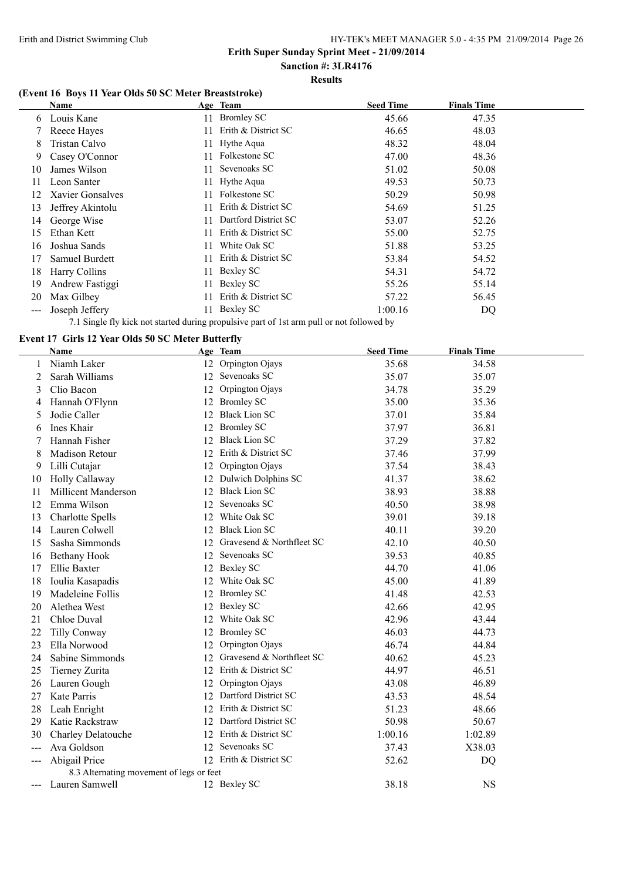# Erith Super Sunday Sprint Meet - 21/09/2014

**Sanction #: 3LR4176**

**Results**

### (Event 16 Boys 11 Year Olds 50 SC Meter Breaststroke)

| | Name | Age | Team | Seed Time | Finals Time |
|---|---|---|---|---|---|
| 6 | Louis Kane | 11 | Bromley SC | 45.66 | 47.35 |
| 7 | Reece Hayes | 11 | Erith & District SC | 46.65 | 48.03 |
| 8 | Tristan Calvo | 11 | Hythe Aqua | 48.32 | 48.04 |
| 9 | Casey O'Connor | 11 | Folkestone SC | 47.00 | 48.36 |
| 10 | James Wilson | 11 | Sevenoaks SC | 51.02 | 50.08 |
| 11 | Leon Santer | 11 | Hythe Aqua | 49.53 | 50.73 |
| 12 | Xavier Gonsalves | 11 | Folkestone SC | 50.29 | 50.98 |
| 13 | Jeffrey Akintolu | 11 | Erith & District SC | 54.69 | 51.25 |
| 14 | George Wise | 11 | Dartford District SC | 53.07 | 52.26 |
| 15 | Ethan Kett | 11 | Erith & District SC | 55.00 | 52.75 |
| 16 | Joshua Sands | 11 | White Oak SC | 51.88 | 53.25 |
| 17 | Samuel Burdett | 11 | Erith & District SC | 53.84 | 54.52 |
| 18 | Harry Collins | 11 | Bexley SC | 54.31 | 54.72 |
| 19 | Andrew Fastiggi | 11 | Bexley SC | 55.26 | 55.14 |
| 20 | Max Gilbey | 11 | Erith & District SC | 57.22 | 56.45 |
| --- | Joseph Jeffery | 11 | Bexley SC | 1:00.16 | DQ |

7.1 Single fly kick not started during propulsive part of 1st arm pull or not followed by

### Event 17 Girls 12 Year Olds 50 SC Meter Butterfly

| | Name | Age | Team | Seed Time | Finals Time |
|---|---|---|---|---|---|
| 1 | Niamh Laker | 12 | Orpington Ojays | 35.68 | 34.58 |
| 2 | Sarah Williams | 12 | Sevenoaks SC | 35.07 | 35.07 |
| 3 | Clio Bacon | 12 | Orpington Ojays | 34.78 | 35.29 |
| 4 | Hannah O'Flynn | 12 | Bromley SC | 35.00 | 35.36 |
| 5 | Jodie Caller | 12 | Black Lion SC | 37.01 | 35.84 |
| 6 | Ines Khair | 12 | Bromley SC | 37.97 | 36.81 |
| 7 | Hannah Fisher | 12 | Black Lion SC | 37.29 | 37.82 |
| 8 | Madison Retour | 12 | Erith & District SC | 37.46 | 37.99 |
| 9 | Lilli Cutajar | 12 | Orpington Ojays | 37.54 | 38.43 |
| 10 | Holly Callaway | 12 | Dulwich Dolphins SC | 41.37 | 38.62 |
| 11 | Millicent Manderson | 12 | Black Lion SC | 38.93 | 38.88 |
| 12 | Emma Wilson | 12 | Sevenoaks SC | 40.50 | 38.98 |
| 13 | Charlotte Spells | 12 | White Oak SC | 39.01 | 39.18 |
| 14 | Lauren Colwell | 12 | Black Lion SC | 40.11 | 39.20 |
| 15 | Sasha Simmonds | 12 | Gravesend & Northfleet SC | 42.10 | 40.50 |
| 16 | Bethany Hook | 12 | Sevenoaks SC | 39.53 | 40.85 |
| 17 | Ellie Baxter | 12 | Bexley SC | 44.70 | 41.06 |
| 18 | Ioulia Kasapadis | 12 | White Oak SC | 45.00 | 41.89 |
| 19 | Madeleine Follis | 12 | Bromley SC | 41.48 | 42.53 |
| 20 | Alethea West | 12 | Bexley SC | 42.66 | 42.95 |
| 21 | Chloe Duval | 12 | White Oak SC | 42.96 | 43.44 |
| 22 | Tilly Conway | 12 | Bromley SC | 46.03 | 44.73 |
| 23 | Ella Norwood | 12 | Orpington Ojays | 46.74 | 44.84 |
| 24 | Sabine Simmonds | 12 | Gravesend & Northfleet SC | 40.62 | 45.23 |
| 25 | Tierney Zurita | 12 | Erith & District SC | 44.97 | 46.51 |
| 26 | Lauren Gough | 12 | Orpington Ojays | 43.08 | 46.89 |
| 27 | Kate Parris | 12 | Dartford District SC | 43.53 | 48.54 |
| 28 | Leah Enright | 12 | Erith & District SC | 51.23 | 48.66 |
| 29 | Katie Rackstraw | 12 | Dartford District SC | 50.98 | 50.67 |
| 30 | Charley Delatouche | 12 | Erith & District SC | 1:00.16 | 1:02.89 |
| --- | Ava Goldson | 12 | Sevenoaks SC | 37.43 | X38.03 |
| --- | Abigail Price | 12 | Erith & District SC | 52.62 | DQ |
| | 8.3 Alternating movement of legs or feet | | | | |
| --- | Lauren Samwell | 12 | Bexley SC | 38.18 | NS |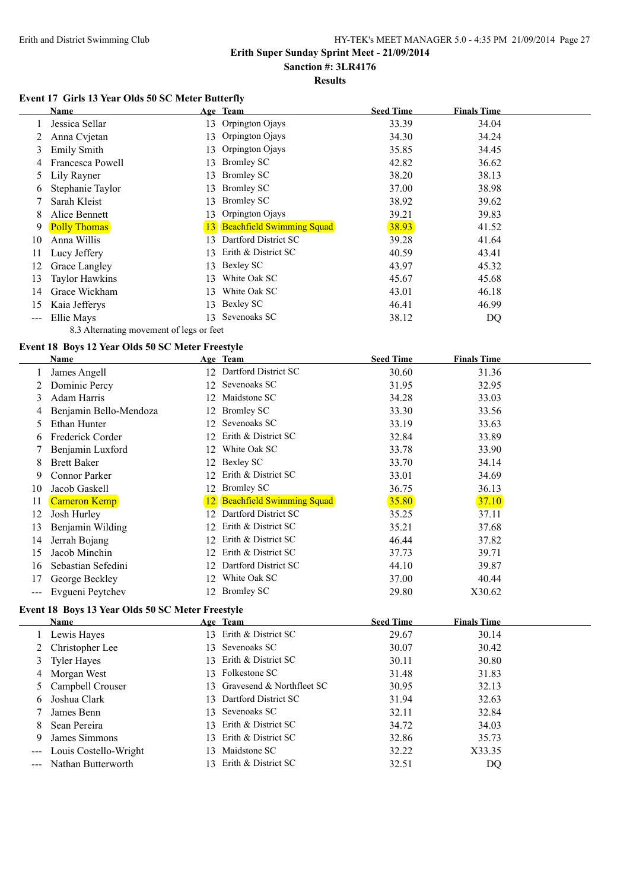## Erith Super Sunday Sprint Meet - 21/09/2014

**Sanction #: 3LR4176**

**Results**

### Event 17 Girls 13 Year Olds 50 SC Meter Butterfly

| | Name | Age | Team | Seed Time | Finals Time |
|---|---|---|---|---|---|
| 1 | Jessica Sellar | 13 | Orpington Ojays | 33.39 | 34.04 |
| 2 | Anna Cvjetan | 13 | Orpington Ojays | 34.30 | 34.24 |
| 3 | Emily Smith | 13 | Orpington Ojays | 35.85 | 34.45 |
| 4 | Francesca Powell | 13 | Bromley SC | 42.82 | 36.62 |
| 5 | Lily Rayner | 13 | Bromley SC | 38.20 | 38.13 |
| 6 | Stephanie Taylor | 13 | Bromley SC | 37.00 | 38.98 |
| 7 | Sarah Kleist | 13 | Bromley SC | 38.92 | 39.62 |
| 8 | Alice Bennett | 13 | Orpington Ojays | 39.21 | 39.83 |
| 9 | Polly Thomas | 13 | Beachfield Swimming Squad | 38.93 | 41.52 |
| 10 | Anna Willis | 13 | Dartford District SC | 39.28 | 41.64 |
| 11 | Lucy Jeffery | 13 | Erith & District SC | 40.59 | 43.41 |
| 12 | Grace Langley | 13 | Bexley SC | 43.97 | 45.32 |
| 13 | Taylor Hawkins | 13 | White Oak SC | 45.67 | 45.68 |
| 14 | Grace Wickham | 13 | White Oak SC | 43.01 | 46.18 |
| 15 | Kaia Jefferys | 13 | Bexley SC | 46.41 | 46.99 |
| --- | Ellie Mays | 13 | Sevenoaks SC | 38.12 | DQ |

8.3 Alternating movement of legs or feet

### Event 18 Boys 12 Year Olds 50 SC Meter Freestyle

| | Name | Age | Team | Seed Time | Finals Time |
|---|---|---|---|---|---|
| 1 | James Angell | 12 | Dartford District SC | 30.60 | 31.36 |
| 2 | Dominic Percy | 12 | Sevenoaks SC | 31.95 | 32.95 |
| 3 | Adam Harris | 12 | Maidstone SC | 34.28 | 33.03 |
| 4 | Benjamin Bello-Mendoza | 12 | Bromley SC | 33.30 | 33.56 |
| 5 | Ethan Hunter | 12 | Sevenoaks SC | 33.19 | 33.63 |
| 6 | Frederick Corder | 12 | Erith & District SC | 32.84 | 33.89 |
| 7 | Benjamin Luxford | 12 | White Oak SC | 33.78 | 33.90 |
| 8 | Brett Baker | 12 | Bexley SC | 33.70 | 34.14 |
| 9 | Connor Parker | 12 | Erith & District SC | 33.01 | 34.69 |
| 10 | Jacob Gaskell | 12 | Bromley SC | 36.75 | 36.13 |
| 11 | Cameron Kemp | 12 | Beachfield Swimming Squad | 35.80 | 37.10 |
| 12 | Josh Hurley | 12 | Dartford District SC | 35.25 | 37.11 |
| 13 | Benjamin Wilding | 12 | Erith & District SC | 35.21 | 37.68 |
| 14 | Jerrah Bojang | 12 | Erith & District SC | 46.44 | 37.82 |
| 15 | Jacob Minchin | 12 | Erith & District SC | 37.73 | 39.71 |
| 16 | Sebastian Sefedini | 12 | Dartford District SC | 44.10 | 39.87 |
| 17 | George Beckley | 12 | White Oak SC | 37.00 | 40.44 |
| --- | Evgueni Peytchev | 12 | Bromley SC | 29.80 | X30.62 |

### Event 18 Boys 13 Year Olds 50 SC Meter Freestyle

| | Name | Age | Team | Seed Time | Finals Time |
|---|---|---|---|---|---|
| 1 | Lewis Hayes | 13 | Erith & District SC | 29.67 | 30.14 |
| 2 | Christopher Lee | 13 | Sevenoaks SC | 30.07 | 30.42 |
| 3 | Tyler Hayes | 13 | Erith & District SC | 30.11 | 30.80 |
| 4 | Morgan West | 13 | Folkestone SC | 31.48 | 31.83 |
| 5 | Campbell Crouser | 13 | Gravesend & Northfleet SC | 30.95 | 32.13 |
| 6 | Joshua Clark | 13 | Dartford District SC | 31.94 | 32.63 |
| 7 | James Benn | 13 | Sevenoaks SC | 32.11 | 32.84 |
| 8 | Sean Pereira | 13 | Erith & District SC | 34.72 | 34.03 |
| 9 | James Simmons | 13 | Erith & District SC | 32.86 | 35.73 |
| --- | Louis Costello-Wright | 13 | Maidstone SC | 32.22 | X33.35 |
| --- | Nathan Butterworth | 13 | Erith & District SC | 32.51 | DQ |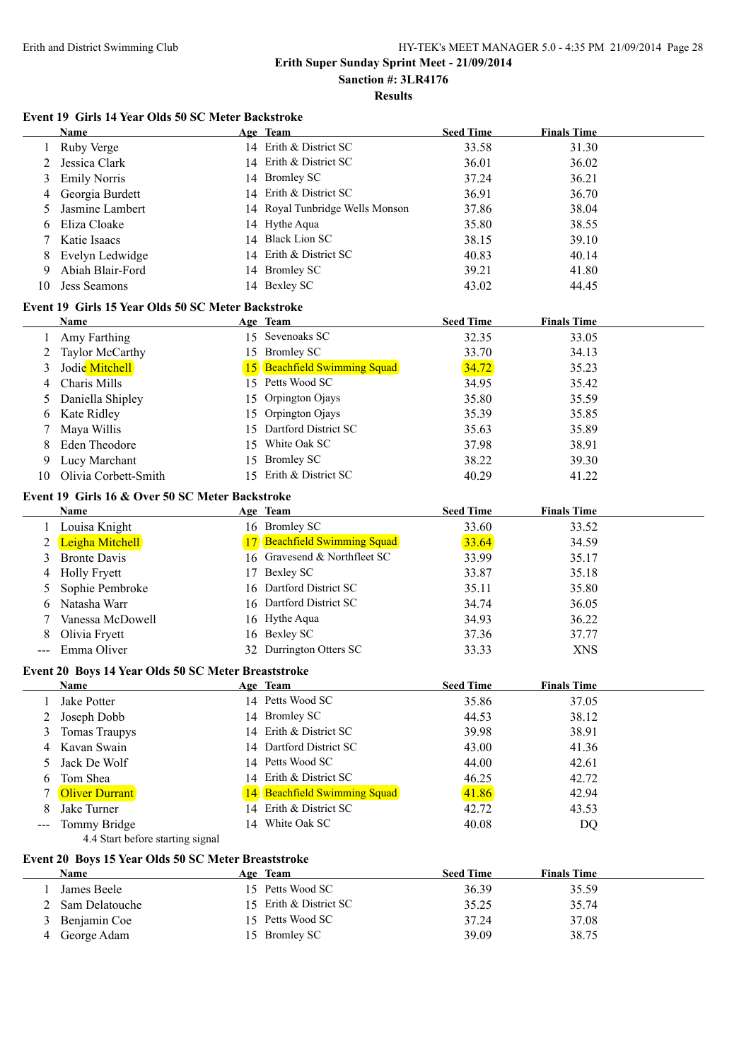Erith and District Swimming Club

**Erith Super Sunday Sprint Meet - 21/09/2014**

**Sanction #: 3LR4176**

**Results**

### Event 19 Girls 14 Year Olds 50 SC Meter Backstroke

| | Name | Age | Team | Seed Time | Finals Time |
|---|---|---|---|---|---|
| 1 | Ruby Verge | 14 | Erith & District SC | 33.58 | 31.30 |
| 2 | Jessica Clark | 14 | Erith & District SC | 36.01 | 36.02 |
| 3 | Emily Norris | 14 | Bromley SC | 37.24 | 36.21 |
| 4 | Georgia Burdett | 14 | Erith & District SC | 36.91 | 36.70 |
| 5 | Jasmine Lambert | 14 | Royal Tunbridge Wells Monson | 37.86 | 38.04 |
| 6 | Eliza Cloake | 14 | Hythe Aqua | 35.80 | 38.55 |
| 7 | Katie Isaacs | 14 | Black Lion SC | 38.15 | 39.10 |
| 8 | Evelyn Ledwidge | 14 | Erith & District SC | 40.83 | 40.14 |
| 9 | Abiah Blair-Ford | 14 | Bromley SC | 39.21 | 41.80 |
| 10 | Jess Seamons | 14 | Bexley SC | 43.02 | 44.45 |

### Event 19 Girls 15 Year Olds 50 SC Meter Backstroke

| | Name | Age | Team | Seed Time | Finals Time |
|---|---|---|---|---|---|
| 1 | Amy Farthing | 15 | Sevenoaks SC | 32.35 | 33.05 |
| 2 | Taylor McCarthy | 15 | Bromley SC | 33.70 | 34.13 |
| 3 | Jodie Mitchell | 15 | Beachfield Swimming Squad | 34.72 | 35.23 |
| 4 | Charis Mills | 15 | Petts Wood SC | 34.95 | 35.42 |
| 5 | Daniella Shipley | 15 | Orpington Ojays | 35.80 | 35.59 |
| 6 | Kate Ridley | 15 | Orpington Ojays | 35.39 | 35.85 |
| 7 | Maya Willis | 15 | Dartford District SC | 35.63 | 35.89 |
| 8 | Eden Theodore | 15 | White Oak SC | 37.98 | 38.91 |
| 9 | Lucy Marchant | 15 | Bromley SC | 38.22 | 39.30 |
| 10 | Olivia Corbett-Smith | 15 | Erith & District SC | 40.29 | 41.22 |

### Event 19 Girls 16 & Over 50 SC Meter Backstroke

| | Name | Age | Team | Seed Time | Finals Time |
|---|---|---|---|---|---|
| 1 | Louisa Knight | 16 | Bromley SC | 33.60 | 33.52 |
| 2 | Leigha Mitchell | 17 | Beachfield Swimming Squad | 33.64 | 34.59 |
| 3 | Bronte Davis | 16 | Gravesend & Northfleet SC | 33.99 | 35.17 |
| 4 | Holly Fryett | 17 | Bexley SC | 33.87 | 35.18 |
| 5 | Sophie Pembroke | 16 | Dartford District SC | 35.11 | 35.80 |
| 6 | Natasha Warr | 16 | Dartford District SC | 34.74 | 36.05 |
| 7 | Vanessa McDowell | 16 | Hythe Aqua | 34.93 | 36.22 |
| 8 | Olivia Fryett | 16 | Bexley SC | 37.36 | 37.77 |
| --- | Emma Oliver | 32 | Durrington Otters SC | 33.33 | XNS |

### Event 20 Boys 14 Year Olds 50 SC Meter Breaststroke

| | Name | Age | Team | Seed Time | Finals Time |
|---|---|---|---|---|---|
| 1 | Jake Potter | 14 | Petts Wood SC | 35.86 | 37.05 |
| 2 | Joseph Dobb | 14 | Bromley SC | 44.53 | 38.12 |
| 3 | Tomas Traupys | 14 | Erith & District SC | 39.98 | 38.91 |
| 4 | Kavan Swain | 14 | Dartford District SC | 43.00 | 41.36 |
| 5 | Jack De Wolf | 14 | Petts Wood SC | 44.00 | 42.61 |
| 6 | Tom Shea | 14 | Erith & District SC | 46.25 | 42.72 |
| 7 | Oliver Durrant | 14 | Beachfield Swimming Squad | 41.86 | 42.94 |
| 8 | Jake Turner | 14 | Erith & District SC | 42.72 | 43.53 |
| --- | Tommy Bridge | 14 | White Oak SC | 40.08 | DQ |
| | 4.4 Start before starting signal | | | | |

### Event 20 Boys 15 Year Olds 50 SC Meter Breaststroke

| | Name | Age | Team | Seed Time | Finals Time |
|---|---|---|---|---|---|
| 1 | James Beele | 15 | Petts Wood SC | 36.39 | 35.59 |
| 2 | Sam Delatouche | 15 | Erith & District SC | 35.25 | 35.74 |
| 3 | Benjamin Coe | 15 | Petts Wood SC | 37.24 | 37.08 |
| 4 | George Adam | 15 | Bromley SC | 39.09 | 38.75 |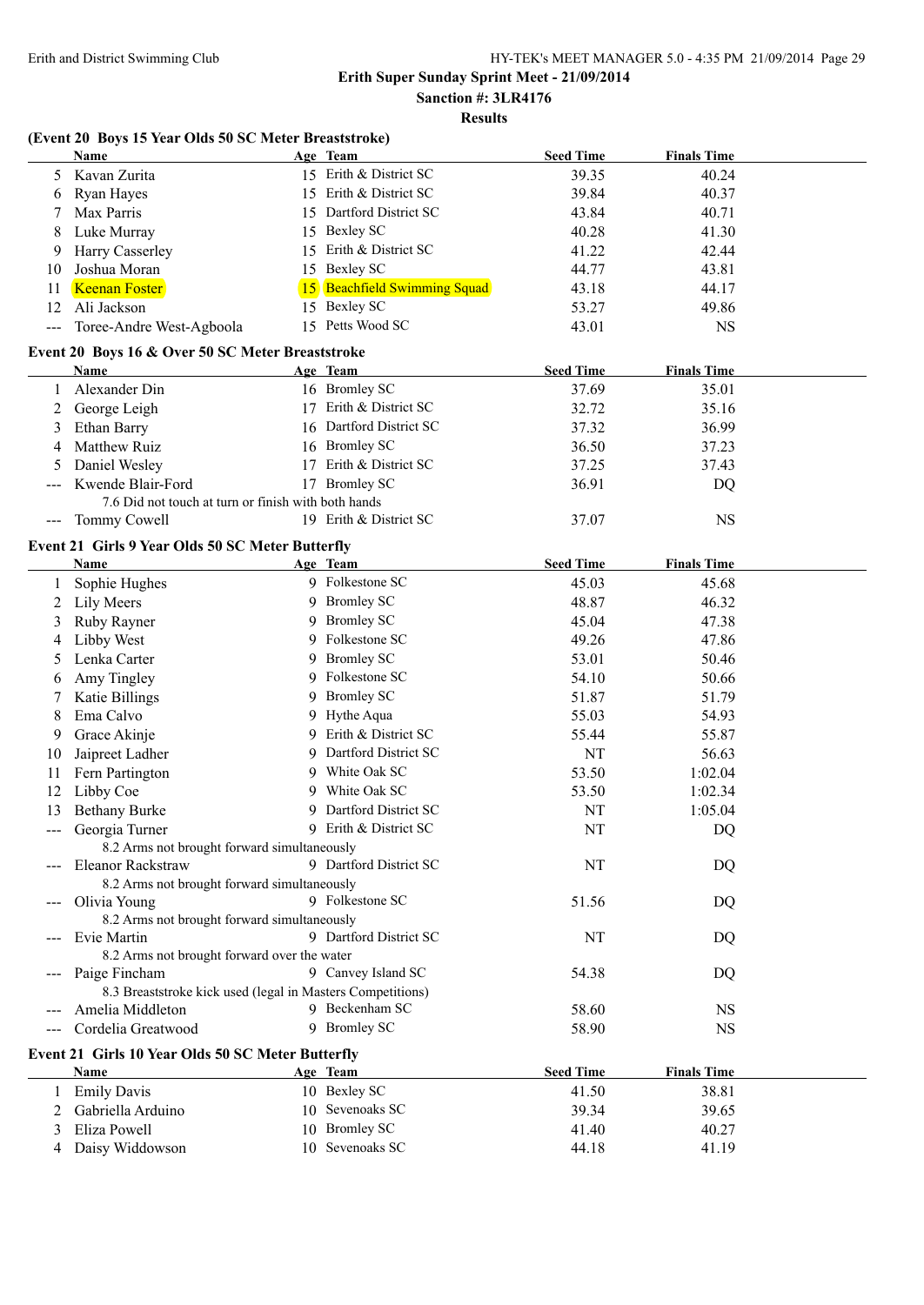**Erith Super Sunday Sprint Meet - 21/09/2014**

**Sanction #: 3LR4176**

**Results**

### (Event 20 Boys 15 Year Olds 50 SC Meter Breaststroke)

| | Name | Age | Team | Seed Time | Finals Time |
|---|---|---|---|---|---|
| 5 | Kavan Zurita | 15 | Erith & District SC | 39.35 | 40.24 |
| 6 | Ryan Hayes | 15 | Erith & District SC | 39.84 | 40.37 |
| 7 | Max Parris | 15 | Dartford District SC | 43.84 | 40.71 |
| 8 | Luke Murray | 15 | Bexley SC | 40.28 | 41.30 |
| 9 | Harry Casserley | 15 | Erith & District SC | 41.22 | 42.44 |
| 10 | Joshua Moran | 15 | Bexley SC | 44.77 | 43.81 |
| 11 | Keenan Foster | 15 | Beachfield Swimming Squad | 43.18 | 44.17 |
| 12 | Ali Jackson | 15 | Bexley SC | 53.27 | 49.86 |
| --- | Toree-Andre West-Agboola | 15 | Petts Wood SC | 43.01 | NS |

### Event 20 Boys 16 & Over 50 SC Meter Breaststroke

| | Name | Age | Team | Seed Time | Finals Time |
|---|---|---|---|---|---|
| 1 | Alexander Din | 16 | Bromley SC | 37.69 | 35.01 |
| 2 | George Leigh | 17 | Erith & District SC | 32.72 | 35.16 |
| 3 | Ethan Barry | 16 | Dartford District SC | 37.32 | 36.99 |
| 4 | Matthew Ruiz | 16 | Bromley SC | 36.50 | 37.23 |
| 5 | Daniel Wesley | 17 | Erith & District SC | 37.25 | 37.43 |
| --- | Kwende Blair-Ford | 17 | Bromley SC | 36.91 | DQ |
| | 7.6 Did not touch at turn or finish with both hands | | | | |
| --- | Tommy Cowell | 19 | Erith & District SC | 37.07 | NS |

### Event 21 Girls 9 Year Olds 50 SC Meter Butterfly

| | Name | Age | Team | Seed Time | Finals Time |
|---|---|---|---|---|---|
| 1 | Sophie Hughes | 9 | Folkestone SC | 45.03 | 45.68 |
| 2 | Lily Meers | 9 | Bromley SC | 48.87 | 46.32 |
| 3 | Ruby Rayner | 9 | Bromley SC | 45.04 | 47.38 |
| 4 | Libby West | 9 | Folkestone SC | 49.26 | 47.86 |
| 5 | Lenka Carter | 9 | Bromley SC | 53.01 | 50.46 |
| 6 | Amy Tingley | 9 | Folkestone SC | 54.10 | 50.66 |
| 7 | Katie Billings | 9 | Bromley SC | 51.87 | 51.79 |
| 8 | Ema Calvo | 9 | Hythe Aqua | 55.03 | 54.93 |
| 9 | Grace Akinje | 9 | Erith & District SC | 55.44 | 55.87 |
| 10 | Jaipreet Ladher | 9 | Dartford District SC | NT | 56.63 |
| 11 | Fern Partington | 9 | White Oak SC | 53.50 | 1:02.04 |
| 12 | Libby Coe | 9 | White Oak SC | 53.50 | 1:02.34 |
| 13 | Bethany Burke | 9 | Dartford District SC | NT | 1:05.04 |
| --- | Georgia Turner | 9 | Erith & District SC | NT | DQ |
| | 8.2 Arms not brought forward simultaneously | | | | |
| --- | Eleanor Rackstraw | 9 | Dartford District SC | NT | DQ |
| | 8.2 Arms not brought forward simultaneously | | | | |
| --- | Olivia Young | 9 | Folkestone SC | 51.56 | DQ |
| | 8.2 Arms not brought forward simultaneously | | | | |
| --- | Evie Martin | 9 | Dartford District SC | NT | DQ |
| | 8.2 Arms not brought forward over the water | | | | |
| --- | Paige Fincham | 9 | Canvey Island SC | 54.38 | DQ |
| | 8.3 Breaststroke kick used (legal in Masters Competitions) | | | | |
| --- | Amelia Middleton | 9 | Beckenham SC | 58.60 | NS |
| --- | Cordelia Greatwood | 9 | Bromley SC | 58.90 | NS |

### Event 21 Girls 10 Year Olds 50 SC Meter Butterfly

| | Name | Age | Team | Seed Time | Finals Time |
|---|---|---|---|---|---|
| 1 | Emily Davis | 10 | Bexley SC | 41.50 | 38.81 |
| 2 | Gabriella Arduino | 10 | Sevenoaks SC | 39.34 | 39.65 |
| 3 | Eliza Powell | 10 | Bromley SC | 41.40 | 40.27 |
| 4 | Daisy Widdowson | 10 | Sevenoaks SC | 44.18 | 41.19 |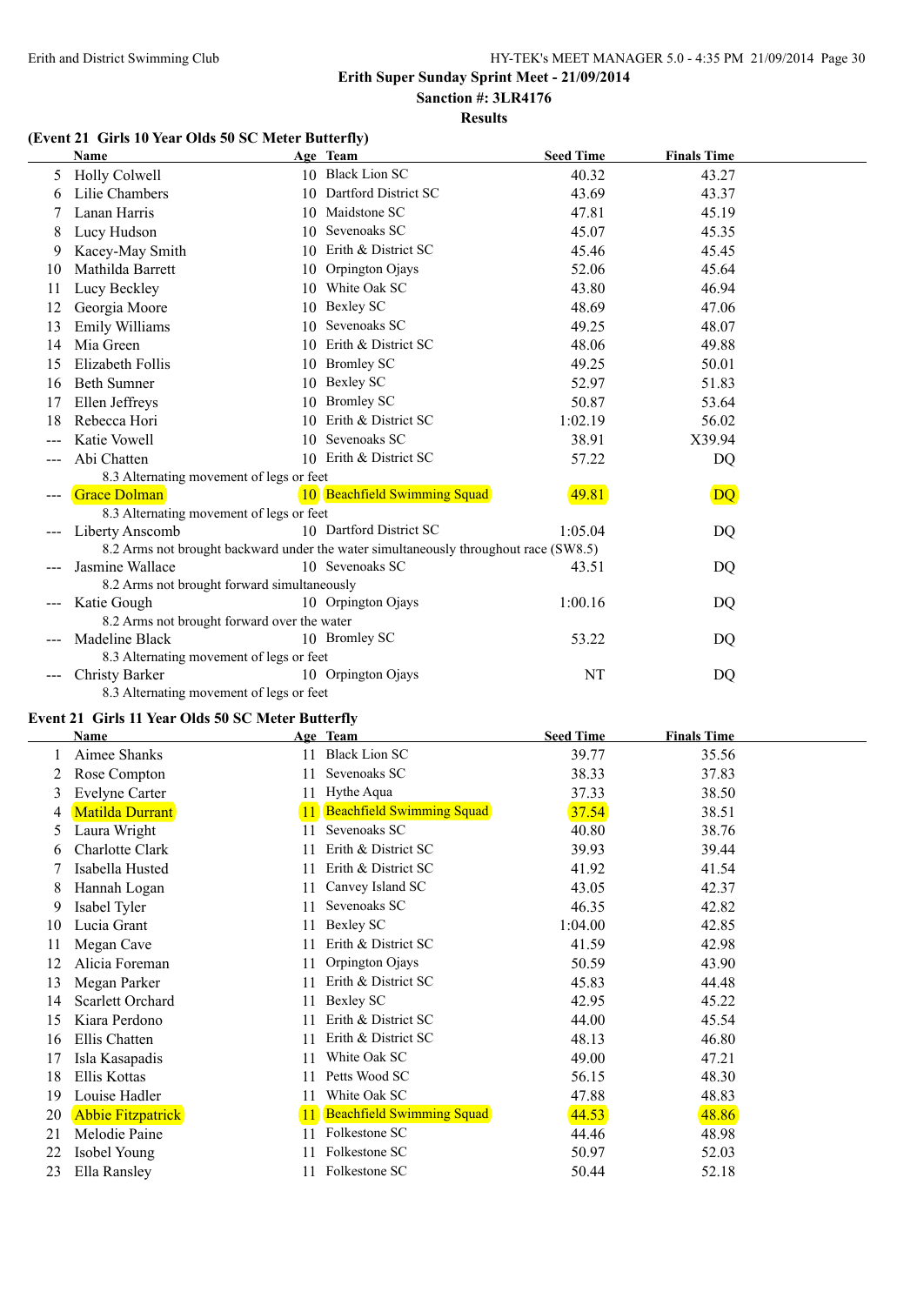Erith Super Sunday Sprint Meet - 21/09/2014

Sanction #: 3LR4176

Results

### (Event 21 Girls 10 Year Olds 50 SC Meter Butterfly)

| | Name | Age | Team | Seed Time | Finals Time |
|---|---|---|---|---|---|
| 5 | Holly Colwell | 10 | Black Lion SC | 40.32 | 43.27 |
| 6 | Lilie Chambers | 10 | Dartford District SC | 43.69 | 43.37 |
| 7 | Lanan Harris | 10 | Maidstone SC | 47.81 | 45.19 |
| 8 | Lucy Hudson | 10 | Sevenoaks SC | 45.07 | 45.35 |
| 9 | Kacey-May Smith | 10 | Erith & District SC | 45.46 | 45.45 |
| 10 | Mathilda Barrett | 10 | Orpington Ojays | 52.06 | 45.64 |
| 11 | Lucy Beckley | 10 | White Oak SC | 43.80 | 46.94 |
| 12 | Georgia Moore | 10 | Bexley SC | 48.69 | 47.06 |
| 13 | Emily Williams | 10 | Sevenoaks SC | 49.25 | 48.07 |
| 14 | Mia Green | 10 | Erith & District SC | 48.06 | 49.88 |
| 15 | Elizabeth Follis | 10 | Bromley SC | 49.25 | 50.01 |
| 16 | Beth Sumner | 10 | Bexley SC | 52.97 | 51.83 |
| 17 | Ellen Jeffreys | 10 | Bromley SC | 50.87 | 53.64 |
| 18 | Rebecca Hori | 10 | Erith & District SC | 1:02.19 | 56.02 |
| --- | Katie Vowell | 10 | Sevenoaks SC | 38.91 | X39.94 |
| --- | Abi Chatten | 10 | Erith & District SC | 57.22 | DQ |
| | 8.3 Alternating movement of legs or feet | | | | |
| --- | Grace Dolman | 10 | Beachfield Swimming Squad | 49.81 | DQ |
| | 8.3 Alternating movement of legs or feet | | | | |
| --- | Liberty Anscomb | 10 | Dartford District SC | 1:05.04 | DQ |
| | 8.2 Arms not brought backward under the water simultaneously throughout race (SW8.5) | | | | |
| --- | Jasmine Wallace | 10 | Sevenoaks SC | 43.51 | DQ |
| | 8.2 Arms not brought forward simultaneously | | | | |
| --- | Katie Gough | 10 | Orpington Ojays | 1:00.16 | DQ |
| | 8.2 Arms not brought forward over the water | | | | |
| --- | Madeline Black | 10 | Bromley SC | 53.22 | DQ |
| | 8.3 Alternating movement of legs or feet | | | | |
| --- | Christy Barker | 10 | Orpington Ojays | NT | DQ |
| | 8.3 Alternating movement of legs or feet | | | | |

### Event 21 Girls 11 Year Olds 50 SC Meter Butterfly

| | Name | Age | Team | Seed Time | Finals Time |
|---|---|---|---|---|---|
| 1 | Aimee Shanks | 11 | Black Lion SC | 39.77 | 35.56 |
| 2 | Rose Compton | 11 | Sevenoaks SC | 38.33 | 37.83 |
| 3 | Evelyne Carter | 11 | Hythe Aqua | 37.33 | 38.50 |
| 4 | Matilda Durrant | 11 | Beachfield Swimming Squad | 37.54 | 38.51 |
| 5 | Laura Wright | 11 | Sevenoaks SC | 40.80 | 38.76 |
| 6 | Charlotte Clark | 11 | Erith & District SC | 39.93 | 39.44 |
| 7 | Isabella Husted | 11 | Erith & District SC | 41.92 | 41.54 |
| 8 | Hannah Logan | 11 | Canvey Island SC | 43.05 | 42.37 |
| 9 | Isabel Tyler | 11 | Sevenoaks SC | 46.35 | 42.82 |
| 10 | Lucia Grant | 11 | Bexley SC | 1:04.00 | 42.85 |
| 11 | Megan Cave | 11 | Erith & District SC | 41.59 | 42.98 |
| 12 | Alicia Foreman | 11 | Orpington Ojays | 50.59 | 43.90 |
| 13 | Megan Parker | 11 | Erith & District SC | 45.83 | 44.48 |
| 14 | Scarlett Orchard | 11 | Bexley SC | 42.95 | 45.22 |
| 15 | Kiara Perdono | 11 | Erith & District SC | 44.00 | 45.54 |
| 16 | Ellis Chatten | 11 | Erith & District SC | 48.13 | 46.80 |
| 17 | Isla Kasapadis | 11 | White Oak SC | 49.00 | 47.21 |
| 18 | Ellis Kottas | 11 | Petts Wood SC | 56.15 | 48.30 |
| 19 | Louise Hadler | 11 | White Oak SC | 47.88 | 48.83 |
| 20 | Abbie Fitzpatrick | 11 | Beachfield Swimming Squad | 44.53 | 48.86 |
| 21 | Melodie Paine | 11 | Folkestone SC | 44.46 | 48.98 |
| 22 | Isobel Young | 11 | Folkestone SC | 50.97 | 52.03 |
| 23 | Ella Ransley | 11 | Folkestone SC | 50.44 | 52.18 |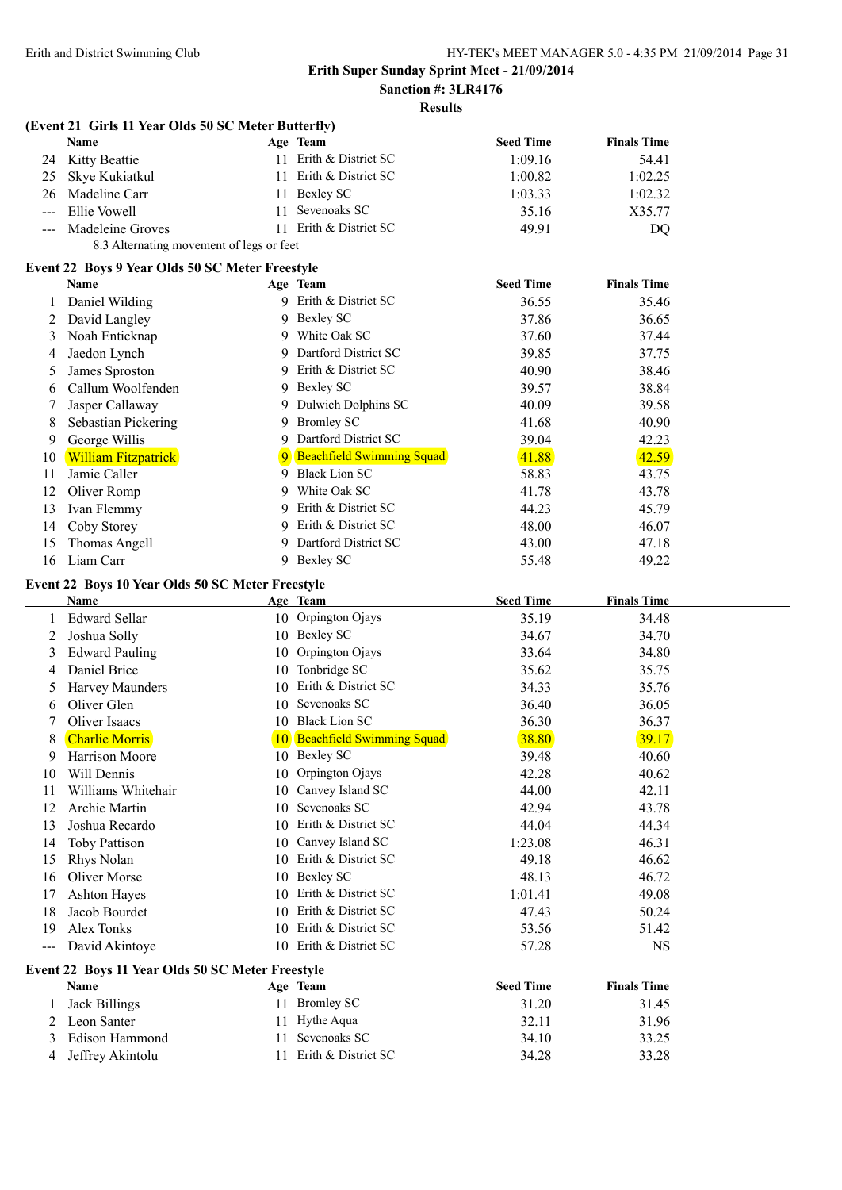## Erith Super Sunday Sprint Meet - 21/09/2014

**Sanction #: 3LR4176**

**Results**

### (Event 21 Girls 11 Year Olds 50 SC Meter Butterfly)

| | Name | Age | Team | Seed Time | Finals Time |
|---|---|---|---|---|---|
| 24 | Kitty Beattie | 11 | Erith & District SC | 1:09.16 | 54.41 |
| 25 | Skye Kukiatkul | 11 | Erith & District SC | 1:00.82 | 1:02.25 |
| 26 | Madeline Carr | 11 | Bexley SC | 1:03.33 | 1:02.32 |
| --- | Ellie Vowell | 11 | Sevenoaks SC | 35.16 | X35.77 |
| --- | Madeleine Groves | 11 | Erith & District SC | 49.91 | DQ |

8.3 Alternating movement of legs or feet

### Event 22 Boys 9 Year Olds 50 SC Meter Freestyle

| | Name | Age | Team | Seed Time | Finals Time |
|---|---|---|---|---|---|
| 1 | Daniel Wilding | 9 | Erith & District SC | 36.55 | 35.46 |
| 2 | David Langley | 9 | Bexley SC | 37.86 | 36.65 |
| 3 | Noah Enticknap | 9 | White Oak SC | 37.60 | 37.44 |
| 4 | Jaedon Lynch | 9 | Dartford District SC | 39.85 | 37.75 |
| 5 | James Sproston | 9 | Erith & District SC | 40.90 | 38.46 |
| 6 | Callum Woolfenden | 9 | Bexley SC | 39.57 | 38.84 |
| 7 | Jasper Callaway | 9 | Dulwich Dolphins SC | 40.09 | 39.58 |
| 8 | Sebastian Pickering | 9 | Bromley SC | 41.68 | 40.90 |
| 9 | George Willis | 9 | Dartford District SC | 39.04 | 42.23 |
| 10 | William Fitzpatrick | 9 | Beachfield Swimming Squad | 41.88 | 42.59 |
| 11 | Jamie Caller | 9 | Black Lion SC | 58.83 | 43.75 |
| 12 | Oliver Romp | 9 | White Oak SC | 41.78 | 43.78 |
| 13 | Ivan Flemmy | 9 | Erith & District SC | 44.23 | 45.79 |
| 14 | Coby Storey | 9 | Erith & District SC | 48.00 | 46.07 |
| 15 | Thomas Angell | 9 | Dartford District SC | 43.00 | 47.18 |
| 16 | Liam Carr | 9 | Bexley SC | 55.48 | 49.22 |

### Event 22 Boys 10 Year Olds 50 SC Meter Freestyle

| | Name | Age | Team | Seed Time | Finals Time |
|---|---|---|---|---|---|
| 1 | Edward Sellar | 10 | Orpington Ojays | 35.19 | 34.48 |
| 2 | Joshua Solly | 10 | Bexley SC | 34.67 | 34.70 |
| 3 | Edward Pauling | 10 | Orpington Ojays | 33.64 | 34.80 |
| 4 | Daniel Brice | 10 | Tonbridge SC | 35.62 | 35.75 |
| 5 | Harvey Maunders | 10 | Erith & District SC | 34.33 | 35.76 |
| 6 | Oliver Glen | 10 | Sevenoaks SC | 36.40 | 36.05 |
| 7 | Oliver Isaacs | 10 | Black Lion SC | 36.30 | 36.37 |
| 8 | Charlie Morris | 10 | Beachfield Swimming Squad | 38.80 | 39.17 |
| 9 | Harrison Moore | 10 | Bexley SC | 39.48 | 40.60 |
| 10 | Will Dennis | 10 | Orpington Ojays | 42.28 | 40.62 |
| 11 | Williams Whitehair | 10 | Canvey Island SC | 44.00 | 42.11 |
| 12 | Archie Martin | 10 | Sevenoaks SC | 42.94 | 43.78 |
| 13 | Joshua Recardo | 10 | Erith & District SC | 44.04 | 44.34 |
| 14 | Toby Pattison | 10 | Canvey Island SC | 1:23.08 | 46.31 |
| 15 | Rhys Nolan | 10 | Erith & District SC | 49.18 | 46.62 |
| 16 | Oliver Morse | 10 | Bexley SC | 48.13 | 46.72 |
| 17 | Ashton Hayes | 10 | Erith & District SC | 1:01.41 | 49.08 |
| 18 | Jacob Bourdet | 10 | Erith & District SC | 47.43 | 50.24 |
| 19 | Alex Tonks | 10 | Erith & District SC | 53.56 | 51.42 |
| --- | David Akintoye | 10 | Erith & District SC | 57.28 | NS |

### Event 22 Boys 11 Year Olds 50 SC Meter Freestyle

| | Name | Age | Team | Seed Time | Finals Time |
|---|---|---|---|---|---|
| 1 | Jack Billings | 11 | Bromley SC | 31.20 | 31.45 |
| 2 | Leon Santer | 11 | Hythe Aqua | 32.11 | 31.96 |
| 3 | Edison Hammond | 11 | Sevenoaks SC | 34.10 | 33.25 |
| 4 | Jeffrey Akintolu | 11 | Erith & District SC | 34.28 | 33.28 |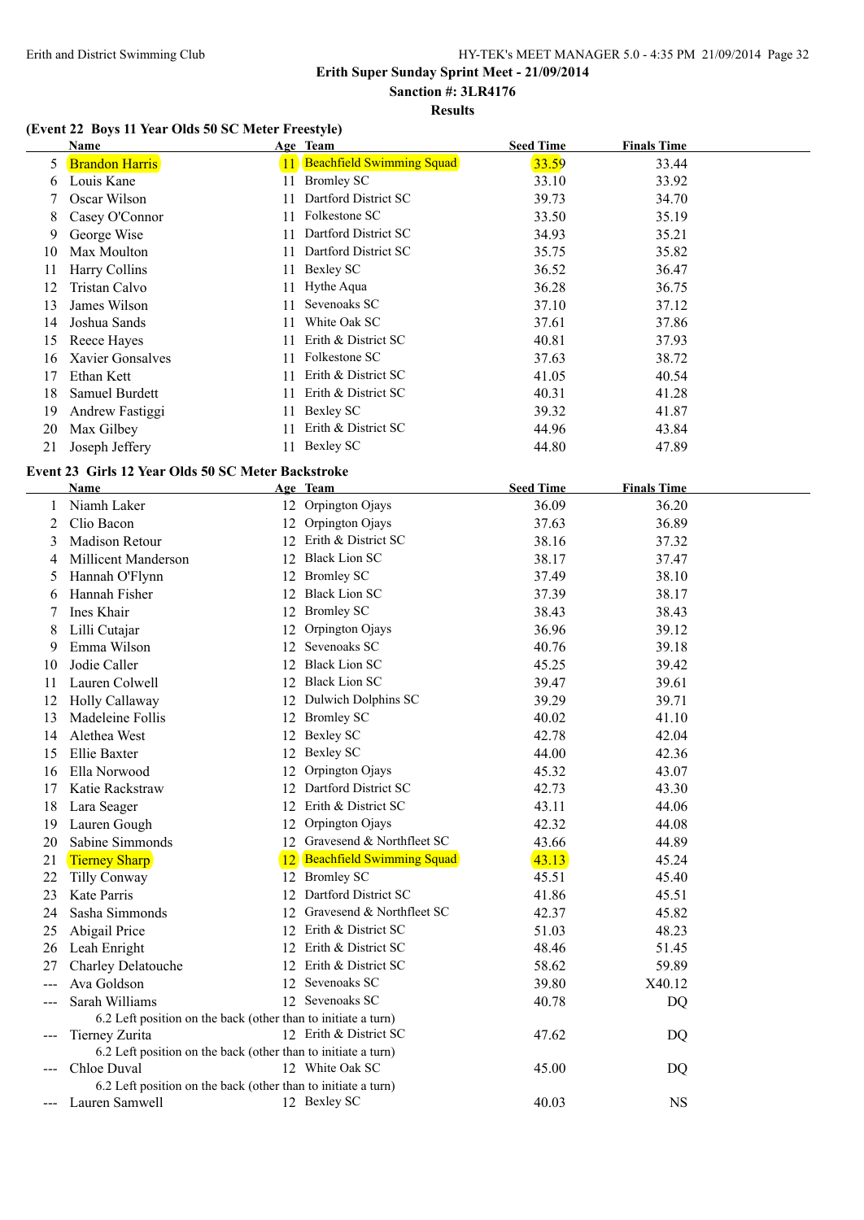**Erith Super Sunday Sprint Meet - 21/09/2014**

**Sanction #: 3LR4176**

**Results**

### (Event 22 Boys 11 Year Olds 50 SC Meter Freestyle)

| | Name | Age | Team | Seed Time | Finals Time |
|---|---|---|---|---|---|
| 5 | Brandon Harris | 11 | Beachfield Swimming Squad | 33.59 | 33.44 |
| 6 | Louis Kane | 11 | Bromley SC | 33.10 | 33.92 |
| 7 | Oscar Wilson | 11 | Dartford District SC | 39.73 | 34.70 |
| 8 | Casey O'Connor | 11 | Folkestone SC | 33.50 | 35.19 |
| 9 | George Wise | 11 | Dartford District SC | 34.93 | 35.21 |
| 10 | Max Moulton | 11 | Dartford District SC | 35.75 | 35.82 |
| 11 | Harry Collins | 11 | Bexley SC | 36.52 | 36.47 |
| 12 | Tristan Calvo | 11 | Hythe Aqua | 36.28 | 36.75 |
| 13 | James Wilson | 11 | Sevenoaks SC | 37.10 | 37.12 |
| 14 | Joshua Sands | 11 | White Oak SC | 37.61 | 37.86 |
| 15 | Reece Hayes | 11 | Erith & District SC | 40.81 | 37.93 |
| 16 | Xavier Gonsalves | 11 | Folkestone SC | 37.63 | 38.72 |
| 17 | Ethan Kett | 11 | Erith & District SC | 41.05 | 40.54 |
| 18 | Samuel Burdett | 11 | Erith & District SC | 40.31 | 41.28 |
| 19 | Andrew Fastiggi | 11 | Bexley SC | 39.32 | 41.87 |
| 20 | Max Gilbey | 11 | Erith & District SC | 44.96 | 43.84 |
| 21 | Joseph Jeffery | 11 | Bexley SC | 44.80 | 47.89 |

### Event 23 Girls 12 Year Olds 50 SC Meter Backstroke

| | Name | Age | Team | Seed Time | Finals Time |
|---|---|---|---|---|---|
| 1 | Niamh Laker | 12 | Orpington Ojays | 36.09 | 36.20 |
| 2 | Clio Bacon | 12 | Orpington Ojays | 37.63 | 36.89 |
| 3 | Madison Retour | 12 | Erith & District SC | 38.16 | 37.32 |
| 4 | Millicent Manderson | 12 | Black Lion SC | 38.17 | 37.47 |
| 5 | Hannah O'Flynn | 12 | Bromley SC | 37.49 | 38.10 |
| 6 | Hannah Fisher | 12 | Black Lion SC | 37.39 | 38.17 |
| 7 | Ines Khair | 12 | Bromley SC | 38.43 | 38.43 |
| 8 | Lilli Cutajar | 12 | Orpington Ojays | 36.96 | 39.12 |
| 9 | Emma Wilson | 12 | Sevenoaks SC | 40.76 | 39.18 |
| 10 | Jodie Caller | 12 | Black Lion SC | 45.25 | 39.42 |
| 11 | Lauren Colwell | 12 | Black Lion SC | 39.47 | 39.61 |
| 12 | Holly Callaway | 12 | Dulwich Dolphins SC | 39.29 | 39.71 |
| 13 | Madeleine Follis | 12 | Bromley SC | 40.02 | 41.10 |
| 14 | Alethea West | 12 | Bexley SC | 42.78 | 42.04 |
| 15 | Ellie Baxter | 12 | Bexley SC | 44.00 | 42.36 |
| 16 | Ella Norwood | 12 | Orpington Ojays | 45.32 | 43.07 |
| 17 | Katie Rackstraw | 12 | Dartford District SC | 42.73 | 43.30 |
| 18 | Lara Seager | 12 | Erith & District SC | 43.11 | 44.06 |
| 19 | Lauren Gough | 12 | Orpington Ojays | 42.32 | 44.08 |
| 20 | Sabine Simmonds | 12 | Gravesend & Northfleet SC | 43.66 | 44.89 |
| 21 | Tierney Sharp | 12 | Beachfield Swimming Squad | 43.13 | 45.24 |
| 22 | Tilly Conway | 12 | Bromley SC | 45.51 | 45.40 |
| 23 | Kate Parris | 12 | Dartford District SC | 41.86 | 45.51 |
| 24 | Sasha Simmonds | 12 | Gravesend & Northfleet SC | 42.37 | 45.82 |
| 25 | Abigail Price | 12 | Erith & District SC | 51.03 | 48.23 |
| 26 | Leah Enright | 12 | Erith & District SC | 48.46 | 51.45 |
| 27 | Charley Delatouche | 12 | Erith & District SC | 58.62 | 59.89 |
| --- | Ava Goldson | 12 | Sevenoaks SC | 39.80 | X40.12 |
| --- | Sarah Williams | 12 | Sevenoaks SC | 40.78 | DQ |
| | 6.2 Left position on the back (other than to initiate a turn) | | | | |
| --- | Tierney Zurita | 12 | Erith & District SC | 47.62 | DQ |
| | 6.2 Left position on the back (other than to initiate a turn) | | | | |
| --- | Chloe Duval | 12 | White Oak SC | 45.00 | DQ |
| | 6.2 Left position on the back (other than to initiate a turn) | | | | |
| --- | Lauren Samwell | 12 | Bexley SC | 40.03 | NS |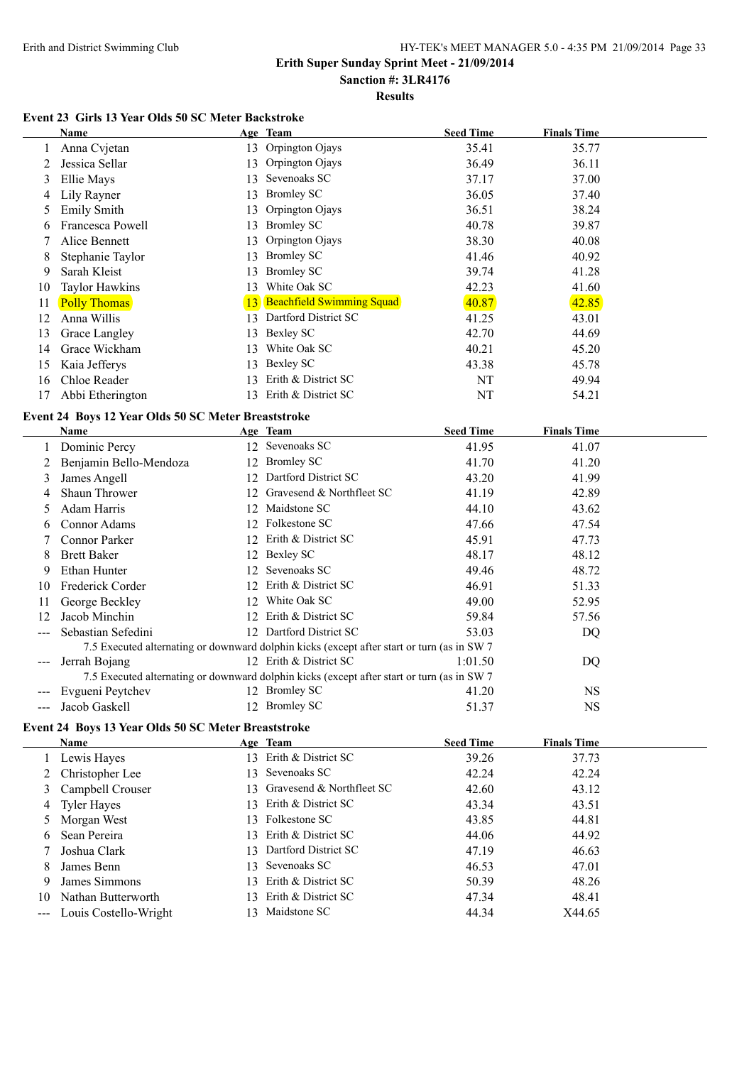Erith and District Swimming Club

**Erith Super Sunday Sprint Meet - 21/09/2014**

**Sanction #: 3LR4176**

**Results**

### Event 23 Girls 13 Year Olds 50 SC Meter Backstroke

| | Name | Age | Team | Seed Time | Finals Time |
|---|---|---|---|---|---|
| 1 | Anna Cvjetan | 13 | Orpington Ojays | 35.41 | 35.77 |
| 2 | Jessica Sellar | 13 | Orpington Ojays | 36.49 | 36.11 |
| 3 | Ellie Mays | 13 | Sevenoaks SC | 37.17 | 37.00 |
| 4 | Lily Rayner | 13 | Bromley SC | 36.05 | 37.40 |
| 5 | Emily Smith | 13 | Orpington Ojays | 36.51 | 38.24 |
| 6 | Francesca Powell | 13 | Bromley SC | 40.78 | 39.87 |
| 7 | Alice Bennett | 13 | Orpington Ojays | 38.30 | 40.08 |
| 8 | Stephanie Taylor | 13 | Bromley SC | 41.46 | 40.92 |
| 9 | Sarah Kleist | 13 | Bromley SC | 39.74 | 41.28 |
| 10 | Taylor Hawkins | 13 | White Oak SC | 42.23 | 41.60 |
| 11 | Polly Thomas | 13 | Beachfield Swimming Squad | 40.87 | 42.85 |
| 12 | Anna Willis | 13 | Dartford District SC | 41.25 | 43.01 |
| 13 | Grace Langley | 13 | Bexley SC | 42.70 | 44.69 |
| 14 | Grace Wickham | 13 | White Oak SC | 40.21 | 45.20 |
| 15 | Kaia Jefferys | 13 | Bexley SC | 43.38 | 45.78 |
| 16 | Chloe Reader | 13 | Erith & District SC | NT | 49.94 |
| 17 | Abbi Etherington | 13 | Erith & District SC | NT | 54.21 |

### Event 24 Boys 12 Year Olds 50 SC Meter Breaststroke

| | Name | Age | Team | Seed Time | Finals Time |
|---|---|---|---|---|---|
| 1 | Dominic Percy | 12 | Sevenoaks SC | 41.95 | 41.07 |
| 2 | Benjamin Bello-Mendoza | 12 | Bromley SC | 41.70 | 41.20 |
| 3 | James Angell | 12 | Dartford District SC | 43.20 | 41.99 |
| 4 | Shaun Thrower | 12 | Gravesend & Northfleet SC | 41.19 | 42.89 |
| 5 | Adam Harris | 12 | Maidstone SC | 44.10 | 43.62 |
| 6 | Connor Adams | 12 | Folkestone SC | 47.66 | 47.54 |
| 7 | Connor Parker | 12 | Erith & District SC | 45.91 | 47.73 |
| 8 | Brett Baker | 12 | Bexley SC | 48.17 | 48.12 |
| 9 | Ethan Hunter | 12 | Sevenoaks SC | 49.46 | 48.72 |
| 10 | Frederick Corder | 12 | Erith & District SC | 46.91 | 51.33 |
| 11 | George Beckley | 12 | White Oak SC | 49.00 | 52.95 |
| 12 | Jacob Minchin | 12 | Erith & District SC | 59.84 | 57.56 |
| --- | Sebastian Sefedini | 12 | Dartford District SC | 53.03 | DQ |
| | 7.5 Executed alternating or downward dolphin kicks (except after start or turn (as in SW 7 | | | | |
| --- | Jerrah Bojang | 12 | Erith & District SC | 1:01.50 | DQ |
| | 7.5 Executed alternating or downward dolphin kicks (except after start or turn (as in SW 7 | | | | |
| --- | Evgueni Peytchev | 12 | Bromley SC | 41.20 | NS |
| --- | Jacob Gaskell | 12 | Bromley SC | 51.37 | NS |

### Event 24 Boys 13 Year Olds 50 SC Meter Breaststroke

| | Name | Age | Team | Seed Time | Finals Time |
|---|---|---|---|---|---|
| 1 | Lewis Hayes | 13 | Erith & District SC | 39.26 | 37.73 |
| 2 | Christopher Lee | 13 | Sevenoaks SC | 42.24 | 42.24 |
| 3 | Campbell Crouser | 13 | Gravesend & Northfleet SC | 42.60 | 43.12 |
| 4 | Tyler Hayes | 13 | Erith & District SC | 43.34 | 43.51 |
| 5 | Morgan West | 13 | Folkestone SC | 43.85 | 44.81 |
| 6 | Sean Pereira | 13 | Erith & District SC | 44.06 | 44.92 |
| 7 | Joshua Clark | 13 | Dartford District SC | 47.19 | 46.63 |
| 8 | James Benn | 13 | Sevenoaks SC | 46.53 | 47.01 |
| 9 | James Simmons | 13 | Erith & District SC | 50.39 | 48.26 |
| 10 | Nathan Butterworth | 13 | Erith & District SC | 47.34 | 48.41 |
| --- | Louis Costello-Wright | 13 | Maidstone SC | 44.34 | X44.65 |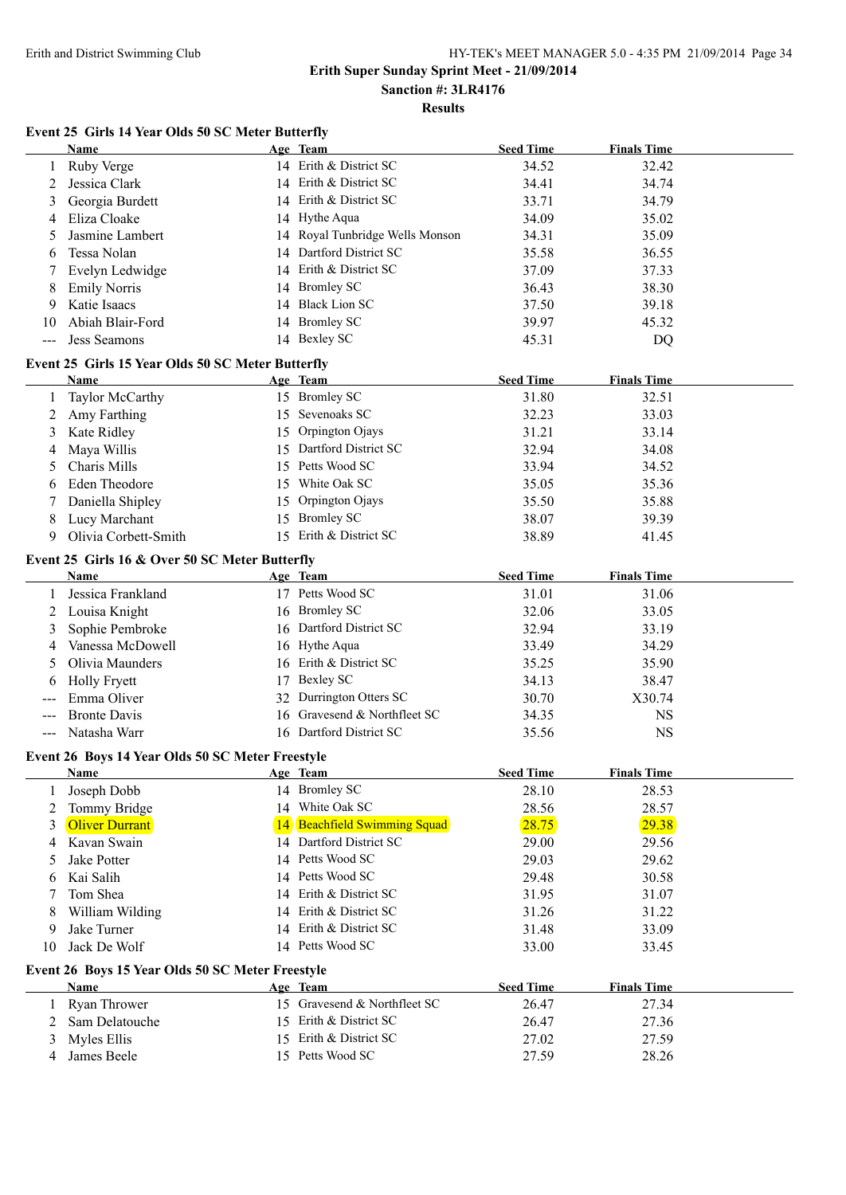Erith and District Swimming Club

**Erith Super Sunday Sprint Meet - 21/09/2014**

**Sanction #: 3LR4176**

**Results**

### Event 25 Girls 14 Year Olds 50 SC Meter Butterfly

| | Name | Age | Team | Seed Time | Finals Time |
|---|---|---|---|---|---|
| 1 | Ruby Verge | 14 | Erith & District SC | 34.52 | 32.42 |
| 2 | Jessica Clark | 14 | Erith & District SC | 34.41 | 34.74 |
| 3 | Georgia Burdett | 14 | Erith & District SC | 33.71 | 34.79 |
| 4 | Eliza Cloake | 14 | Hythe Aqua | 34.09 | 35.02 |
| 5 | Jasmine Lambert | 14 | Royal Tunbridge Wells Monson | 34.31 | 35.09 |
| 6 | Tessa Nolan | 14 | Dartford District SC | 35.58 | 36.55 |
| 7 | Evelyn Ledwidge | 14 | Erith & District SC | 37.09 | 37.33 |
| 8 | Emily Norris | 14 | Bromley SC | 36.43 | 38.30 |
| 9 | Katie Isaacs | 14 | Black Lion SC | 37.50 | 39.18 |
| 10 | Abiah Blair-Ford | 14 | Bromley SC | 39.97 | 45.32 |
| --- | Jess Seamons | 14 | Bexley SC | 45.31 | DQ |

### Event 25 Girls 15 Year Olds 50 SC Meter Butterfly

| | Name | Age | Team | Seed Time | Finals Time |
|---|---|---|---|---|---|
| 1 | Taylor McCarthy | 15 | Bromley SC | 31.80 | 32.51 |
| 2 | Amy Farthing | 15 | Sevenoaks SC | 32.23 | 33.03 |
| 3 | Kate Ridley | 15 | Orpington Ojays | 31.21 | 33.14 |
| 4 | Maya Willis | 15 | Dartford District SC | 32.94 | 34.08 |
| 5 | Charis Mills | 15 | Petts Wood SC | 33.94 | 34.52 |
| 6 | Eden Theodore | 15 | White Oak SC | 35.05 | 35.36 |
| 7 | Daniella Shipley | 15 | Orpington Ojays | 35.50 | 35.88 |
| 8 | Lucy Marchant | 15 | Bromley SC | 38.07 | 39.39 |
| 9 | Olivia Corbett-Smith | 15 | Erith & District SC | 38.89 | 41.45 |

### Event 25 Girls 16 & Over 50 SC Meter Butterfly

| | Name | Age | Team | Seed Time | Finals Time |
|---|---|---|---|---|---|
| 1 | Jessica Frankland | 17 | Petts Wood SC | 31.01 | 31.06 |
| 2 | Louisa Knight | 16 | Bromley SC | 32.06 | 33.05 |
| 3 | Sophie Pembroke | 16 | Dartford District SC | 32.94 | 33.19 |
| 4 | Vanessa McDowell | 16 | Hythe Aqua | 33.49 | 34.29 |
| 5 | Olivia Maunders | 16 | Erith & District SC | 35.25 | 35.90 |
| 6 | Holly Fryett | 17 | Bexley SC | 34.13 | 38.47 |
| --- | Emma Oliver | 32 | Durrington Otters SC | 30.70 | X30.74 |
| --- | Bronte Davis | 16 | Gravesend & Northfleet SC | 34.35 | NS |
| --- | Natasha Warr | 16 | Dartford District SC | 35.56 | NS |

### Event 26 Boys 14 Year Olds 50 SC Meter Freestyle

| | Name | Age | Team | Seed Time | Finals Time |
|---|---|---|---|---|---|
| 1 | Joseph Dobb | 14 | Bromley SC | 28.10 | 28.53 |
| 2 | Tommy Bridge | 14 | White Oak SC | 28.56 | 28.57 |
| 3 | Oliver Durrant | 14 | Beachfield Swimming Squad | 28.75 | 29.38 |
| 4 | Kavan Swain | 14 | Dartford District SC | 29.00 | 29.56 |
| 5 | Jake Potter | 14 | Petts Wood SC | 29.03 | 29.62 |
| 6 | Kai Salih | 14 | Petts Wood SC | 29.48 | 30.58 |
| 7 | Tom Shea | 14 | Erith & District SC | 31.95 | 31.07 |
| 8 | William Wilding | 14 | Erith & District SC | 31.26 | 31.22 |
| 9 | Jake Turner | 14 | Erith & District SC | 31.48 | 33.09 |
| 10 | Jack De Wolf | 14 | Petts Wood SC | 33.00 | 33.45 |

### Event 26 Boys 15 Year Olds 50 SC Meter Freestyle

| | Name | Age | Team | Seed Time | Finals Time |
|---|---|---|---|---|---|
| 1 | Ryan Thrower | 15 | Gravesend & Northfleet SC | 26.47 | 27.34 |
| 2 | Sam Delatouche | 15 | Erith & District SC | 26.47 | 27.36 |
| 3 | Myles Ellis | 15 | Erith & District SC | 27.02 | 27.59 |
| 4 | James Beele | 15 | Petts Wood SC | 27.59 | 28.26 |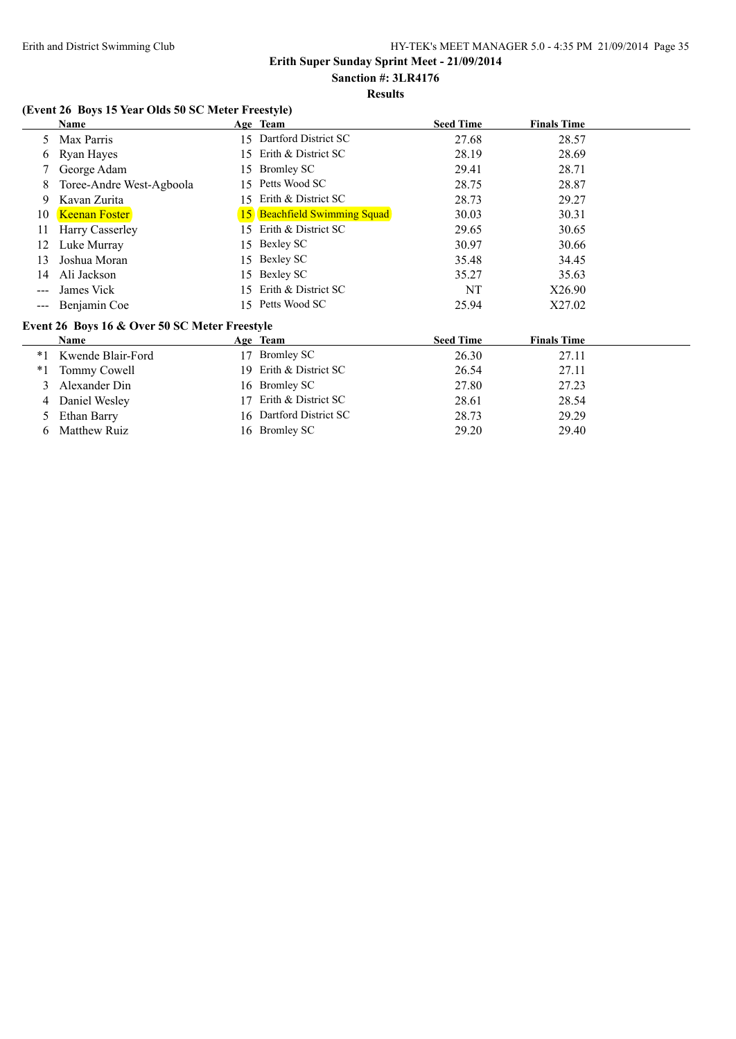**Erith Super Sunday Sprint Meet - 21/09/2014**

**Sanction #: 3LR4176**

**Results**

### (Event 26 Boys 15 Year Olds 50 SC Meter Freestyle)

| | Name | Age | Team | Seed Time | Finals Time |
|---|---|---|---|---|---|
| 5 | Max Parris | 15 | Dartford District SC | 27.68 | 28.57 |
| 6 | Ryan Hayes | 15 | Erith & District SC | 28.19 | 28.69 |
| 7 | George Adam | 15 | Bromley SC | 29.41 | 28.71 |
| 8 | Toree-Andre West-Agboola | 15 | Petts Wood SC | 28.75 | 28.87 |
| 9 | Kavan Zurita | 15 | Erith & District SC | 28.73 | 29.27 |
| 10 | Keenan Foster | 15 | Beachfield Swimming Squad | 30.03 | 30.31 |
| 11 | Harry Casserley | 15 | Erith & District SC | 29.65 | 30.65 |
| 12 | Luke Murray | 15 | Bexley SC | 30.97 | 30.66 |
| 13 | Joshua Moran | 15 | Bexley SC | 35.48 | 34.45 |
| 14 | Ali Jackson | 15 | Bexley SC | 35.27 | 35.63 |
| --- | James Vick | 15 | Erith & District SC | NT | X26.90 |
| --- | Benjamin Coe | 15 | Petts Wood SC | 25.94 | X27.02 |

### Event 26 Boys 16 & Over 50 SC Meter Freestyle

| | Name | Age | Team | Seed Time | Finals Time |
|---|---|---|---|---|---|
| *1 | Kwende Blair-Ford | 17 | Bromley SC | 26.30 | 27.11 |
| *1 | Tommy Cowell | 19 | Erith & District SC | 26.54 | 27.11 |
| 3 | Alexander Din | 16 | Bromley SC | 27.80 | 27.23 |
| 4 | Daniel Wesley | 17 | Erith & District SC | 28.61 | 28.54 |
| 5 | Ethan Barry | 16 | Dartford District SC | 28.73 | 29.29 |
| 6 | Matthew Ruiz | 16 | Bromley SC | 29.20 | 29.40 |